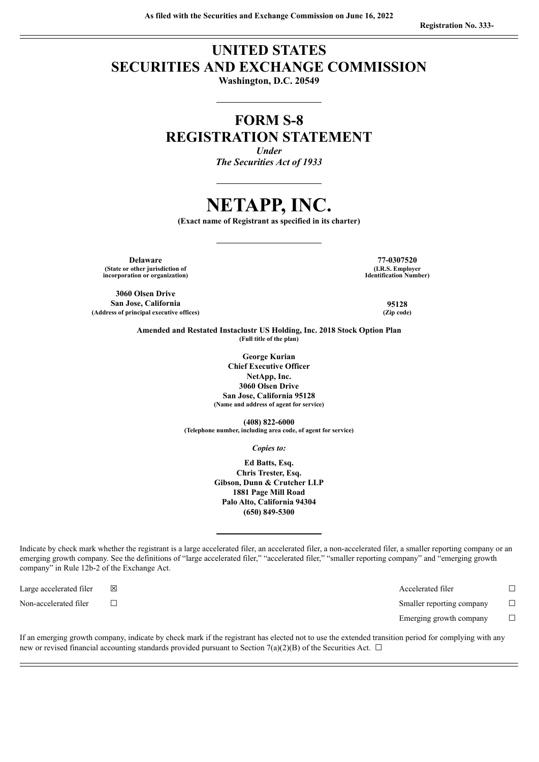As filed with the Securities and Exchange Commission on June 16, 2022

Registration No. 333-

# UNITED STATES
# SECURITIES AND EXCHANGE COMMISSION

**Washington, D.C. 20549**

---

# FORM S-8
# REGISTRATION STATEMENT

*Under*
*The Securities Act of 1933*

---

# NETAPP, INC.

**(Exact name of Registrant as specified in its charter)**

---

| | |
|---|---|
| **Delaware** (State or other jurisdiction of incorporation or organization) | **77-0307520** (I.R.S. Employer Identification Number) |
| **3060 Olsen Drive San Jose, California** (Address of principal executive offices) | **95128** (Zip code) |

**Amended and Restated Instaclustr US Holding, Inc. 2018 Stock Option Plan**
(Full title of the plan)

**George Kurian**
**Chief Executive Officer**
**NetApp, Inc.**
**3060 Olsen Drive**
**San Jose, California 95128**
(Name and address of agent for service)

**(408) 822-6000**
(Telephone number, including area code, of agent for service)

*Copies to:*

**Ed Batts, Esq.**
**Chris Trester, Esq.**
**Gibson, Dunn & Crutcher LLP**
**1881 Page Mill Road**
**Palo Alto, California 94304**
**(650) 849-5300**

---

Indicate by check mark whether the registrant is a large accelerated filer, an accelerated filer, a non-accelerated filer, a smaller reporting company or an emerging growth company. See the definitions of "large accelerated filer," "accelerated filer," "smaller reporting company" and "emerging growth company" in Rule 12b-2 of the Exchange Act.

| | | | |
|---|---|---|---|
| Large accelerated filer | ☒ | Accelerated filer | ☐ |
| Non-accelerated filer | ☐ | Smaller reporting company | ☐ |
| | | Emerging growth company | ☐ |

If an emerging growth company, indicate by check mark if the registrant has elected not to use the extended transition period for complying with any new or revised financial accounting standards provided pursuant to Section 7(a)(2)(B) of the Securities Act. ☐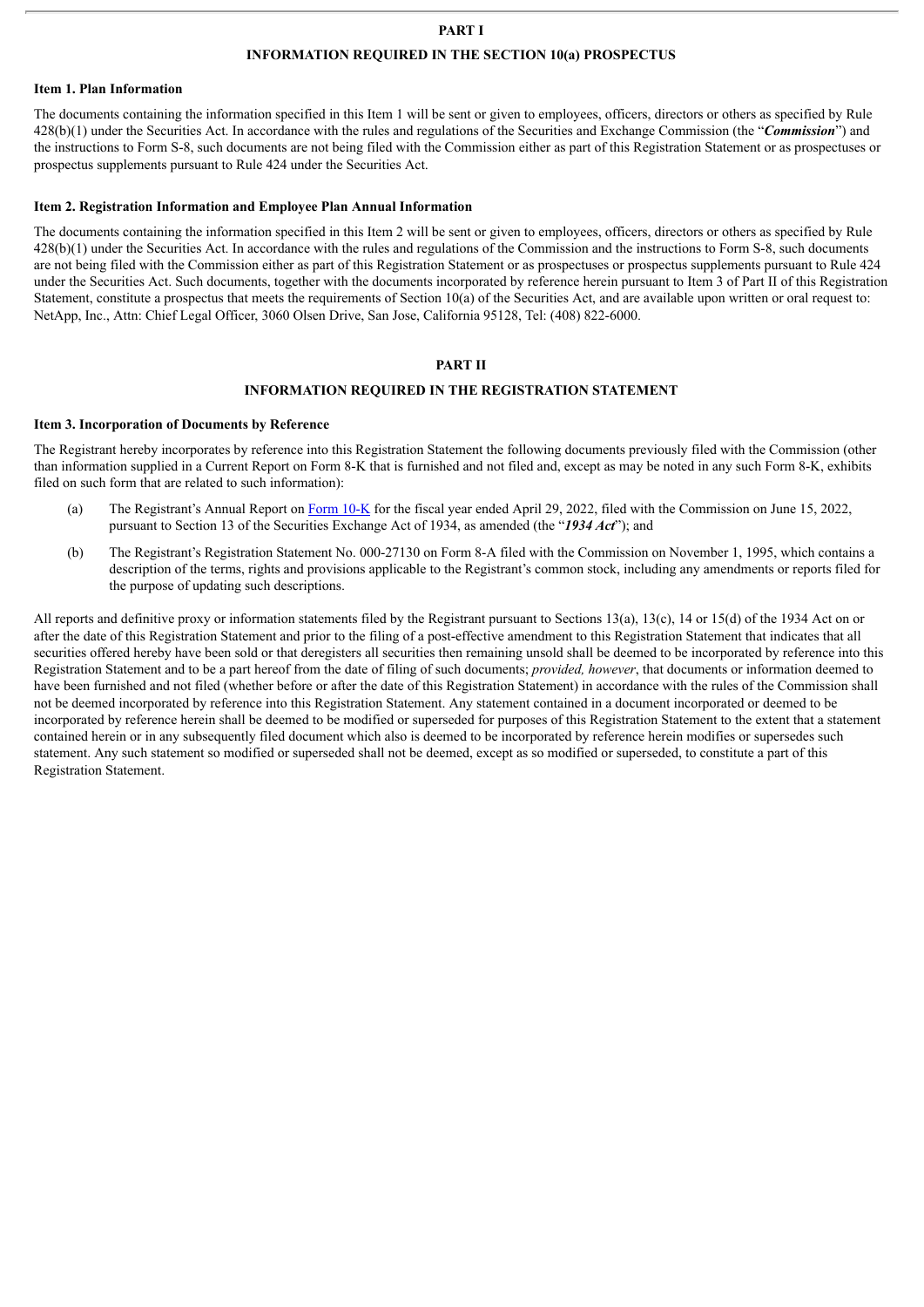# PART I

## INFORMATION REQUIRED IN THE SECTION 10(a) PROSPECTUS

### Item 1. Plan Information

The documents containing the information specified in this Item 1 will be sent or given to employees, officers, directors or others as specified by Rule 428(b)(1) under the Securities Act. In accordance with the rules and regulations of the Securities and Exchange Commission (the "***Commission***") and the instructions to Form S-8, such documents are not being filed with the Commission either as part of this Registration Statement or as prospectuses or prospectus supplements pursuant to Rule 424 under the Securities Act.

### Item 2. Registration Information and Employee Plan Annual Information

The documents containing the information specified in this Item 2 will be sent or given to employees, officers, directors or others as specified by Rule 428(b)(1) under the Securities Act. In accordance with the rules and regulations of the Commission and the instructions to Form S-8, such documents are not being filed with the Commission either as part of this Registration Statement or as prospectuses or prospectus supplements pursuant to Rule 424 under the Securities Act. Such documents, together with the documents incorporated by reference herein pursuant to Item 3 of Part II of this Registration Statement, constitute a prospectus that meets the requirements of Section 10(a) of the Securities Act, and are available upon written or oral request to: NetApp, Inc., Attn: Chief Legal Officer, 3060 Olsen Drive, San Jose, California 95128, Tel: (408) 822-6000.

# PART II

## INFORMATION REQUIRED IN THE REGISTRATION STATEMENT

### Item 3. Incorporation of Documents by Reference

The Registrant hereby incorporates by reference into this Registration Statement the following documents previously filed with the Commission (other than information supplied in a Current Report on Form 8-K that is furnished and not filed and, except as may be noted in any such Form 8-K, exhibits filed on such form that are related to such information):

(a) The Registrant's Annual Report on Form 10-K for the fiscal year ended April 29, 2022, filed with the Commission on June 15, 2022, pursuant to Section 13 of the Securities Exchange Act of 1934, as amended (the "***1934 Act***"); and

(b) The Registrant's Registration Statement No. 000-27130 on Form 8-A filed with the Commission on November 1, 1995, which contains a description of the terms, rights and provisions applicable to the Registrant's common stock, including any amendments or reports filed for the purpose of updating such descriptions.

All reports and definitive proxy or information statements filed by the Registrant pursuant to Sections 13(a), 13(c), 14 or 15(d) of the 1934 Act on or after the date of this Registration Statement and prior to the filing of a post-effective amendment to this Registration Statement that indicates that all securities offered hereby have been sold or that deregisters all securities then remaining unsold shall be deemed to be incorporated by reference into this Registration Statement and to be a part hereof from the date of filing of such documents; *provided, however*, that documents or information deemed to have been furnished and not filed (whether before or after the date of this Registration Statement) in accordance with the rules of the Commission shall not be deemed incorporated by reference into this Registration Statement. Any statement contained in a document incorporated or deemed to be incorporated by reference herein shall be deemed to be modified or superseded for purposes of this Registration Statement to the extent that a statement contained herein or in any subsequently filed document which also is deemed to be incorporated by reference herein modifies or supersedes such statement. Any such statement so modified or superseded shall not be deemed, except as so modified or superseded, to constitute a part of this Registration Statement.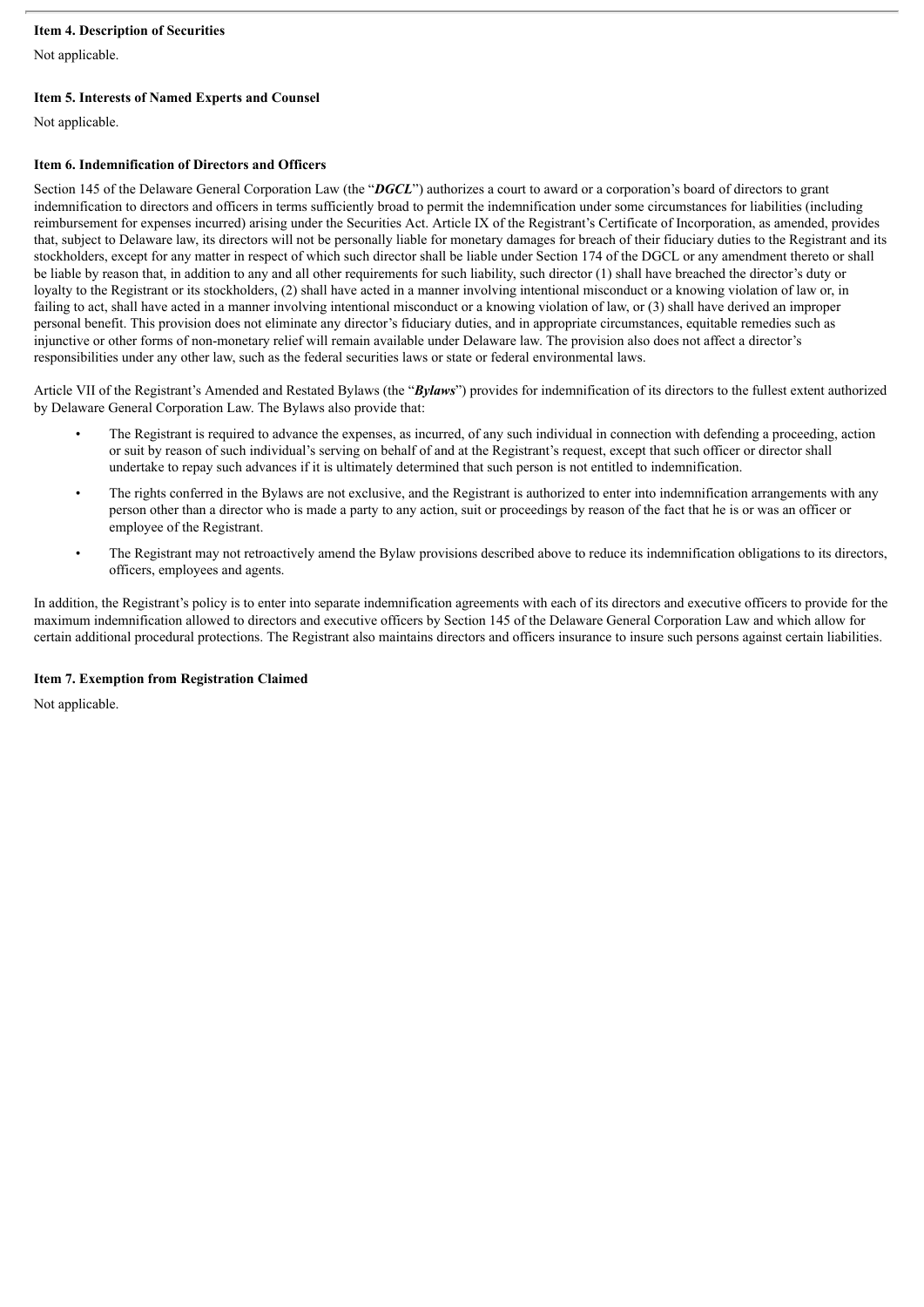**Item 4. Description of Securities**

Not applicable.

**Item 5. Interests of Named Experts and Counsel**

Not applicable.

**Item 6. Indemnification of Directors and Officers**

Section 145 of the Delaware General Corporation Law (the "***DGCL***") authorizes a court to award or a corporation's board of directors to grant indemnification to directors and officers in terms sufficiently broad to permit the indemnification under some circumstances for liabilities (including reimbursement for expenses incurred) arising under the Securities Act. Article IX of the Registrant's Certificate of Incorporation, as amended, provides that, subject to Delaware law, its directors will not be personally liable for monetary damages for breach of their fiduciary duties to the Registrant and its stockholders, except for any matter in respect of which such director shall be liable under Section 174 of the DGCL or any amendment thereto or shall be liable by reason that, in addition to any and all other requirements for such liability, such director (1) shall have breached the director's duty or loyalty to the Registrant or its stockholders, (2) shall have acted in a manner involving intentional misconduct or a knowing violation of law or, in failing to act, shall have acted in a manner involving intentional misconduct or a knowing violation of law, or (3) shall have derived an improper personal benefit. This provision does not eliminate any director's fiduciary duties, and in appropriate circumstances, equitable remedies such as injunctive or other forms of non-monetary relief will remain available under Delaware law. The provision also does not affect a director's responsibilities under any other law, such as the federal securities laws or state or federal environmental laws.

Article VII of the Registrant's Amended and Restated Bylaws (the "***Bylaws***") provides for indemnification of its directors to the fullest extent authorized by Delaware General Corporation Law. The Bylaws also provide that:

- The Registrant is required to advance the expenses, as incurred, of any such individual in connection with defending a proceeding, action or suit by reason of such individual's serving on behalf of and at the Registrant's request, except that such officer or director shall undertake to repay such advances if it is ultimately determined that such person is not entitled to indemnification.
- The rights conferred in the Bylaws are not exclusive, and the Registrant is authorized to enter into indemnification arrangements with any person other than a director who is made a party to any action, suit or proceedings by reason of the fact that he is or was an officer or employee of the Registrant.
- The Registrant may not retroactively amend the Bylaw provisions described above to reduce its indemnification obligations to its directors, officers, employees and agents.

In addition, the Registrant's policy is to enter into separate indemnification agreements with each of its directors and executive officers to provide for the maximum indemnification allowed to directors and executive officers by Section 145 of the Delaware General Corporation Law and which allow for certain additional procedural protections. The Registrant also maintains directors and officers insurance to insure such persons against certain liabilities.

**Item 7. Exemption from Registration Claimed**

Not applicable.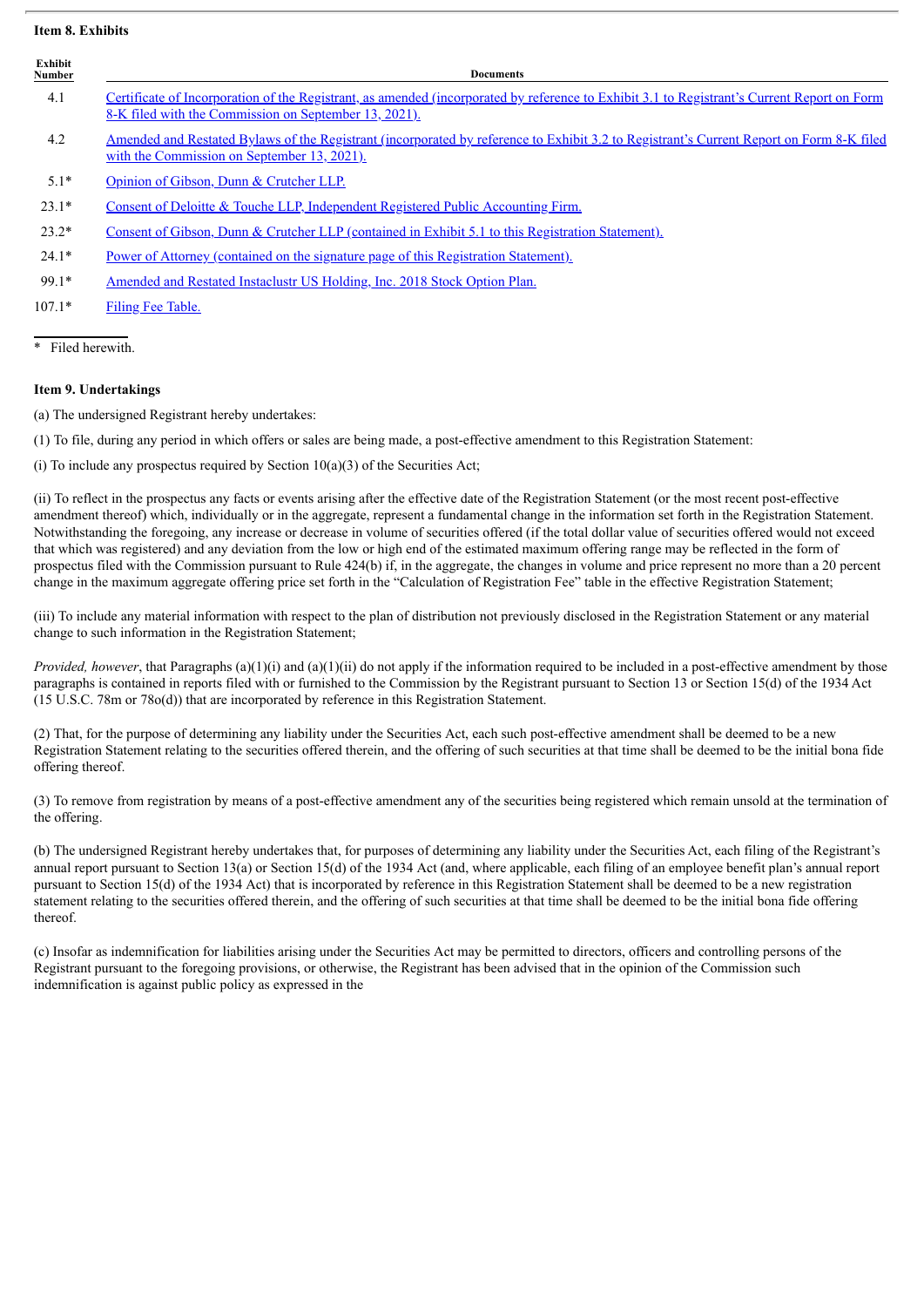**Item 8. Exhibits**

| Exhibit Number | Documents |
|---|---|
| 4.1 | Certificate of Incorporation of the Registrant, as amended (incorporated by reference to Exhibit 3.1 to Registrant's Current Report on Form 8-K filed with the Commission on September 13, 2021). |
| 4.2 | Amended and Restated Bylaws of the Registrant (incorporated by reference to Exhibit 3.2 to Registrant's Current Report on Form 8-K filed with the Commission on September 13, 2021). |
| 5.1* | Opinion of Gibson, Dunn & Crutcher LLP. |
| 23.1* | Consent of Deloitte & Touche LLP, Independent Registered Public Accounting Firm. |
| 23.2* | Consent of Gibson, Dunn & Crutcher LLP (contained in Exhibit 5.1 to this Registration Statement). |
| 24.1* | Power of Attorney (contained on the signature page of this Registration Statement). |
| 99.1* | Amended and Restated Instaclustr US Holding, Inc. 2018 Stock Option Plan. |
| 107.1* | Filing Fee Table. |

\* Filed herewith.

**Item 9. Undertakings**

(a) The undersigned Registrant hereby undertakes:

(1) To file, during any period in which offers or sales are being made, a post-effective amendment to this Registration Statement:

(i) To include any prospectus required by Section 10(a)(3) of the Securities Act;

(ii) To reflect in the prospectus any facts or events arising after the effective date of the Registration Statement (or the most recent post-effective amendment thereof) which, individually or in the aggregate, represent a fundamental change in the information set forth in the Registration Statement. Notwithstanding the foregoing, any increase or decrease in volume of securities offered (if the total dollar value of securities offered would not exceed that which was registered) and any deviation from the low or high end of the estimated maximum offering range may be reflected in the form of prospectus filed with the Commission pursuant to Rule 424(b) if, in the aggregate, the changes in volume and price represent no more than a 20 percent change in the maximum aggregate offering price set forth in the "Calculation of Registration Fee" table in the effective Registration Statement;

(iii) To include any material information with respect to the plan of distribution not previously disclosed in the Registration Statement or any material change to such information in the Registration Statement;

*Provided, however*, that Paragraphs (a)(1)(i) and (a)(1)(ii) do not apply if the information required to be included in a post-effective amendment by those paragraphs is contained in reports filed with or furnished to the Commission by the Registrant pursuant to Section 13 or Section 15(d) of the 1934 Act (15 U.S.C. 78m or 78o(d)) that are incorporated by reference in this Registration Statement.

(2) That, for the purpose of determining any liability under the Securities Act, each such post-effective amendment shall be deemed to be a new Registration Statement relating to the securities offered therein, and the offering of such securities at that time shall be deemed to be the initial bona fide offering thereof.

(3) To remove from registration by means of a post-effective amendment any of the securities being registered which remain unsold at the termination of the offering.

(b) The undersigned Registrant hereby undertakes that, for purposes of determining any liability under the Securities Act, each filing of the Registrant's annual report pursuant to Section 13(a) or Section 15(d) of the 1934 Act (and, where applicable, each filing of an employee benefit plan's annual report pursuant to Section 15(d) of the 1934 Act) that is incorporated by reference in this Registration Statement shall be deemed to be a new registration statement relating to the securities offered therein, and the offering of such securities at that time shall be deemed to be the initial bona fide offering thereof.

(c) Insofar as indemnification for liabilities arising under the Securities Act may be permitted to directors, officers and controlling persons of the Registrant pursuant to the foregoing provisions, or otherwise, the Registrant has been advised that in the opinion of the Commission such indemnification is against public policy as expressed in the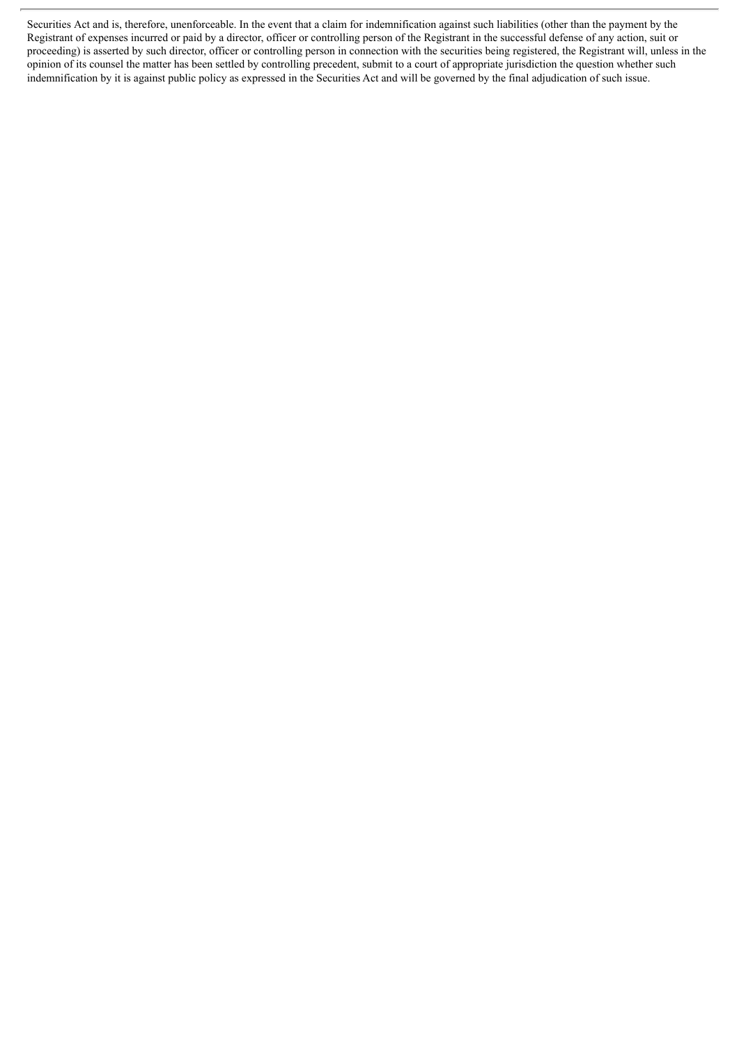Securities Act and is, therefore, unenforceable. In the event that a claim for indemnification against such liabilities (other than the payment by the Registrant of expenses incurred or paid by a director, officer or controlling person of the Registrant in the successful defense of any action, suit or proceeding) is asserted by such director, officer or controlling person in connection with the securities being registered, the Registrant will, unless in the opinion of its counsel the matter has been settled by controlling precedent, submit to a court of appropriate jurisdiction the question whether such indemnification by it is against public policy as expressed in the Securities Act and will be governed by the final adjudication of such issue.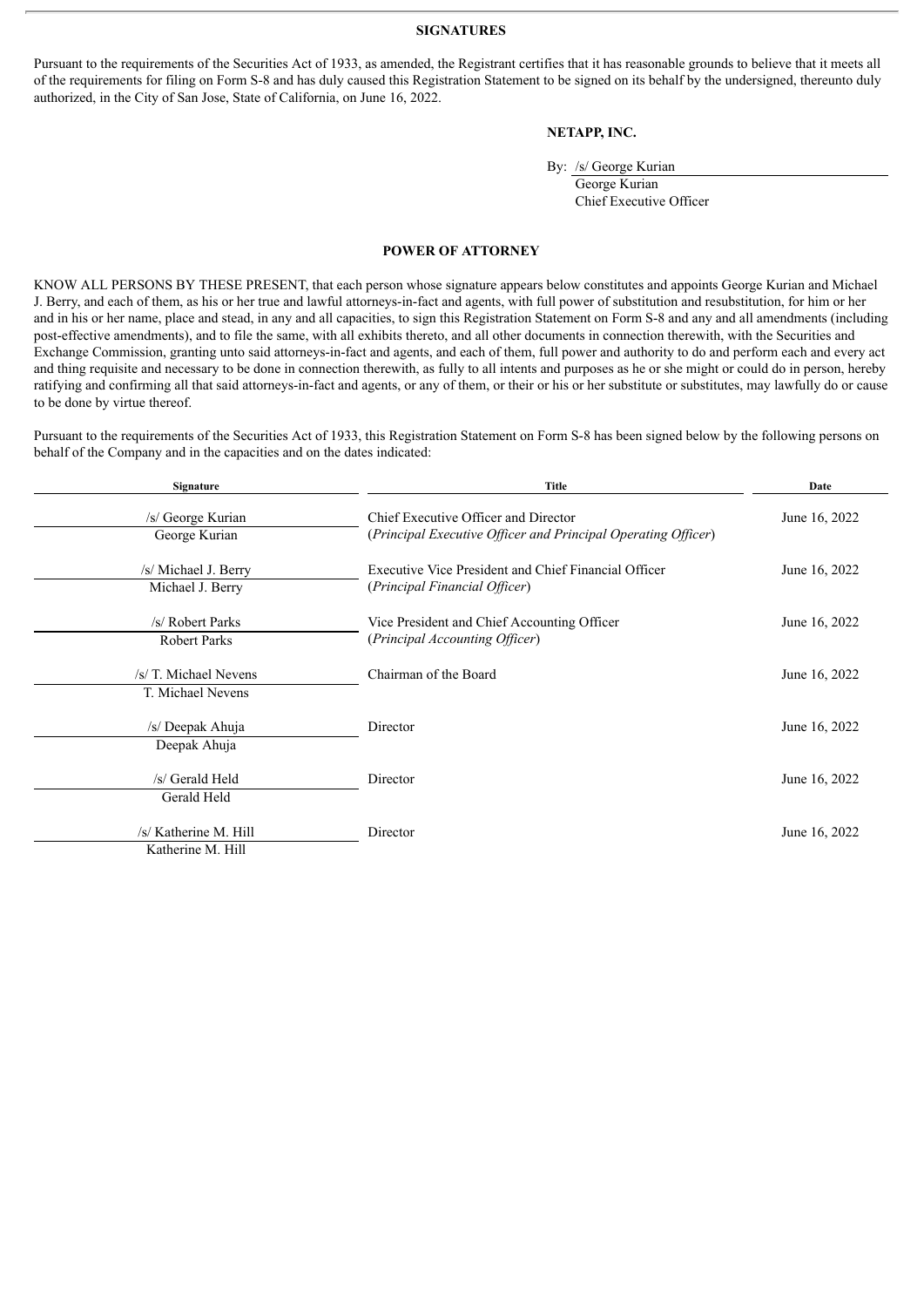## SIGNATURES

Pursuant to the requirements of the Securities Act of 1933, as amended, the Registrant certifies that it has reasonable grounds to believe that it meets all of the requirements for filing on Form S-8 and has duly caused this Registration Statement to be signed on its behalf by the undersigned, thereunto duly authorized, in the City of San Jose, State of California, on June 16, 2022.

**NETAPP, INC.**

By: /s/ George Kurian
George Kurian
Chief Executive Officer

## POWER OF ATTORNEY

KNOW ALL PERSONS BY THESE PRESENT, that each person whose signature appears below constitutes and appoints George Kurian and Michael J. Berry, and each of them, as his or her true and lawful attorneys-in-fact and agents, with full power of substitution and resubstitution, for him or her and in his or her name, place and stead, in any and all capacities, to sign this Registration Statement on Form S-8 and any and all amendments (including post-effective amendments), and to file the same, with all exhibits thereto, and all other documents in connection therewith, with the Securities and Exchange Commission, granting unto said attorneys-in-fact and agents, and each of them, full power and authority to do and perform each and every act and thing requisite and necessary to be done in connection therewith, as fully to all intents and purposes as he or she might or could do in person, hereby ratifying and confirming all that said attorneys-in-fact and agents, or any of them, or their or his or her substitute or substitutes, may lawfully do or cause to be done by virtue thereof.

Pursuant to the requirements of the Securities Act of 1933, this Registration Statement on Form S-8 has been signed below by the following persons on behalf of the Company and in the capacities and on the dates indicated:

| Signature | Title | Date |
|---|---|---|
| /s/ George Kurian<br>George Kurian | Chief Executive Officer and Director<br>(*Principal Executive Officer and Principal Operating Officer*) | June 16, 2022 |
| /s/ Michael J. Berry<br>Michael J. Berry | Executive Vice President and Chief Financial Officer<br>(*Principal Financial Officer*) | June 16, 2022 |
| /s/ Robert Parks<br>Robert Parks | Vice President and Chief Accounting Officer<br>(*Principal Accounting Officer*) | June 16, 2022 |
| /s/ T. Michael Nevens<br>T. Michael Nevens | Chairman of the Board | June 16, 2022 |
| /s/ Deepak Ahuja<br>Deepak Ahuja | Director | June 16, 2022 |
| /s/ Gerald Held<br>Gerald Held | Director | June 16, 2022 |
| /s/ Katherine M. Hill<br>Katherine M. Hill | Director | June 16, 2022 |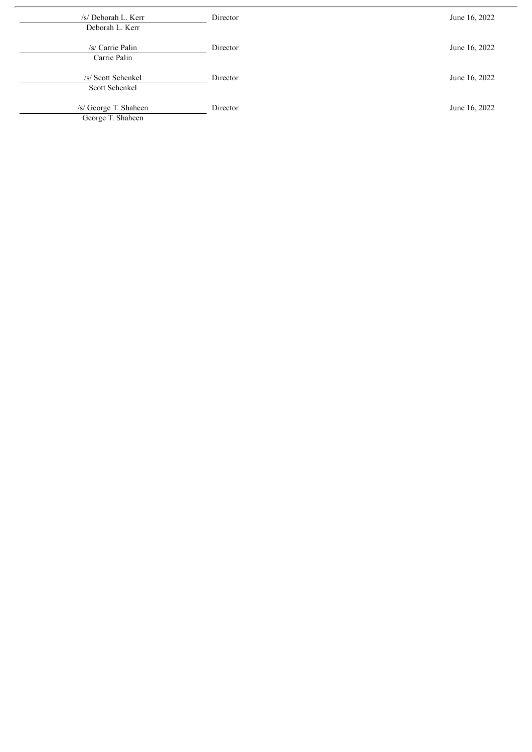| | | |
|---|---|---|
| /s/ Deborah L. Kerr<br>Deborah L. Kerr | Director | June 16, 2022 |
| /s/ Carrie Palin<br>Carrie Palin | Director | June 16, 2022 |
| /s/ Scott Schenkel<br>Scott Schenkel | Director | June 16, 2022 |
| /s/ George T. Shaheen<br>George T. Shaheen | Director | June 16, 2022 |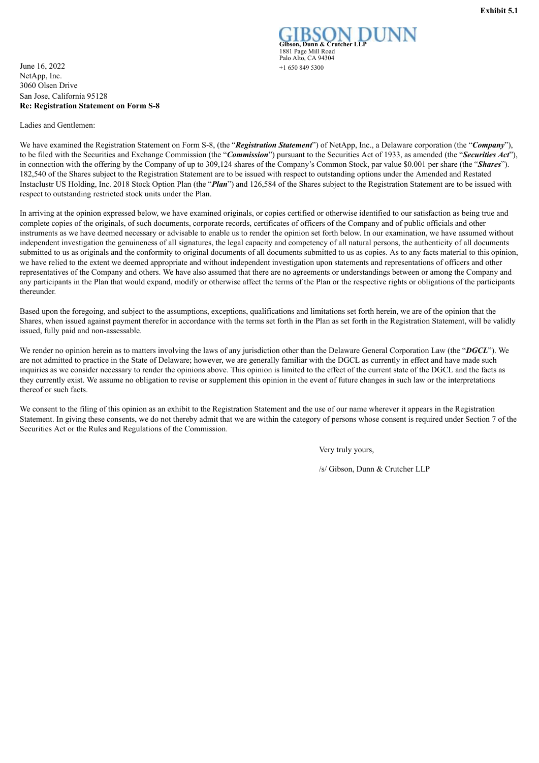**Exhibit 5.1**

GIBSON DUNN

**Gibson, Dunn & Crutcher LLP**
1881 Page Mill Road
Palo Alto, CA 94304
+1 650 849 5300

June 16, 2022
NetApp, Inc.
3060 Olsen Drive
San Jose, California 95128
**Re: Registration Statement on Form S-8**

Ladies and Gentlemen:

We have examined the Registration Statement on Form S-8, (the "***Registration Statement***") of NetApp, Inc., a Delaware corporation (the "***Company***"), to be filed with the Securities and Exchange Commission (the "***Commission***") pursuant to the Securities Act of 1933, as amended (the "***Securities Act***"), in connection with the offering by the Company of up to 309,124 shares of the Company's Common Stock, par value $0.001 per share (the "***Shares***"). 182,540 of the Shares subject to the Registration Statement are to be issued with respect to outstanding options under the Amended and Restated Instaclustr US Holding, Inc. 2018 Stock Option Plan (the "***Plan***") and 126,584 of the Shares subject to the Registration Statement are to be issued with respect to outstanding restricted stock units under the Plan.

In arriving at the opinion expressed below, we have examined originals, or copies certified or otherwise identified to our satisfaction as being true and complete copies of the originals, of such documents, corporate records, certificates of officers of the Company and of public officials and other instruments as we have deemed necessary or advisable to enable us to render the opinion set forth below. In our examination, we have assumed without independent investigation the genuineness of all signatures, the legal capacity and competency of all natural persons, the authenticity of all documents submitted to us as originals and the conformity to original documents of all documents submitted to us as copies. As to any facts material to this opinion, we have relied to the extent we deemed appropriate and without independent investigation upon statements and representations of officers and other representatives of the Company and others. We have also assumed that there are no agreements or understandings between or among the Company and any participants in the Plan that would expand, modify or otherwise affect the terms of the Plan or the respective rights or obligations of the participants thereunder.

Based upon the foregoing, and subject to the assumptions, exceptions, qualifications and limitations set forth herein, we are of the opinion that the Shares, when issued against payment therefor in accordance with the terms set forth in the Plan as set forth in the Registration Statement, will be validly issued, fully paid and non-assessable.

We render no opinion herein as to matters involving the laws of any jurisdiction other than the Delaware General Corporation Law (the "***DGCL***"). We are not admitted to practice in the State of Delaware; however, we are generally familiar with the DGCL as currently in effect and have made such inquiries as we consider necessary to render the opinions above. This opinion is limited to the effect of the current state of the DGCL and the facts as they currently exist. We assume no obligation to revise or supplement this opinion in the event of future changes in such law or the interpretations thereof or such facts.

We consent to the filing of this opinion as an exhibit to the Registration Statement and the use of our name wherever it appears in the Registration Statement. In giving these consents, we do not thereby admit that we are within the category of persons whose consent is required under Section 7 of the Securities Act or the Rules and Regulations of the Commission.

Very truly yours,

/s/ Gibson, Dunn & Crutcher LLP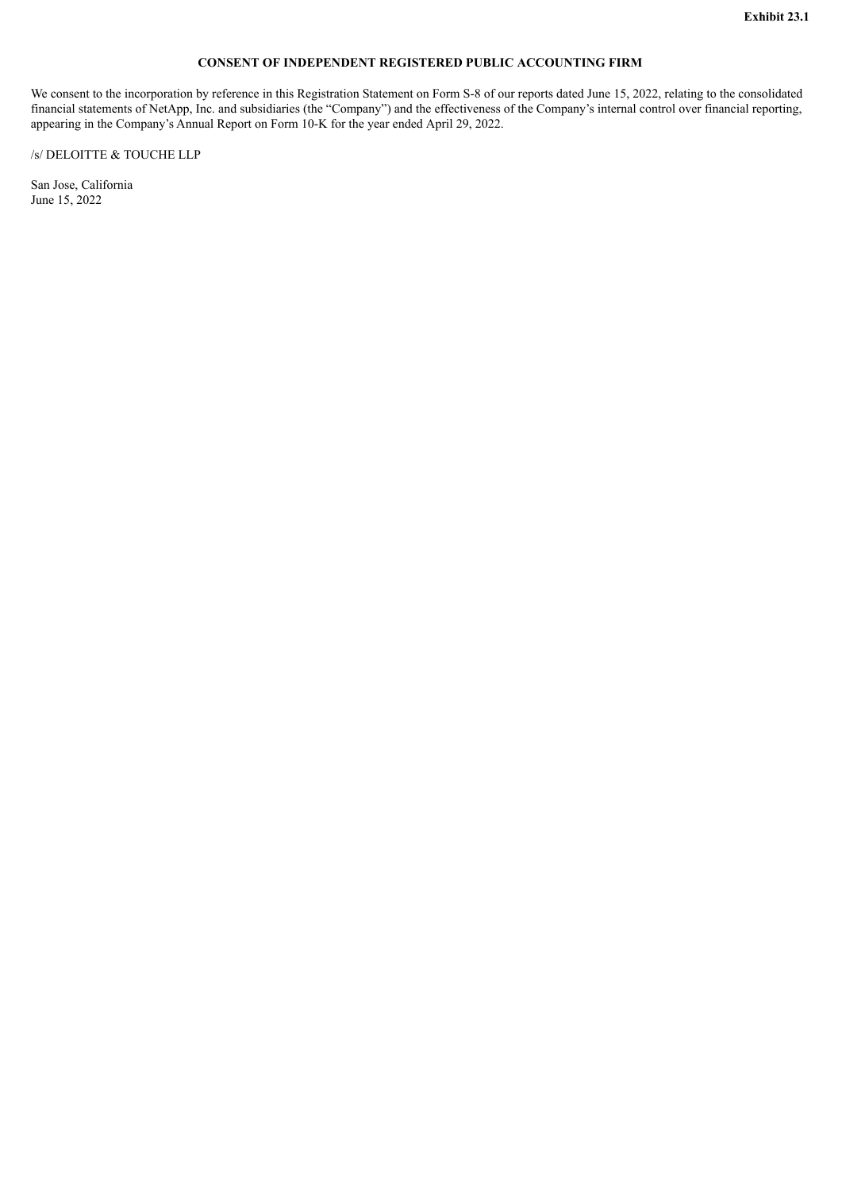**Exhibit 23.1**

**CONSENT OF INDEPENDENT REGISTERED PUBLIC ACCOUNTING FIRM**

We consent to the incorporation by reference in this Registration Statement on Form S-8 of our reports dated June 15, 2022, relating to the consolidated financial statements of NetApp, Inc. and subsidiaries (the "Company") and the effectiveness of the Company's internal control over financial reporting, appearing in the Company's Annual Report on Form 10-K for the year ended April 29, 2022.

/s/ DELOITTE & TOUCHE LLP

San Jose, California
June 15, 2022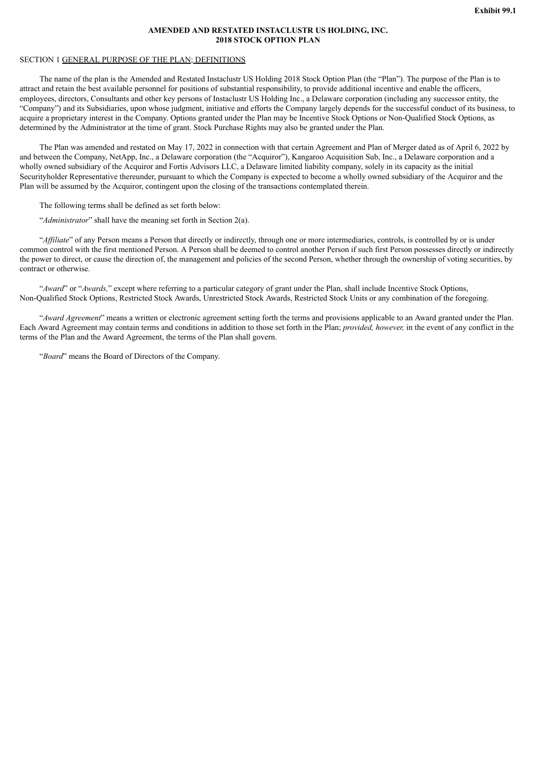**Exhibit 99.1**

**AMENDED AND RESTATED INSTACLUSTR US HOLDING, INC.**
**2018 STOCK OPTION PLAN**

SECTION 1 GENERAL PURPOSE OF THE PLAN; DEFINITIONS

The name of the plan is the Amended and Restated Instaclustr US Holding 2018 Stock Option Plan (the "Plan"). The purpose of the Plan is to attract and retain the best available personnel for positions of substantial responsibility, to provide additional incentive and enable the officers, employees, directors, Consultants and other key persons of Instaclustr US Holding Inc., a Delaware corporation (including any successor entity, the "Company") and its Subsidiaries, upon whose judgment, initiative and efforts the Company largely depends for the successful conduct of its business, to acquire a proprietary interest in the Company. Options granted under the Plan may be Incentive Stock Options or Non-Qualified Stock Options, as determined by the Administrator at the time of grant. Stock Purchase Rights may also be granted under the Plan.

The Plan was amended and restated on May 17, 2022 in connection with that certain Agreement and Plan of Merger dated as of April 6, 2022 by and between the Company, NetApp, Inc., a Delaware corporation (the "Acquiror"), Kangaroo Acquisition Sub, Inc., a Delaware corporation and a wholly owned subsidiary of the Acquiror and Fortis Advisors LLC, a Delaware limited liability company, solely in its capacity as the initial Securityholder Representative thereunder, pursuant to which the Company is expected to become a wholly owned subsidiary of the Acquiror and the Plan will be assumed by the Acquiror, contingent upon the closing of the transactions contemplated therein.

The following terms shall be defined as set forth below:

"*Administrator*" shall have the meaning set forth in Section 2(a).

"*Affiliate*" of any Person means a Person that directly or indirectly, through one or more intermediaries, controls, is controlled by or is under common control with the first mentioned Person. A Person shall be deemed to control another Person if such first Person possesses directly or indirectly the power to direct, or cause the direction of, the management and policies of the second Person, whether through the ownership of voting securities, by contract or otherwise.

"*Award*" or "*Awards,*" except where referring to a particular category of grant under the Plan, shall include Incentive Stock Options, Non-Qualified Stock Options, Restricted Stock Awards, Unrestricted Stock Awards, Restricted Stock Units or any combination of the foregoing.

"*Award Agreement*" means a written or electronic agreement setting forth the terms and provisions applicable to an Award granted under the Plan. Each Award Agreement may contain terms and conditions in addition to those set forth in the Plan; *provided, however,* in the event of any conflict in the terms of the Plan and the Award Agreement, the terms of the Plan shall govern.

"*Board*" means the Board of Directors of the Company.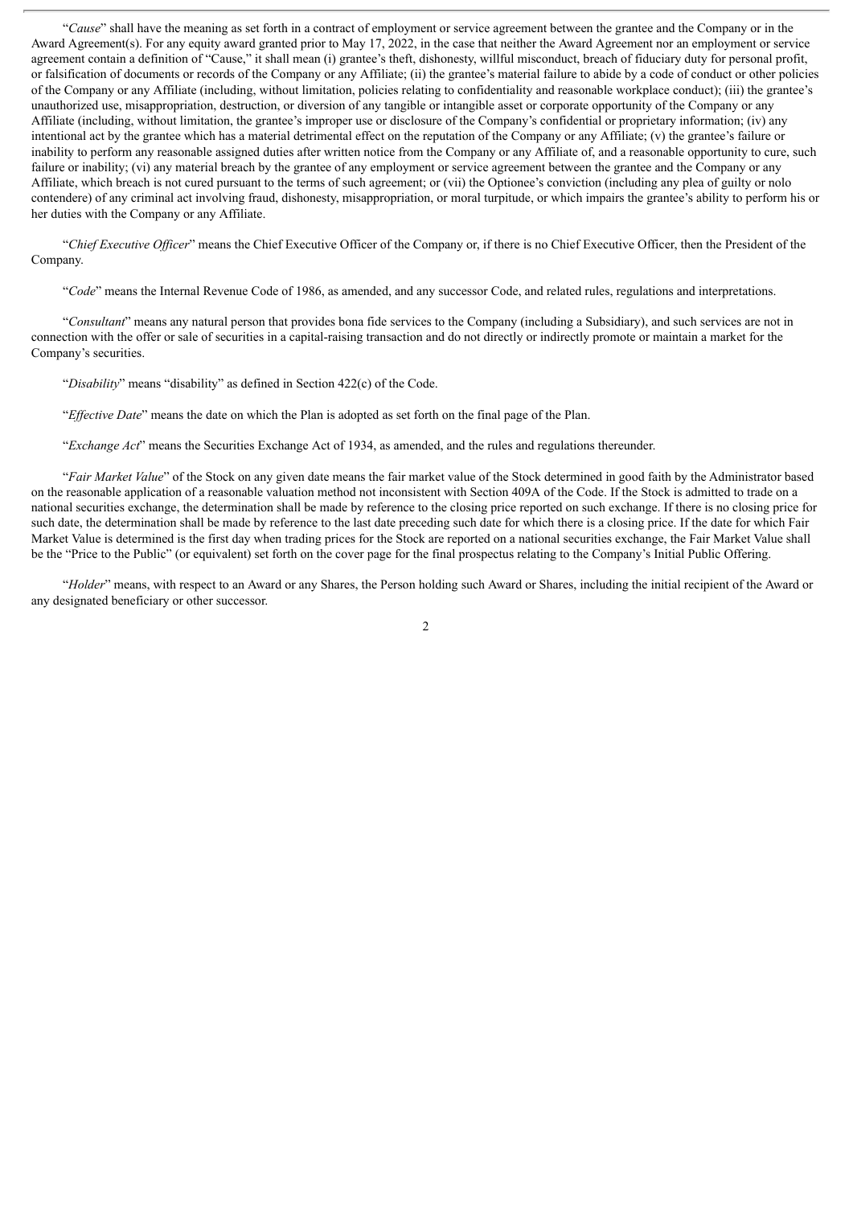"*Cause*" shall have the meaning as set forth in a contract of employment or service agreement between the grantee and the Company or in the Award Agreement(s). For any equity award granted prior to May 17, 2022, in the case that neither the Award Agreement nor an employment or service agreement contain a definition of "Cause," it shall mean (i) grantee's theft, dishonesty, willful misconduct, breach of fiduciary duty for personal profit, or falsification of documents or records of the Company or any Affiliate; (ii) the grantee's material failure to abide by a code of conduct or other policies of the Company or any Affiliate (including, without limitation, policies relating to confidentiality and reasonable workplace conduct); (iii) the grantee's unauthorized use, misappropriation, destruction, or diversion of any tangible or intangible asset or corporate opportunity of the Company or any Affiliate (including, without limitation, the grantee's improper use or disclosure of the Company's confidential or proprietary information; (iv) any intentional act by the grantee which has a material detrimental effect on the reputation of the Company or any Affiliate; (v) the grantee's failure or inability to perform any reasonable assigned duties after written notice from the Company or any Affiliate of, and a reasonable opportunity to cure, such failure or inability; (vi) any material breach by the grantee of any employment or service agreement between the grantee and the Company or any Affiliate, which breach is not cured pursuant to the terms of such agreement; or (vii) the Optionee's conviction (including any plea of guilty or nolo contendere) of any criminal act involving fraud, dishonesty, misappropriation, or moral turpitude, or which impairs the grantee's ability to perform his or her duties with the Company or any Affiliate.

"*Chief Executive Officer*" means the Chief Executive Officer of the Company or, if there is no Chief Executive Officer, then the President of the Company.

"*Code*" means the Internal Revenue Code of 1986, as amended, and any successor Code, and related rules, regulations and interpretations.

"*Consultant*" means any natural person that provides bona fide services to the Company (including a Subsidiary), and such services are not in connection with the offer or sale of securities in a capital-raising transaction and do not directly or indirectly promote or maintain a market for the Company's securities.

"*Disability*" means "disability" as defined in Section 422(c) of the Code.

"*Effective Date*" means the date on which the Plan is adopted as set forth on the final page of the Plan.

"*Exchange Act*" means the Securities Exchange Act of 1934, as amended, and the rules and regulations thereunder.

"*Fair Market Value*" of the Stock on any given date means the fair market value of the Stock determined in good faith by the Administrator based on the reasonable application of a reasonable valuation method not inconsistent with Section 409A of the Code. If the Stock is admitted to trade on a national securities exchange, the determination shall be made by reference to the closing price reported on such exchange. If there is no closing price for such date, the determination shall be made by reference to the last date preceding such date for which there is a closing price. If the date for which Fair Market Value is determined is the first day when trading prices for the Stock are reported on a national securities exchange, the Fair Market Value shall be the "Price to the Public" (or equivalent) set forth on the cover page for the final prospectus relating to the Company's Initial Public Offering.

"*Holder*" means, with respect to an Award or any Shares, the Person holding such Award or Shares, including the initial recipient of the Award or any designated beneficiary or other successor.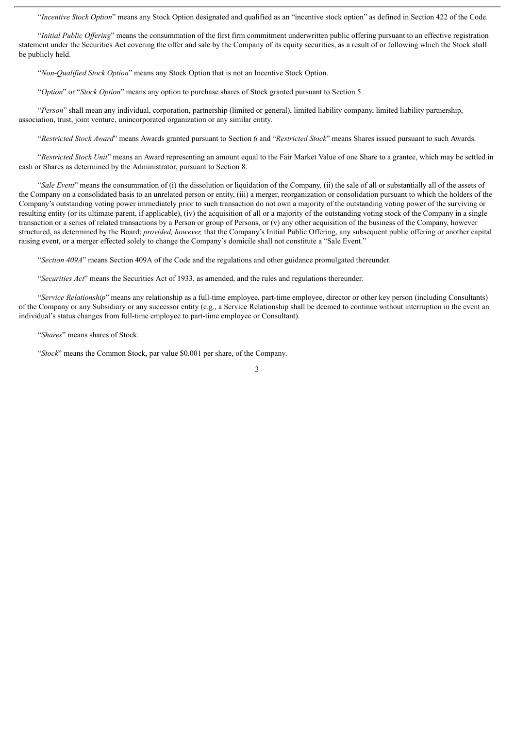"*Incentive Stock Option*" means any Stock Option designated and qualified as an "incentive stock option" as defined in Section 422 of the Code.

"*Initial Public Offering*" means the consummation of the first firm commitment underwritten public offering pursuant to an effective registration statement under the Securities Act covering the offer and sale by the Company of its equity securities, as a result of or following which the Stock shall be publicly held.

"*Non-Qualified Stock Option*" means any Stock Option that is not an Incentive Stock Option.

"*Option*" or "*Stock Option*" means any option to purchase shares of Stock granted pursuant to Section 5.

"*Person*" shall mean any individual, corporation, partnership (limited or general), limited liability company, limited liability partnership, association, trust, joint venture, unincorporated organization or any similar entity.

"*Restricted Stock Award*" means Awards granted pursuant to Section 6 and "*Restricted Stock*" means Shares issued pursuant to such Awards.

"*Restricted Stock Unit*" means an Award representing an amount equal to the Fair Market Value of one Share to a grantee, which may be settled in cash or Shares as determined by the Administrator, pursuant to Section 8.

"*Sale Event*" means the consummation of (i) the dissolution or liquidation of the Company, (ii) the sale of all or substantially all of the assets of the Company on a consolidated basis to an unrelated person or entity, (iii) a merger, reorganization or consolidation pursuant to which the holders of the Company's outstanding voting power immediately prior to such transaction do not own a majority of the outstanding voting power of the surviving or resulting entity (or its ultimate parent, if applicable), (iv) the acquisition of all or a majority of the outstanding voting stock of the Company in a single transaction or a series of related transactions by a Person or group of Persons, or (v) any other acquisition of the business of the Company, however structured, as determined by the Board; *provided, however,* that the Company's Initial Public Offering, any subsequent public offering or another capital raising event, or a merger effected solely to change the Company's domicile shall not constitute a "Sale Event."

"*Section 409A*" means Section 409A of the Code and the regulations and other guidance promulgated thereunder.

"*Securities Act*" means the Securities Act of 1933, as amended, and the rules and regulations thereunder.

"*Service Relationship*" means any relationship as a full-time employee, part-time employee, director or other key person (including Consultants) of the Company or any Subsidiary or any successor entity (e.g., a Service Relationship shall be deemed to continue without interruption in the event an individual's status changes from full-time employee to part-time employee or Consultant).

"*Shares*" means shares of Stock.

"*Stock*" means the Common Stock, par value $0.001 per share, of the Company.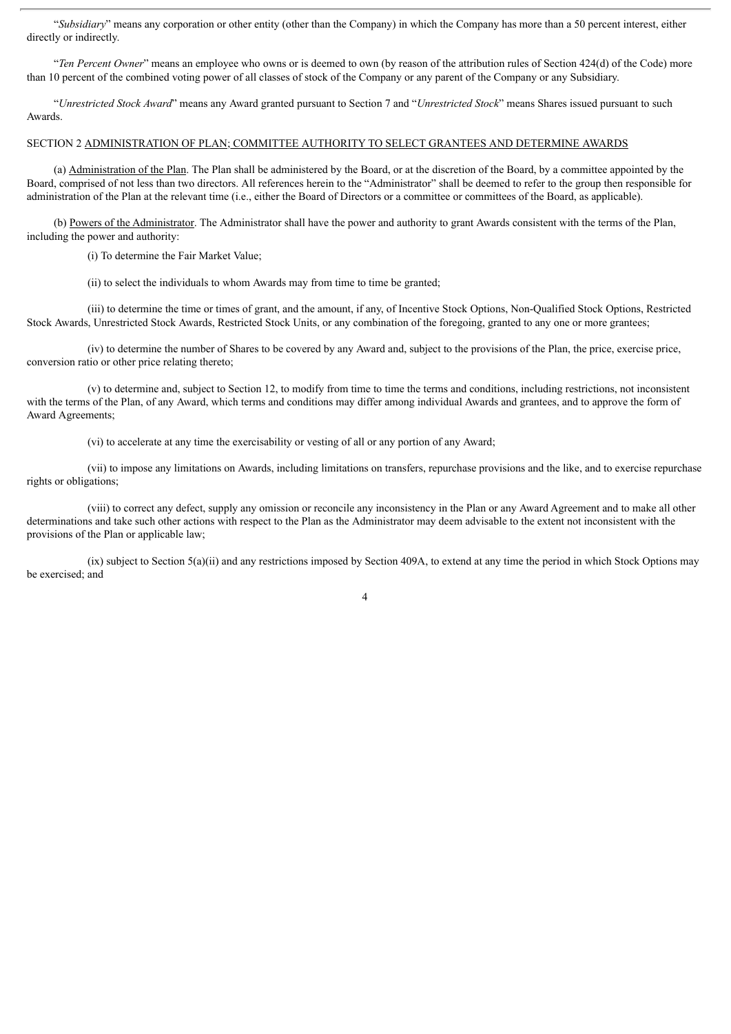"*Subsidiary*" means any corporation or other entity (other than the Company) in which the Company has more than a 50 percent interest, either directly or indirectly.

"*Ten Percent Owner*" means an employee who owns or is deemed to own (by reason of the attribution rules of Section 424(d) of the Code) more than 10 percent of the combined voting power of all classes of stock of the Company or any parent of the Company or any Subsidiary.

"*Unrestricted Stock Award*" means any Award granted pursuant to Section 7 and "*Unrestricted Stock*" means Shares issued pursuant to such Awards.

SECTION 2 ADMINISTRATION OF PLAN; COMMITTEE AUTHORITY TO SELECT GRANTEES AND DETERMINE AWARDS

(a) Administration of the Plan. The Plan shall be administered by the Board, or at the discretion of the Board, by a committee appointed by the Board, comprised of not less than two directors. All references herein to the "Administrator" shall be deemed to refer to the group then responsible for administration of the Plan at the relevant time (i.e., either the Board of Directors or a committee or committees of the Board, as applicable).

(b) Powers of the Administrator. The Administrator shall have the power and authority to grant Awards consistent with the terms of the Plan, including the power and authority:

(i) To determine the Fair Market Value;

(ii) to select the individuals to whom Awards may from time to time be granted;

(iii) to determine the time or times of grant, and the amount, if any, of Incentive Stock Options, Non-Qualified Stock Options, Restricted Stock Awards, Unrestricted Stock Awards, Restricted Stock Units, or any combination of the foregoing, granted to any one or more grantees;

(iv) to determine the number of Shares to be covered by any Award and, subject to the provisions of the Plan, the price, exercise price, conversion ratio or other price relating thereto;

(v) to determine and, subject to Section 12, to modify from time to time the terms and conditions, including restrictions, not inconsistent with the terms of the Plan, of any Award, which terms and conditions may differ among individual Awards and grantees, and to approve the form of Award Agreements;

(vi) to accelerate at any time the exercisability or vesting of all or any portion of any Award;

(vii) to impose any limitations on Awards, including limitations on transfers, repurchase provisions and the like, and to exercise repurchase rights or obligations;

(viii) to correct any defect, supply any omission or reconcile any inconsistency in the Plan or any Award Agreement and to make all other determinations and take such other actions with respect to the Plan as the Administrator may deem advisable to the extent not inconsistent with the provisions of the Plan or applicable law;

(ix) subject to Section 5(a)(ii) and any restrictions imposed by Section 409A, to extend at any time the period in which Stock Options may be exercised; and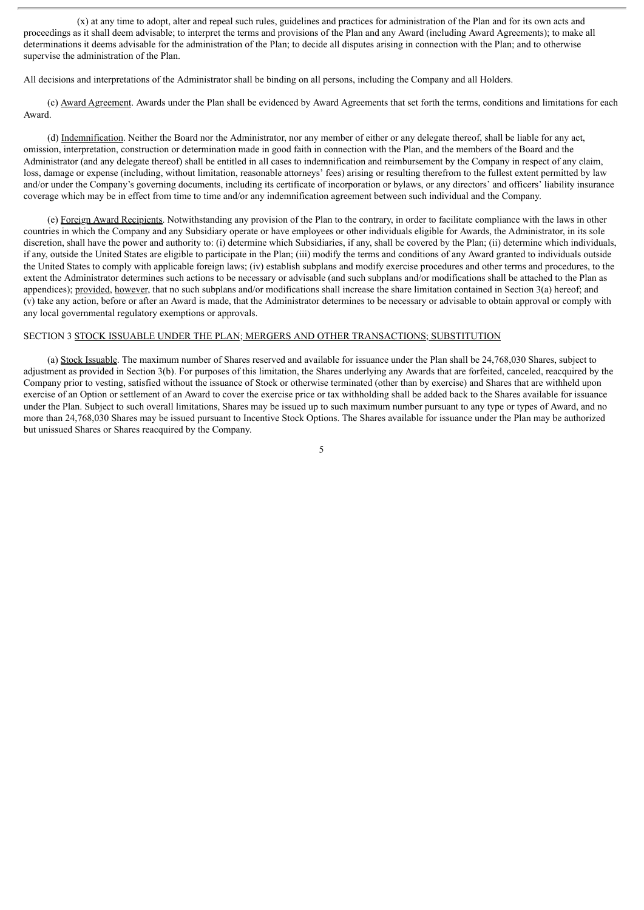(x) at any time to adopt, alter and repeal such rules, guidelines and practices for administration of the Plan and for its own acts and proceedings as it shall deem advisable; to interpret the terms and provisions of the Plan and any Award (including Award Agreements); to make all determinations it deems advisable for the administration of the Plan; to decide all disputes arising in connection with the Plan; and to otherwise supervise the administration of the Plan.

All decisions and interpretations of the Administrator shall be binding on all persons, including the Company and all Holders.

(c) Award Agreement. Awards under the Plan shall be evidenced by Award Agreements that set forth the terms, conditions and limitations for each Award.

(d) Indemnification. Neither the Board nor the Administrator, nor any member of either or any delegate thereof, shall be liable for any act, omission, interpretation, construction or determination made in good faith in connection with the Plan, and the members of the Board and the Administrator (and any delegate thereof) shall be entitled in all cases to indemnification and reimbursement by the Company in respect of any claim, loss, damage or expense (including, without limitation, reasonable attorneys' fees) arising or resulting therefrom to the fullest extent permitted by law and/or under the Company's governing documents, including its certificate of incorporation or bylaws, or any directors' and officers' liability insurance coverage which may be in effect from time to time and/or any indemnification agreement between such individual and the Company.

(e) Foreign Award Recipients. Notwithstanding any provision of the Plan to the contrary, in order to facilitate compliance with the laws in other countries in which the Company and any Subsidiary operate or have employees or other individuals eligible for Awards, the Administrator, in its sole discretion, shall have the power and authority to: (i) determine which Subsidiaries, if any, shall be covered by the Plan; (ii) determine which individuals, if any, outside the United States are eligible to participate in the Plan; (iii) modify the terms and conditions of any Award granted to individuals outside the United States to comply with applicable foreign laws; (iv) establish subplans and modify exercise procedures and other terms and procedures, to the extent the Administrator determines such actions to be necessary or advisable (and such subplans and/or modifications shall be attached to the Plan as appendices); provided, however, that no such subplans and/or modifications shall increase the share limitation contained in Section 3(a) hereof; and (v) take any action, before or after an Award is made, that the Administrator determines to be necessary or advisable to obtain approval or comply with any local governmental regulatory exemptions or approvals.

SECTION 3 STOCK ISSUABLE UNDER THE PLAN; MERGERS AND OTHER TRANSACTIONS; SUBSTITUTION

(a) Stock Issuable. The maximum number of Shares reserved and available for issuance under the Plan shall be 24,768,030 Shares, subject to adjustment as provided in Section 3(b). For purposes of this limitation, the Shares underlying any Awards that are forfeited, canceled, reacquired by the Company prior to vesting, satisfied without the issuance of Stock or otherwise terminated (other than by exercise) and Shares that are withheld upon exercise of an Option or settlement of an Award to cover the exercise price or tax withholding shall be added back to the Shares available for issuance under the Plan. Subject to such overall limitations, Shares may be issued up to such maximum number pursuant to any type or types of Award, and no more than 24,768,030 Shares may be issued pursuant to Incentive Stock Options. The Shares available for issuance under the Plan may be authorized but unissued Shares or Shares reacquired by the Company.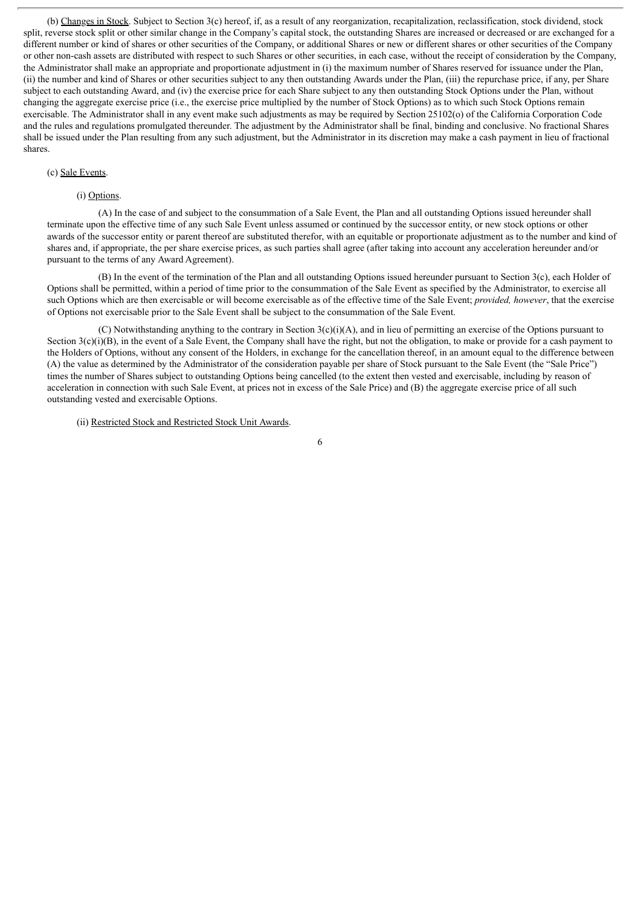(b) Changes in Stock. Subject to Section 3(c) hereof, if, as a result of any reorganization, recapitalization, reclassification, stock dividend, stock split, reverse stock split or other similar change in the Company's capital stock, the outstanding Shares are increased or decreased or are exchanged for a different number or kind of shares or other securities of the Company, or additional Shares or new or different shares or other securities of the Company or other non-cash assets are distributed with respect to such Shares or other securities, in each case, without the receipt of consideration by the Company, the Administrator shall make an appropriate and proportionate adjustment in (i) the maximum number of Shares reserved for issuance under the Plan, (ii) the number and kind of Shares or other securities subject to any then outstanding Awards under the Plan, (iii) the repurchase price, if any, per Share subject to each outstanding Award, and (iv) the exercise price for each Share subject to any then outstanding Stock Options under the Plan, without changing the aggregate exercise price (i.e., the exercise price multiplied by the number of Stock Options) as to which such Stock Options remain exercisable. The Administrator shall in any event make such adjustments as may be required by Section 25102(o) of the California Corporation Code and the rules and regulations promulgated thereunder. The adjustment by the Administrator shall be final, binding and conclusive. No fractional Shares shall be issued under the Plan resulting from any such adjustment, but the Administrator in its discretion may make a cash payment in lieu of fractional shares.

(c) Sale Events.

(i) Options.

(A) In the case of and subject to the consummation of a Sale Event, the Plan and all outstanding Options issued hereunder shall terminate upon the effective time of any such Sale Event unless assumed or continued by the successor entity, or new stock options or other awards of the successor entity or parent thereof are substituted therefor, with an equitable or proportionate adjustment as to the number and kind of shares and, if appropriate, the per share exercise prices, as such parties shall agree (after taking into account any acceleration hereunder and/or pursuant to the terms of any Award Agreement).

(B) In the event of the termination of the Plan and all outstanding Options issued hereunder pursuant to Section 3(c), each Holder of Options shall be permitted, within a period of time prior to the consummation of the Sale Event as specified by the Administrator, to exercise all such Options which are then exercisable or will become exercisable as of the effective time of the Sale Event; *provided, however*, that the exercise of Options not exercisable prior to the Sale Event shall be subject to the consummation of the Sale Event.

(C) Notwithstanding anything to the contrary in Section 3(c)(i)(A), and in lieu of permitting an exercise of the Options pursuant to Section 3(c)(i)(B), in the event of a Sale Event, the Company shall have the right, but not the obligation, to make or provide for a cash payment to the Holders of Options, without any consent of the Holders, in exchange for the cancellation thereof, in an amount equal to the difference between (A) the value as determined by the Administrator of the consideration payable per share of Stock pursuant to the Sale Event (the "Sale Price") times the number of Shares subject to outstanding Options being cancelled (to the extent then vested and exercisable, including by reason of acceleration in connection with such Sale Event, at prices not in excess of the Sale Price) and (B) the aggregate exercise price of all such outstanding vested and exercisable Options.

(ii) Restricted Stock and Restricted Stock Unit Awards.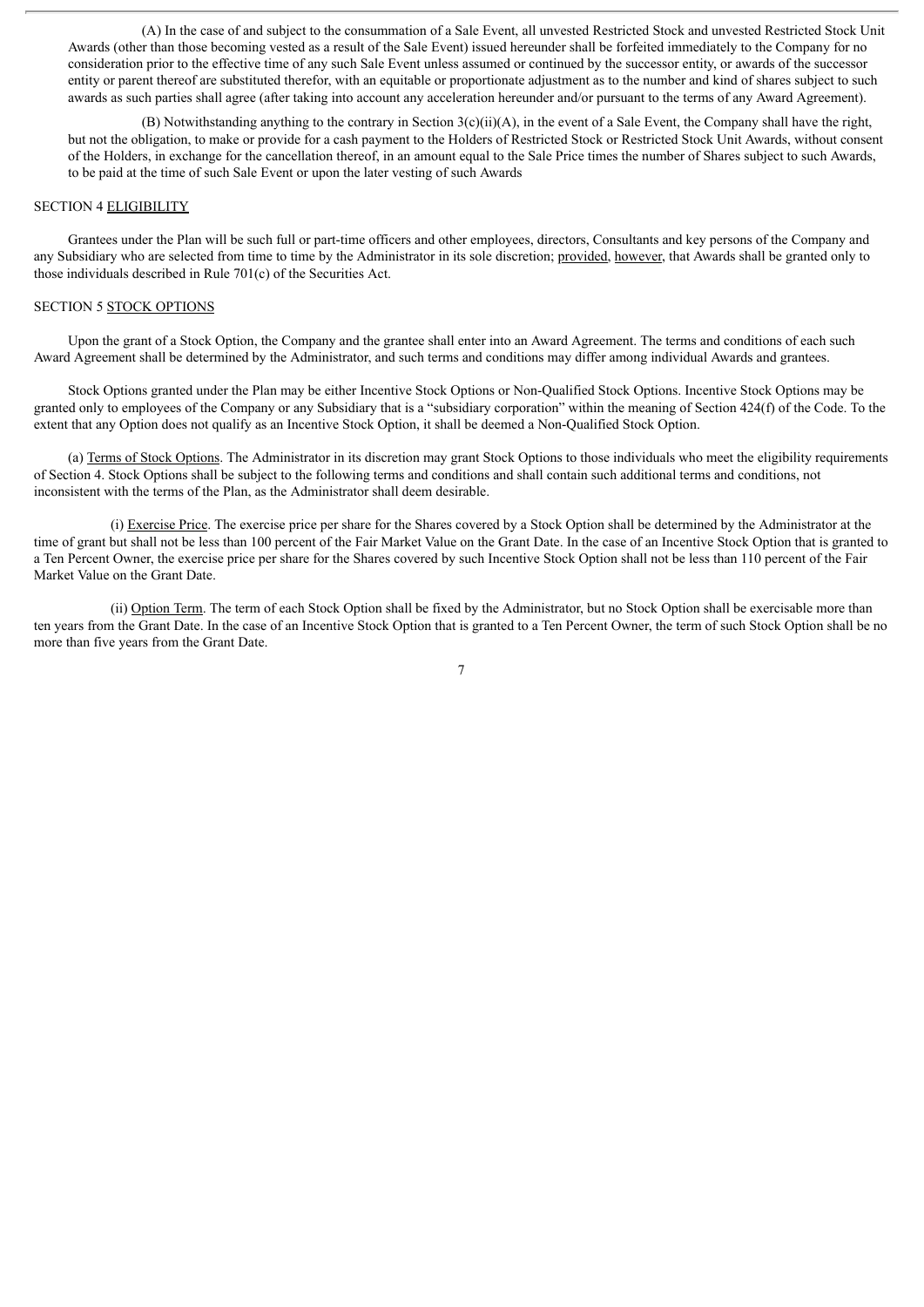(A) In the case of and subject to the consummation of a Sale Event, all unvested Restricted Stock and unvested Restricted Stock Unit Awards (other than those becoming vested as a result of the Sale Event) issued hereunder shall be forfeited immediately to the Company for no consideration prior to the effective time of any such Sale Event unless assumed or continued by the successor entity, or awards of the successor entity or parent thereof are substituted therefor, with an equitable or proportionate adjustment as to the number and kind of shares subject to such awards as such parties shall agree (after taking into account any acceleration hereunder and/or pursuant to the terms of any Award Agreement).

(B) Notwithstanding anything to the contrary in Section 3(c)(ii)(A), in the event of a Sale Event, the Company shall have the right, but not the obligation, to make or provide for a cash payment to the Holders of Restricted Stock or Restricted Stock Unit Awards, without consent of the Holders, in exchange for the cancellation thereof, in an amount equal to the Sale Price times the number of Shares subject to such Awards, to be paid at the time of such Sale Event or upon the later vesting of such Awards

SECTION 4 ELIGIBILITY

Grantees under the Plan will be such full or part-time officers and other employees, directors, Consultants and key persons of the Company and any Subsidiary who are selected from time to time by the Administrator in its sole discretion; provided, however, that Awards shall be granted only to those individuals described in Rule 701(c) of the Securities Act.

SECTION 5 STOCK OPTIONS

Upon the grant of a Stock Option, the Company and the grantee shall enter into an Award Agreement. The terms and conditions of each such Award Agreement shall be determined by the Administrator, and such terms and conditions may differ among individual Awards and grantees.

Stock Options granted under the Plan may be either Incentive Stock Options or Non-Qualified Stock Options. Incentive Stock Options may be granted only to employees of the Company or any Subsidiary that is a "subsidiary corporation" within the meaning of Section 424(f) of the Code. To the extent that any Option does not qualify as an Incentive Stock Option, it shall be deemed a Non-Qualified Stock Option.

(a) Terms of Stock Options. The Administrator in its discretion may grant Stock Options to those individuals who meet the eligibility requirements of Section 4. Stock Options shall be subject to the following terms and conditions and shall contain such additional terms and conditions, not inconsistent with the terms of the Plan, as the Administrator shall deem desirable.

(i) Exercise Price. The exercise price per share for the Shares covered by a Stock Option shall be determined by the Administrator at the time of grant but shall not be less than 100 percent of the Fair Market Value on the Grant Date. In the case of an Incentive Stock Option that is granted to a Ten Percent Owner, the exercise price per share for the Shares covered by such Incentive Stock Option shall not be less than 110 percent of the Fair Market Value on the Grant Date.

(ii) Option Term. The term of each Stock Option shall be fixed by the Administrator, but no Stock Option shall be exercisable more than ten years from the Grant Date. In the case of an Incentive Stock Option that is granted to a Ten Percent Owner, the term of such Stock Option shall be no more than five years from the Grant Date.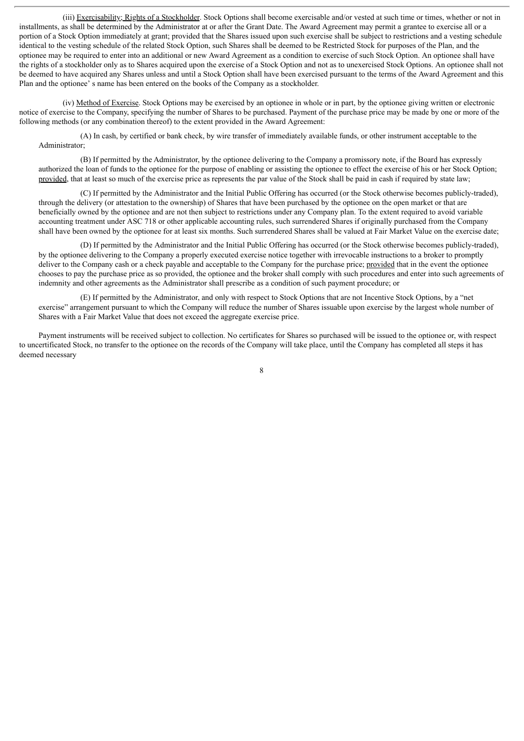(iii) Exercisability; Rights of a Stockholder. Stock Options shall become exercisable and/or vested at such time or times, whether or not in installments, as shall be determined by the Administrator at or after the Grant Date. The Award Agreement may permit a grantee to exercise all or a portion of a Stock Option immediately at grant; provided that the Shares issued upon such exercise shall be subject to restrictions and a vesting schedule identical to the vesting schedule of the related Stock Option, such Shares shall be deemed to be Restricted Stock for purposes of the Plan, and the optionee may be required to enter into an additional or new Award Agreement as a condition to exercise of such Stock Option. An optionee shall have the rights of a stockholder only as to Shares acquired upon the exercise of a Stock Option and not as to unexercised Stock Options. An optionee shall not be deemed to have acquired any Shares unless and until a Stock Option shall have been exercised pursuant to the terms of the Award Agreement and this Plan and the optionee' s name has been entered on the books of the Company as a stockholder.

(iv) Method of Exercise. Stock Options may be exercised by an optionee in whole or in part, by the optionee giving written or electronic notice of exercise to the Company, specifying the number of Shares to be purchased. Payment of the purchase price may be made by one or more of the following methods (or any combination thereof) to the extent provided in the Award Agreement:

(A) In cash, by certified or bank check, by wire transfer of immediately available funds, or other instrument acceptable to the Administrator;

(B) If permitted by the Administrator, by the optionee delivering to the Company a promissory note, if the Board has expressly authorized the loan of funds to the optionee for the purpose of enabling or assisting the optionee to effect the exercise of his or her Stock Option; provided, that at least so much of the exercise price as represents the par value of the Stock shall be paid in cash if required by state law;

(C) If permitted by the Administrator and the Initial Public Offering has occurred (or the Stock otherwise becomes publicly-traded), through the delivery (or attestation to the ownership) of Shares that have been purchased by the optionee on the open market or that are beneficially owned by the optionee and are not then subject to restrictions under any Company plan. To the extent required to avoid variable accounting treatment under ASC 718 or other applicable accounting rules, such surrendered Shares if originally purchased from the Company shall have been owned by the optionee for at least six months. Such surrendered Shares shall be valued at Fair Market Value on the exercise date;

(D) If permitted by the Administrator and the Initial Public Offering has occurred (or the Stock otherwise becomes publicly-traded), by the optionee delivering to the Company a properly executed exercise notice together with irrevocable instructions to a broker to promptly deliver to the Company cash or a check payable and acceptable to the Company for the purchase price; provided that in the event the optionee chooses to pay the purchase price as so provided, the optionee and the broker shall comply with such procedures and enter into such agreements of indemnity and other agreements as the Administrator shall prescribe as a condition of such payment procedure; or

(E) If permitted by the Administrator, and only with respect to Stock Options that are not Incentive Stock Options, by a "net exercise" arrangement pursuant to which the Company will reduce the number of Shares issuable upon exercise by the largest whole number of Shares with a Fair Market Value that does not exceed the aggregate exercise price.

Payment instruments will be received subject to collection. No certificates for Shares so purchased will be issued to the optionee or, with respect to uncertificated Stock, no transfer to the optionee on the records of the Company will take place, until the Company has completed all steps it has deemed necessary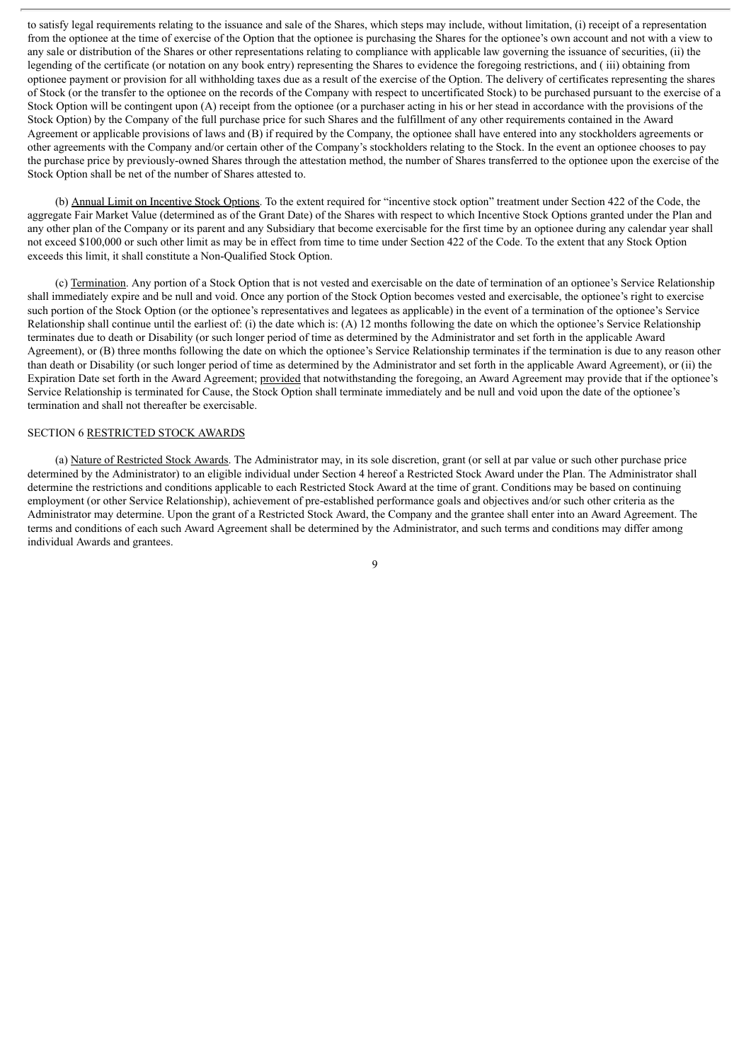to satisfy legal requirements relating to the issuance and sale of the Shares, which steps may include, without limitation, (i) receipt of a representation from the optionee at the time of exercise of the Option that the optionee is purchasing the Shares for the optionee's own account and not with a view to any sale or distribution of the Shares or other representations relating to compliance with applicable law governing the issuance of securities, (ii) the legending of the certificate (or notation on any book entry) representing the Shares to evidence the foregoing restrictions, and ( iii) obtaining from optionee payment or provision for all withholding taxes due as a result of the exercise of the Option. The delivery of certificates representing the shares of Stock (or the transfer to the optionee on the records of the Company with respect to uncertificated Stock) to be purchased pursuant to the exercise of a Stock Option will be contingent upon (A) receipt from the optionee (or a purchaser acting in his or her stead in accordance with the provisions of the Stock Option) by the Company of the full purchase price for such Shares and the fulfillment of any other requirements contained in the Award Agreement or applicable provisions of laws and (B) if required by the Company, the optionee shall have entered into any stockholders agreements or other agreements with the Company and/or certain other of the Company's stockholders relating to the Stock. In the event an optionee chooses to pay the purchase price by previously-owned Shares through the attestation method, the number of Shares transferred to the optionee upon the exercise of the Stock Option shall be net of the number of Shares attested to.

(b) Annual Limit on Incentive Stock Options. To the extent required for "incentive stock option" treatment under Section 422 of the Code, the aggregate Fair Market Value (determined as of the Grant Date) of the Shares with respect to which Incentive Stock Options granted under the Plan and any other plan of the Company or its parent and any Subsidiary that become exercisable for the first time by an optionee during any calendar year shall not exceed $100,000 or such other limit as may be in effect from time to time under Section 422 of the Code. To the extent that any Stock Option exceeds this limit, it shall constitute a Non-Qualified Stock Option.

(c) Termination. Any portion of a Stock Option that is not vested and exercisable on the date of termination of an optionee's Service Relationship shall immediately expire and be null and void. Once any portion of the Stock Option becomes vested and exercisable, the optionee's right to exercise such portion of the Stock Option (or the optionee's representatives and legatees as applicable) in the event of a termination of the optionee's Service Relationship shall continue until the earliest of: (i) the date which is: (A) 12 months following the date on which the optionee's Service Relationship terminates due to death or Disability (or such longer period of time as determined by the Administrator and set forth in the applicable Award Agreement), or (B) three months following the date on which the optionee's Service Relationship terminates if the termination is due to any reason other than death or Disability (or such longer period of time as determined by the Administrator and set forth in the applicable Award Agreement), or (ii) the Expiration Date set forth in the Award Agreement; provided that notwithstanding the foregoing, an Award Agreement may provide that if the optionee's Service Relationship is terminated for Cause, the Stock Option shall terminate immediately and be null and void upon the date of the optionee's termination and shall not thereafter be exercisable.

SECTION 6 RESTRICTED STOCK AWARDS

(a) Nature of Restricted Stock Awards. The Administrator may, in its sole discretion, grant (or sell at par value or such other purchase price determined by the Administrator) to an eligible individual under Section 4 hereof a Restricted Stock Award under the Plan. The Administrator shall determine the restrictions and conditions applicable to each Restricted Stock Award at the time of grant. Conditions may be based on continuing employment (or other Service Relationship), achievement of pre-established performance goals and objectives and/or such other criteria as the Administrator may determine. Upon the grant of a Restricted Stock Award, the Company and the grantee shall enter into an Award Agreement. The terms and conditions of each such Award Agreement shall be determined by the Administrator, and such terms and conditions may differ among individual Awards and grantees.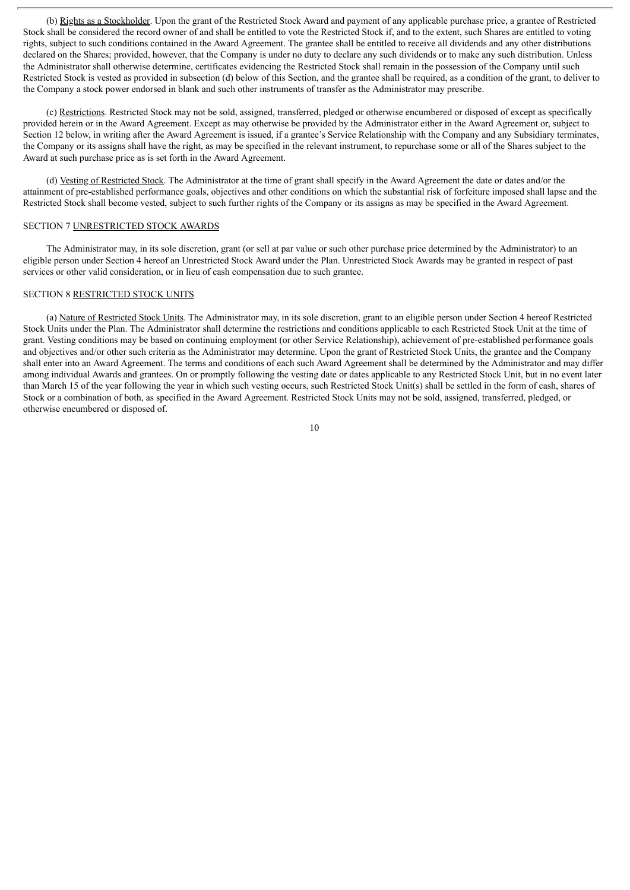(b) Rights as a Stockholder. Upon the grant of the Restricted Stock Award and payment of any applicable purchase price, a grantee of Restricted Stock shall be considered the record owner of and shall be entitled to vote the Restricted Stock if, and to the extent, such Shares are entitled to voting rights, subject to such conditions contained in the Award Agreement. The grantee shall be entitled to receive all dividends and any other distributions declared on the Shares; provided, however, that the Company is under no duty to declare any such dividends or to make any such distribution. Unless the Administrator shall otherwise determine, certificates evidencing the Restricted Stock shall remain in the possession of the Company until such Restricted Stock is vested as provided in subsection (d) below of this Section, and the grantee shall be required, as a condition of the grant, to deliver to the Company a stock power endorsed in blank and such other instruments of transfer as the Administrator may prescribe.

(c) Restrictions. Restricted Stock may not be sold, assigned, transferred, pledged or otherwise encumbered or disposed of except as specifically provided herein or in the Award Agreement. Except as may otherwise be provided by the Administrator either in the Award Agreement or, subject to Section 12 below, in writing after the Award Agreement is issued, if a grantee's Service Relationship with the Company and any Subsidiary terminates, the Company or its assigns shall have the right, as may be specified in the relevant instrument, to repurchase some or all of the Shares subject to the Award at such purchase price as is set forth in the Award Agreement.

(d) Vesting of Restricted Stock. The Administrator at the time of grant shall specify in the Award Agreement the date or dates and/or the attainment of pre-established performance goals, objectives and other conditions on which the substantial risk of forfeiture imposed shall lapse and the Restricted Stock shall become vested, subject to such further rights of the Company or its assigns as may be specified in the Award Agreement.

## SECTION 7 UNRESTRICTED STOCK AWARDS

The Administrator may, in its sole discretion, grant (or sell at par value or such other purchase price determined by the Administrator) to an eligible person under Section 4 hereof an Unrestricted Stock Award under the Plan. Unrestricted Stock Awards may be granted in respect of past services or other valid consideration, or in lieu of cash compensation due to such grantee.

## SECTION 8 RESTRICTED STOCK UNITS

(a) Nature of Restricted Stock Units. The Administrator may, in its sole discretion, grant to an eligible person under Section 4 hereof Restricted Stock Units under the Plan. The Administrator shall determine the restrictions and conditions applicable to each Restricted Stock Unit at the time of grant. Vesting conditions may be based on continuing employment (or other Service Relationship), achievement of pre-established performance goals and objectives and/or other such criteria as the Administrator may determine. Upon the grant of Restricted Stock Units, the grantee and the Company shall enter into an Award Agreement. The terms and conditions of each such Award Agreement shall be determined by the Administrator and may differ among individual Awards and grantees. On or promptly following the vesting date or dates applicable to any Restricted Stock Unit, but in no event later than March 15 of the year following the year in which such vesting occurs, such Restricted Stock Unit(s) shall be settled in the form of cash, shares of Stock or a combination of both, as specified in the Award Agreement. Restricted Stock Units may not be sold, assigned, transferred, pledged, or otherwise encumbered or disposed of.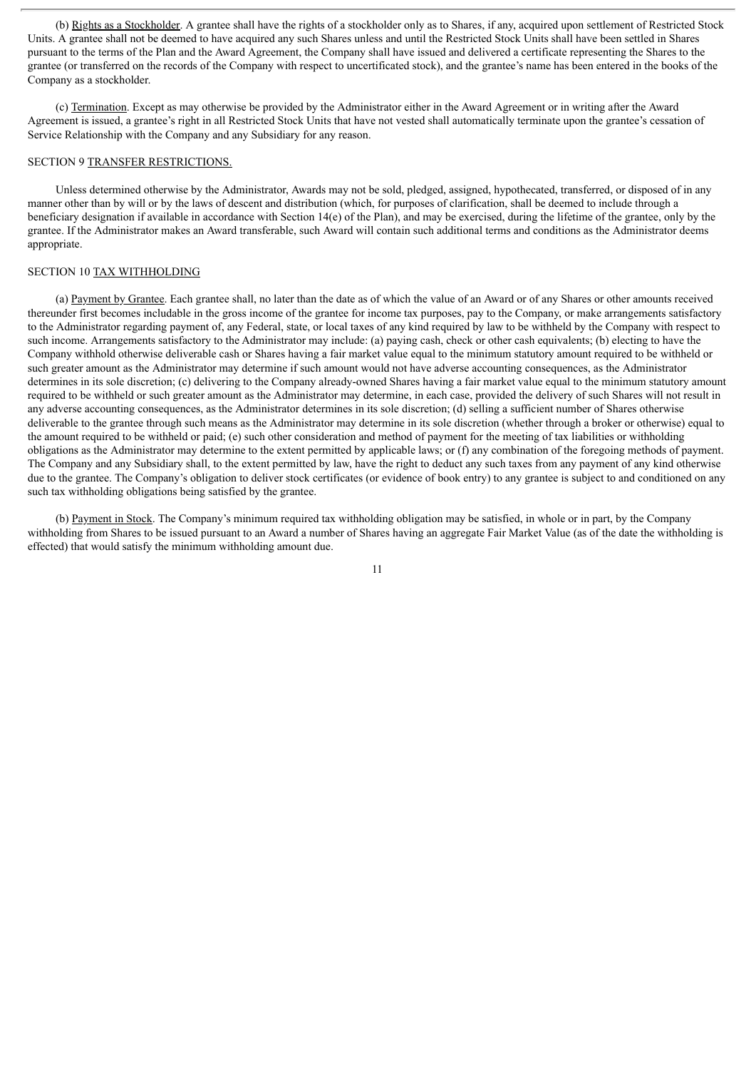(b) Rights as a Stockholder. A grantee shall have the rights of a stockholder only as to Shares, if any, acquired upon settlement of Restricted Stock Units. A grantee shall not be deemed to have acquired any such Shares unless and until the Restricted Stock Units shall have been settled in Shares pursuant to the terms of the Plan and the Award Agreement, the Company shall have issued and delivered a certificate representing the Shares to the grantee (or transferred on the records of the Company with respect to uncertificated stock), and the grantee's name has been entered in the books of the Company as a stockholder.

(c) Termination. Except as may otherwise be provided by the Administrator either in the Award Agreement or in writing after the Award Agreement is issued, a grantee's right in all Restricted Stock Units that have not vested shall automatically terminate upon the grantee's cessation of Service Relationship with the Company and any Subsidiary for any reason.

SECTION 9 TRANSFER RESTRICTIONS.

Unless determined otherwise by the Administrator, Awards may not be sold, pledged, assigned, hypothecated, transferred, or disposed of in any manner other than by will or by the laws of descent and distribution (which, for purposes of clarification, shall be deemed to include through a beneficiary designation if available in accordance with Section 14(e) of the Plan), and may be exercised, during the lifetime of the grantee, only by the grantee. If the Administrator makes an Award transferable, such Award will contain such additional terms and conditions as the Administrator deems appropriate.

SECTION 10 TAX WITHHOLDING

(a) Payment by Grantee. Each grantee shall, no later than the date as of which the value of an Award or of any Shares or other amounts received thereunder first becomes includable in the gross income of the grantee for income tax purposes, pay to the Company, or make arrangements satisfactory to the Administrator regarding payment of, any Federal, state, or local taxes of any kind required by law to be withheld by the Company with respect to such income. Arrangements satisfactory to the Administrator may include: (a) paying cash, check or other cash equivalents; (b) electing to have the Company withhold otherwise deliverable cash or Shares having a fair market value equal to the minimum statutory amount required to be withheld or such greater amount as the Administrator may determine if such amount would not have adverse accounting consequences, as the Administrator determines in its sole discretion; (c) delivering to the Company already-owned Shares having a fair market value equal to the minimum statutory amount required to be withheld or such greater amount as the Administrator may determine, in each case, provided the delivery of such Shares will not result in any adverse accounting consequences, as the Administrator determines in its sole discretion; (d) selling a sufficient number of Shares otherwise deliverable to the grantee through such means as the Administrator may determine in its sole discretion (whether through a broker or otherwise) equal to the amount required to be withheld or paid; (e) such other consideration and method of payment for the meeting of tax liabilities or withholding obligations as the Administrator may determine to the extent permitted by applicable laws; or (f) any combination of the foregoing methods of payment. The Company and any Subsidiary shall, to the extent permitted by law, have the right to deduct any such taxes from any payment of any kind otherwise due to the grantee. The Company's obligation to deliver stock certificates (or evidence of book entry) to any grantee is subject to and conditioned on any such tax withholding obligations being satisfied by the grantee.

(b) Payment in Stock. The Company's minimum required tax withholding obligation may be satisfied, in whole or in part, by the Company withholding from Shares to be issued pursuant to an Award a number of Shares having an aggregate Fair Market Value (as of the date the withholding is effected) that would satisfy the minimum withholding amount due.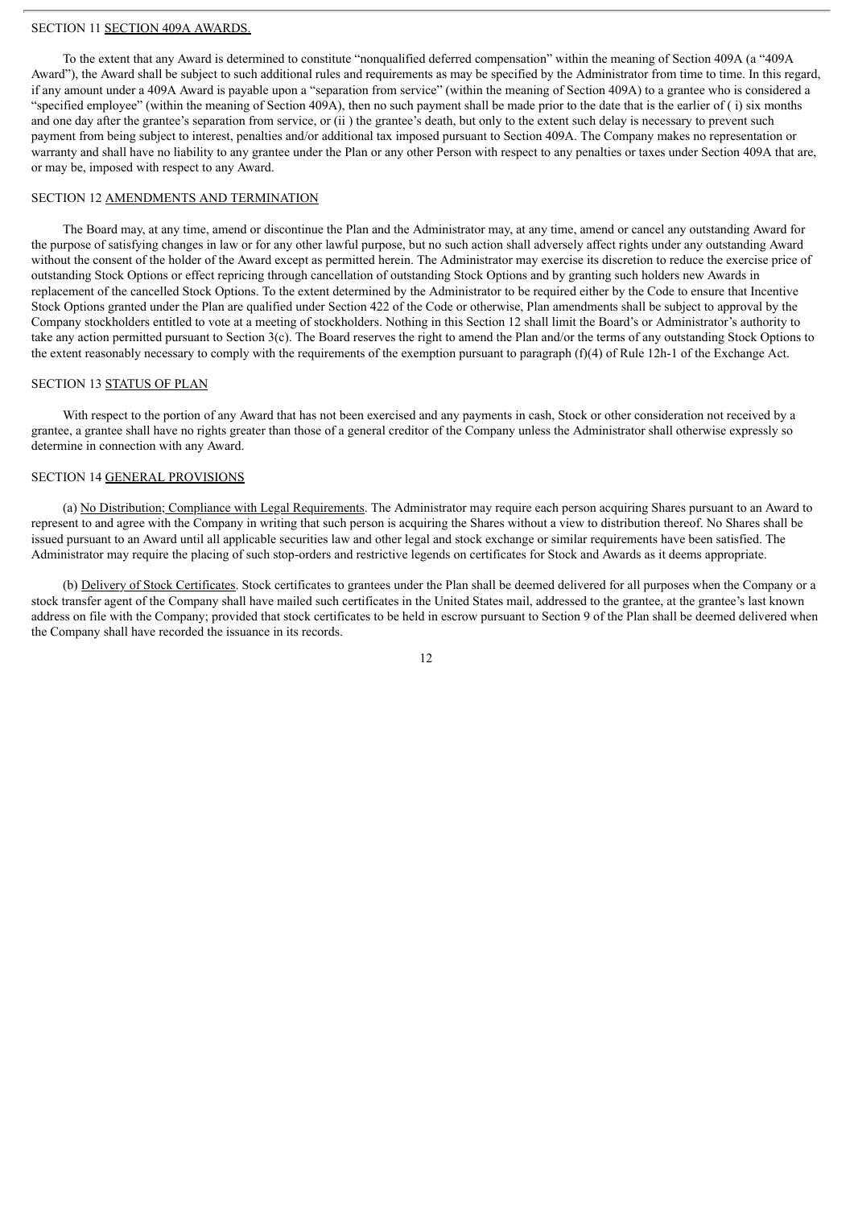## SECTION 11 SECTION 409A AWARDS.

To the extent that any Award is determined to constitute "nonqualified deferred compensation" within the meaning of Section 409A (a "409A Award"), the Award shall be subject to such additional rules and requirements as may be specified by the Administrator from time to time. In this regard, if any amount under a 409A Award is payable upon a "separation from service" (within the meaning of Section 409A) to a grantee who is considered a "specified employee" (within the meaning of Section 409A), then no such payment shall be made prior to the date that is the earlier of ( i) six months and one day after the grantee's separation from service, or (ii ) the grantee's death, but only to the extent such delay is necessary to prevent such payment from being subject to interest, penalties and/or additional tax imposed pursuant to Section 409A. The Company makes no representation or warranty and shall have no liability to any grantee under the Plan or any other Person with respect to any penalties or taxes under Section 409A that are, or may be, imposed with respect to any Award.

## SECTION 12 AMENDMENTS AND TERMINATION

The Board may, at any time, amend or discontinue the Plan and the Administrator may, at any time, amend or cancel any outstanding Award for the purpose of satisfying changes in law or for any other lawful purpose, but no such action shall adversely affect rights under any outstanding Award without the consent of the holder of the Award except as permitted herein. The Administrator may exercise its discretion to reduce the exercise price of outstanding Stock Options or effect repricing through cancellation of outstanding Stock Options and by granting such holders new Awards in replacement of the cancelled Stock Options. To the extent determined by the Administrator to be required either by the Code to ensure that Incentive Stock Options granted under the Plan are qualified under Section 422 of the Code or otherwise, Plan amendments shall be subject to approval by the Company stockholders entitled to vote at a meeting of stockholders. Nothing in this Section 12 shall limit the Board's or Administrator's authority to take any action permitted pursuant to Section 3(c). The Board reserves the right to amend the Plan and/or the terms of any outstanding Stock Options to the extent reasonably necessary to comply with the requirements of the exemption pursuant to paragraph (f)(4) of Rule 12h-1 of the Exchange Act.

## SECTION 13 STATUS OF PLAN

With respect to the portion of any Award that has not been exercised and any payments in cash, Stock or other consideration not received by a grantee, a grantee shall have no rights greater than those of a general creditor of the Company unless the Administrator shall otherwise expressly so determine in connection with any Award.

## SECTION 14 GENERAL PROVISIONS

(a) No Distribution; Compliance with Legal Requirements. The Administrator may require each person acquiring Shares pursuant to an Award to represent to and agree with the Company in writing that such person is acquiring the Shares without a view to distribution thereof. No Shares shall be issued pursuant to an Award until all applicable securities law and other legal and stock exchange or similar requirements have been satisfied. The Administrator may require the placing of such stop-orders and restrictive legends on certificates for Stock and Awards as it deems appropriate.

(b) Delivery of Stock Certificates. Stock certificates to grantees under the Plan shall be deemed delivered for all purposes when the Company or a stock transfer agent of the Company shall have mailed such certificates in the United States mail, addressed to the grantee, at the grantee's last known address on file with the Company; provided that stock certificates to be held in escrow pursuant to Section 9 of the Plan shall be deemed delivered when the Company shall have recorded the issuance in its records.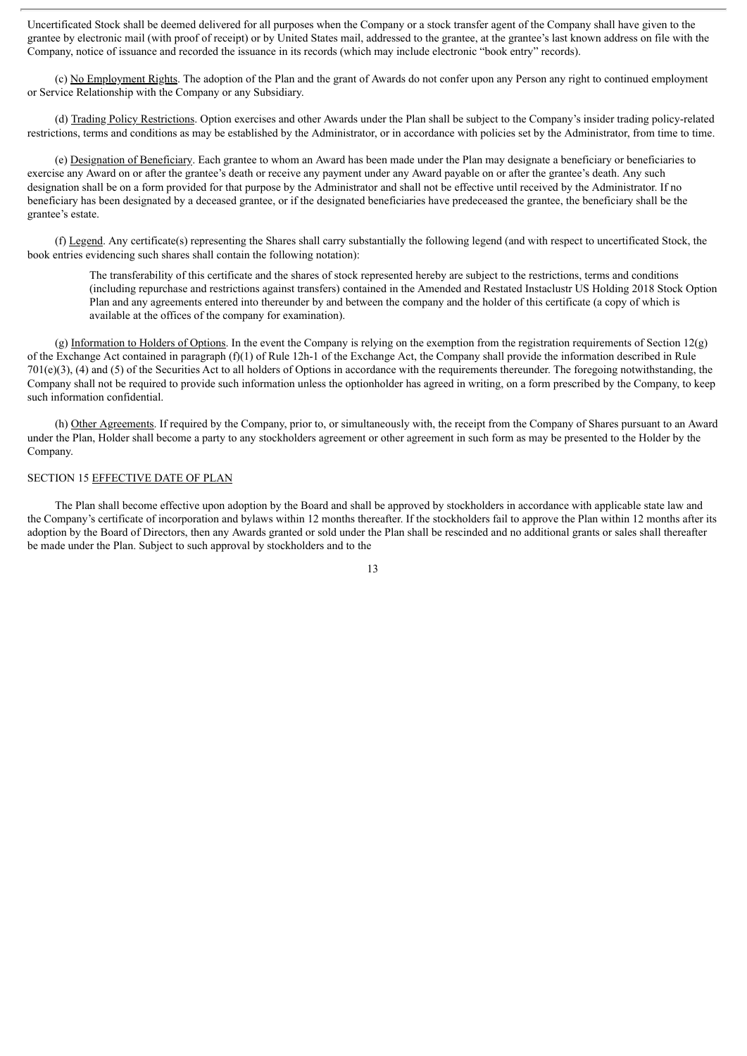Uncertificated Stock shall be deemed delivered for all purposes when the Company or a stock transfer agent of the Company shall have given to the grantee by electronic mail (with proof of receipt) or by United States mail, addressed to the grantee, at the grantee's last known address on file with the Company, notice of issuance and recorded the issuance in its records (which may include electronic "book entry" records).

(c) No Employment Rights. The adoption of the Plan and the grant of Awards do not confer upon any Person any right to continued employment or Service Relationship with the Company or any Subsidiary.

(d) Trading Policy Restrictions. Option exercises and other Awards under the Plan shall be subject to the Company's insider trading policy-related restrictions, terms and conditions as may be established by the Administrator, or in accordance with policies set by the Administrator, from time to time.

(e) Designation of Beneficiary. Each grantee to whom an Award has been made under the Plan may designate a beneficiary or beneficiaries to exercise any Award on or after the grantee's death or receive any payment under any Award payable on or after the grantee's death. Any such designation shall be on a form provided for that purpose by the Administrator and shall not be effective until received by the Administrator. If no beneficiary has been designated by a deceased grantee, or if the designated beneficiaries have predeceased the grantee, the beneficiary shall be the grantee's estate.

(f) Legend. Any certificate(s) representing the Shares shall carry substantially the following legend (and with respect to uncertificated Stock, the book entries evidencing such shares shall contain the following notation):

> The transferability of this certificate and the shares of stock represented hereby are subject to the restrictions, terms and conditions (including repurchase and restrictions against transfers) contained in the Amended and Restated Instaclustr US Holding 2018 Stock Option Plan and any agreements entered into thereunder by and between the company and the holder of this certificate (a copy of which is available at the offices of the company for examination).

(g) Information to Holders of Options. In the event the Company is relying on the exemption from the registration requirements of Section 12(g) of the Exchange Act contained in paragraph (f)(1) of Rule 12h-1 of the Exchange Act, the Company shall provide the information described in Rule 701(e)(3), (4) and (5) of the Securities Act to all holders of Options in accordance with the requirements thereunder. The foregoing notwithstanding, the Company shall not be required to provide such information unless the optionholder has agreed in writing, on a form prescribed by the Company, to keep such information confidential.

(h) Other Agreements. If required by the Company, prior to, or simultaneously with, the receipt from the Company of Shares pursuant to an Award under the Plan, Holder shall become a party to any stockholders agreement or other agreement in such form as may be presented to the Holder by the Company.

SECTION 15 EFFECTIVE DATE OF PLAN

The Plan shall become effective upon adoption by the Board and shall be approved by stockholders in accordance with applicable state law and the Company's certificate of incorporation and bylaws within 12 months thereafter. If the stockholders fail to approve the Plan within 12 months after its adoption by the Board of Directors, then any Awards granted or sold under the Plan shall be rescinded and no additional grants or sales shall thereafter be made under the Plan. Subject to such approval by stockholders and to the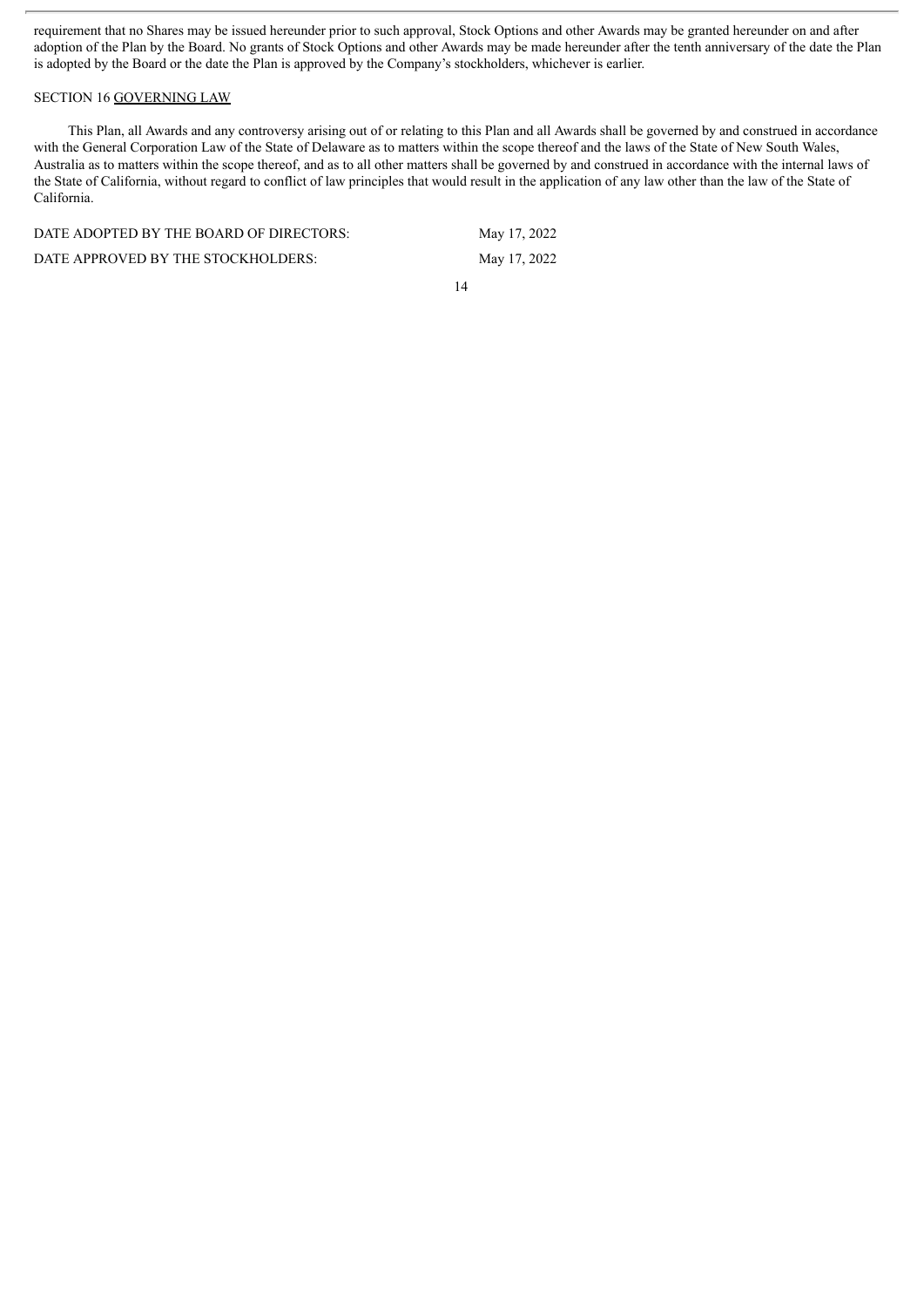requirement that no Shares may be issued hereunder prior to such approval, Stock Options and other Awards may be granted hereunder on and after adoption of the Plan by the Board. No grants of Stock Options and other Awards may be made hereunder after the tenth anniversary of the date the Plan is adopted by the Board or the date the Plan is approved by the Company's stockholders, whichever is earlier.

SECTION 16 GOVERNING LAW

This Plan, all Awards and any controversy arising out of or relating to this Plan and all Awards shall be governed by and construed in accordance with the General Corporation Law of the State of Delaware as to matters within the scope thereof and the laws of the State of New South Wales, Australia as to matters within the scope thereof, and as to all other matters shall be governed by and construed in accordance with the internal laws of the State of California, without regard to conflict of law principles that would result in the application of any law other than the law of the State of California.

| | |
|---|---|
| DATE ADOPTED BY THE BOARD OF DIRECTORS: | May 17, 2022 |
| DATE APPROVED BY THE STOCKHOLDERS: | May 17, 2022 |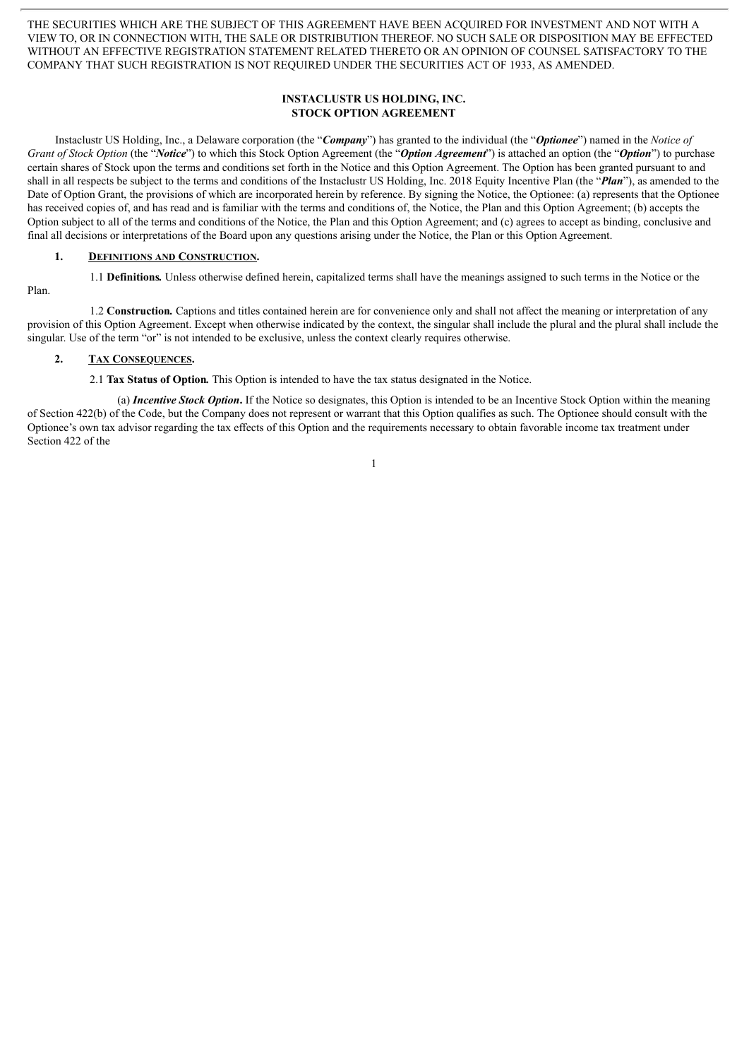THE SECURITIES WHICH ARE THE SUBJECT OF THIS AGREEMENT HAVE BEEN ACQUIRED FOR INVESTMENT AND NOT WITH A VIEW TO, OR IN CONNECTION WITH, THE SALE OR DISTRIBUTION THEREOF. NO SUCH SALE OR DISPOSITION MAY BE EFFECTED WITHOUT AN EFFECTIVE REGISTRATION STATEMENT RELATED THERETO OR AN OPINION OF COUNSEL SATISFACTORY TO THE COMPANY THAT SUCH REGISTRATION IS NOT REQUIRED UNDER THE SECURITIES ACT OF 1933, AS AMENDED.

# INSTACLUSTR US HOLDING, INC.
# STOCK OPTION AGREEMENT

Instaclustr US Holding, Inc., a Delaware corporation (the "***Company***") has granted to the individual (the "***Optionee***") named in the *Notice of Grant of Stock Option* (the "***Notice***") to which this Stock Option Agreement (the "***Option Agreement***") is attached an option (the "***Option***") to purchase certain shares of Stock upon the terms and conditions set forth in the Notice and this Option Agreement. The Option has been granted pursuant to and shall in all respects be subject to the terms and conditions of the Instaclustr US Holding, Inc. 2018 Equity Incentive Plan (the "***Plan***"), as amended to the Date of Option Grant, the provisions of which are incorporated herein by reference. By signing the Notice, the Optionee: (a) represents that the Optionee has received copies of, and has read and is familiar with the terms and conditions of, the Notice, the Plan and this Option Agreement; (b) accepts the Option subject to all of the terms and conditions of the Notice, the Plan and this Option Agreement; and (c) agrees to accept as binding, conclusive and final all decisions or interpretations of the Board upon any questions arising under the Notice, the Plan or this Option Agreement.

**1. DEFINITIONS AND CONSTRUCTION.**

1.1 **Definitions.** Unless otherwise defined herein, capitalized terms shall have the meanings assigned to such terms in the Notice or the Plan.

1.2 **Construction.** Captions and titles contained herein are for convenience only and shall not affect the meaning or interpretation of any provision of this Option Agreement. Except when otherwise indicated by the context, the singular shall include the plural and the plural shall include the singular. Use of the term "or" is not intended to be exclusive, unless the context clearly requires otherwise.

**2. TAX CONSEQUENCES.**

2.1 **Tax Status of Option.** This Option is intended to have the tax status designated in the Notice.

(a) ***Incentive Stock Option***. If the Notice so designates, this Option is intended to be an Incentive Stock Option within the meaning of Section 422(b) of the Code, but the Company does not represent or warrant that this Option qualifies as such. The Optionee should consult with the Optionee's own tax advisor regarding the tax effects of this Option and the requirements necessary to obtain favorable income tax treatment under Section 422 of the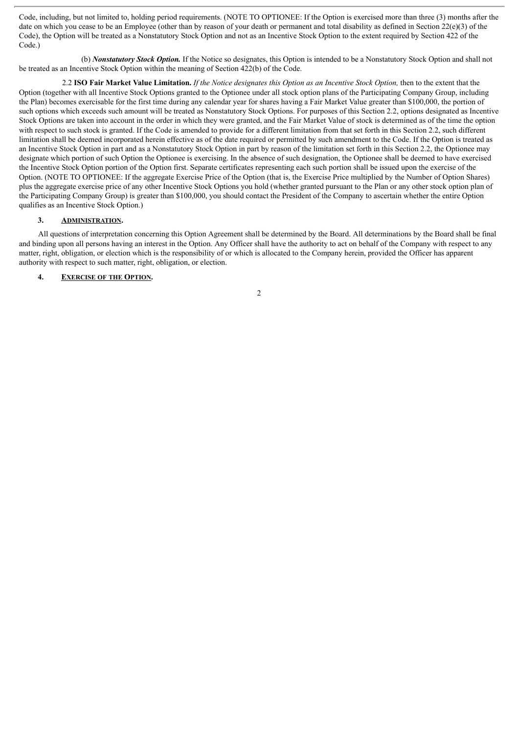Code, including, but not limited to, holding period requirements. (NOTE TO OPTIONEE: If the Option is exercised more than three (3) months after the date on which you cease to be an Employee (other than by reason of your death or permanent and total disability as defined in Section 22(e)(3) of the Code), the Option will be treated as a Nonstatutory Stock Option and not as an Incentive Stock Option to the extent required by Section 422 of the Code.)

(b) ***Nonstatutory Stock Option.*** If the Notice so designates, this Option is intended to be a Nonstatutory Stock Option and shall not be treated as an Incentive Stock Option within the meaning of Section 422(b) of the Code.

2.2 **ISO Fair Market Value Limitation.** *If the Notice designates this Option as an Incentive Stock Option,* then to the extent that the Option (together with all Incentive Stock Options granted to the Optionee under all stock option plans of the Participating Company Group, including the Plan) becomes exercisable for the first time during any calendar year for shares having a Fair Market Value greater than $100,000, the portion of such options which exceeds such amount will be treated as Nonstatutory Stock Options. For purposes of this Section 2.2, options designated as Incentive Stock Options are taken into account in the order in which they were granted, and the Fair Market Value of stock is determined as of the time the option with respect to such stock is granted. If the Code is amended to provide for a different limitation from that set forth in this Section 2.2, such different limitation shall be deemed incorporated herein effective as of the date required or permitted by such amendment to the Code. If the Option is treated as an Incentive Stock Option in part and as a Nonstatutory Stock Option in part by reason of the limitation set forth in this Section 2.2, the Optionee may designate which portion of such Option the Optionee is exercising. In the absence of such designation, the Optionee shall be deemed to have exercised the Incentive Stock Option portion of the Option first. Separate certificates representing each such portion shall be issued upon the exercise of the Option. (NOTE TO OPTIONEE: If the aggregate Exercise Price of the Option (that is, the Exercise Price multiplied by the Number of Option Shares) plus the aggregate exercise price of any other Incentive Stock Options you hold (whether granted pursuant to the Plan or any other stock option plan of the Participating Company Group) is greater than $100,000, you should contact the President of the Company to ascertain whether the entire Option qualifies as an Incentive Stock Option.)

## 3. Administration.

All questions of interpretation concerning this Option Agreement shall be determined by the Board. All determinations by the Board shall be final and binding upon all persons having an interest in the Option. Any Officer shall have the authority to act on behalf of the Company with respect to any matter, right, obligation, or election which is the responsibility of or which is allocated to the Company herein, provided the Officer has apparent authority with respect to such matter, right, obligation, or election.

## 4. Exercise of the Option.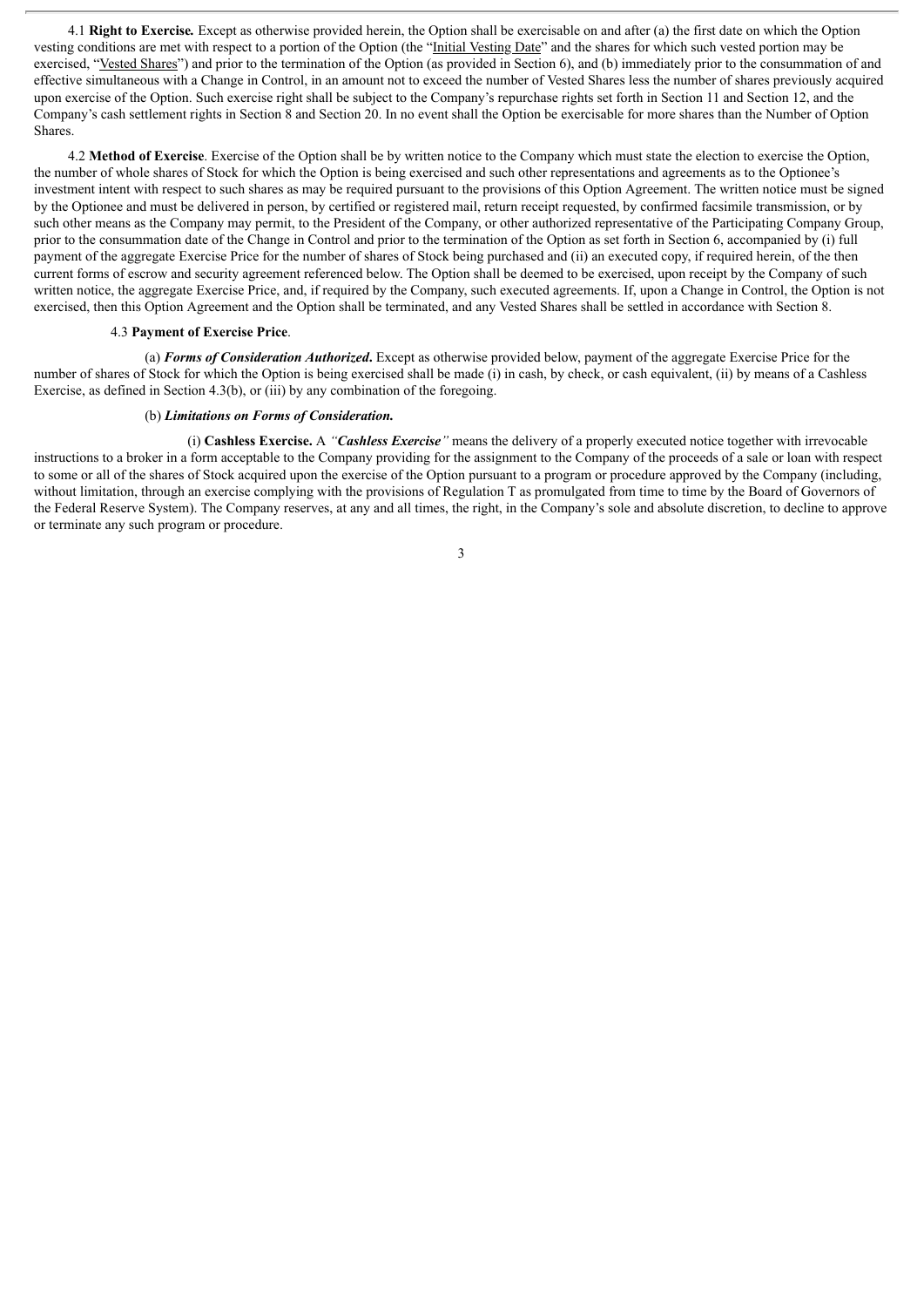4.1 **Right to Exercise.** Except as otherwise provided herein, the Option shall be exercisable on and after (a) the first date on which the Option vesting conditions are met with respect to a portion of the Option (the "Initial Vesting Date" and the shares for which such vested portion may be exercised, "Vested Shares") and prior to the termination of the Option (as provided in Section 6), and (b) immediately prior to the consummation of and effective simultaneous with a Change in Control, in an amount not to exceed the number of Vested Shares less the number of shares previously acquired upon exercise of the Option. Such exercise right shall be subject to the Company's repurchase rights set forth in Section 11 and Section 12, and the Company's cash settlement rights in Section 8 and Section 20. In no event shall the Option be exercisable for more shares than the Number of Option Shares.

4.2 **Method of Exercise**. Exercise of the Option shall be by written notice to the Company which must state the election to exercise the Option, the number of whole shares of Stock for which the Option is being exercised and such other representations and agreements as to the Optionee's investment intent with respect to such shares as may be required pursuant to the provisions of this Option Agreement. The written notice must be signed by the Optionee and must be delivered in person, by certified or registered mail, return receipt requested, by confirmed facsimile transmission, or by such other means as the Company may permit, to the President of the Company, or other authorized representative of the Participating Company Group, prior to the consummation date of the Change in Control and prior to the termination of the Option as set forth in Section 6, accompanied by (i) full payment of the aggregate Exercise Price for the number of shares of Stock being purchased and (ii) an executed copy, if required herein, of the then current forms of escrow and security agreement referenced below. The Option shall be deemed to be exercised, upon receipt by the Company of such written notice, the aggregate Exercise Price, and, if required by the Company, such executed agreements. If, upon a Change in Control, the Option is not exercised, then this Option Agreement and the Option shall be terminated, and any Vested Shares shall be settled in accordance with Section 8.

4.3 **Payment of Exercise Price**.

(a) ***Forms of Consideration Authorized*.** Except as otherwise provided below, payment of the aggregate Exercise Price for the number of shares of Stock for which the Option is being exercised shall be made (i) in cash, by check, or cash equivalent, (ii) by means of a Cashless Exercise, as defined in Section 4.3(b), or (iii) by any combination of the foregoing.

(b) ***Limitations on Forms of Consideration.***

(i) **Cashless Exercise.** A ***"Cashless Exercise"*** means the delivery of a properly executed notice together with irrevocable instructions to a broker in a form acceptable to the Company providing for the assignment to the Company of the proceeds of a sale or loan with respect to some or all of the shares of Stock acquired upon the exercise of the Option pursuant to a program or procedure approved by the Company (including, without limitation, through an exercise complying with the provisions of Regulation T as promulgated from time to time by the Board of Governors of the Federal Reserve System). The Company reserves, at any and all times, the right, in the Company's sole and absolute discretion, to decline to approve or terminate any such program or procedure.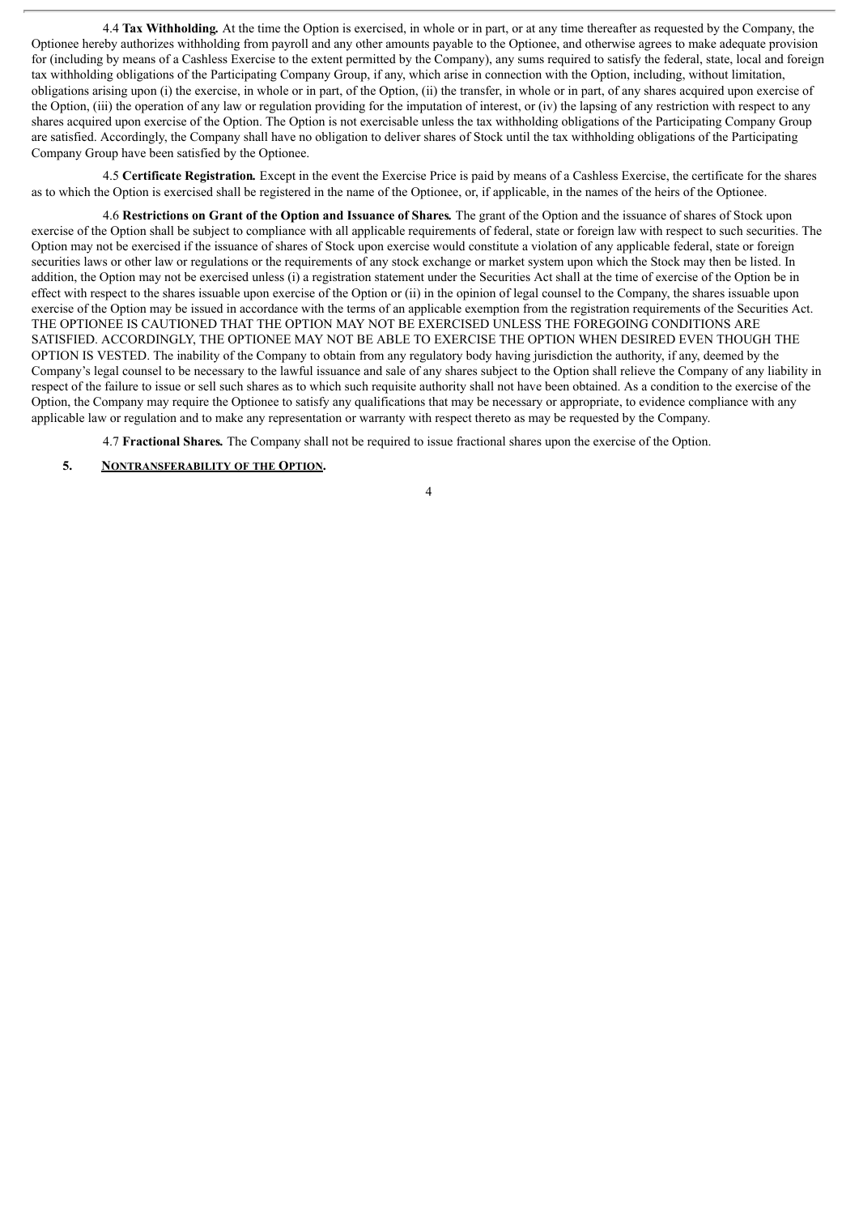4.4 **Tax Withholding.** At the time the Option is exercised, in whole or in part, or at any time thereafter as requested by the Company, the Optionee hereby authorizes withholding from payroll and any other amounts payable to the Optionee, and otherwise agrees to make adequate provision for (including by means of a Cashless Exercise to the extent permitted by the Company), any sums required to satisfy the federal, state, local and foreign tax withholding obligations of the Participating Company Group, if any, which arise in connection with the Option, including, without limitation, obligations arising upon (i) the exercise, in whole or in part, of the Option, (ii) the transfer, in whole or in part, of any shares acquired upon exercise of the Option, (iii) the operation of any law or regulation providing for the imputation of interest, or (iv) the lapsing of any restriction with respect to any shares acquired upon exercise of the Option. The Option is not exercisable unless the tax withholding obligations of the Participating Company Group are satisfied. Accordingly, the Company shall have no obligation to deliver shares of Stock until the tax withholding obligations of the Participating Company Group have been satisfied by the Optionee.

4.5 **Certificate Registration.** Except in the event the Exercise Price is paid by means of a Cashless Exercise, the certificate for the shares as to which the Option is exercised shall be registered in the name of the Optionee, or, if applicable, in the names of the heirs of the Optionee.

4.6 **Restrictions on Grant of the Option and Issuance of Shares.** The grant of the Option and the issuance of shares of Stock upon exercise of the Option shall be subject to compliance with all applicable requirements of federal, state or foreign law with respect to such securities. The Option may not be exercised if the issuance of shares of Stock upon exercise would constitute a violation of any applicable federal, state or foreign securities laws or other law or regulations or the requirements of any stock exchange or market system upon which the Stock may then be listed. In addition, the Option may not be exercised unless (i) a registration statement under the Securities Act shall at the time of exercise of the Option be in effect with respect to the shares issuable upon exercise of the Option or (ii) in the opinion of legal counsel to the Company, the shares issuable upon exercise of the Option may be issued in accordance with the terms of an applicable exemption from the registration requirements of the Securities Act. THE OPTIONEE IS CAUTIONED THAT THE OPTION MAY NOT BE EXERCISED UNLESS THE FOREGOING CONDITIONS ARE SATISFIED. ACCORDINGLY, THE OPTIONEE MAY NOT BE ABLE TO EXERCISE THE OPTION WHEN DESIRED EVEN THOUGH THE OPTION IS VESTED. The inability of the Company to obtain from any regulatory body having jurisdiction the authority, if any, deemed by the Company's legal counsel to be necessary to the lawful issuance and sale of any shares subject to the Option shall relieve the Company of any liability in respect of the failure to issue or sell such shares as to which such requisite authority shall not have been obtained. As a condition to the exercise of the Option, the Company may require the Optionee to satisfy any qualifications that may be necessary or appropriate, to evidence compliance with any applicable law or regulation and to make any representation or warranty with respect thereto as may be requested by the Company.

4.7 **Fractional Shares.** The Company shall not be required to issue fractional shares upon the exercise of the Option.

**5. NONTRANSFERABILITY OF THE OPTION.**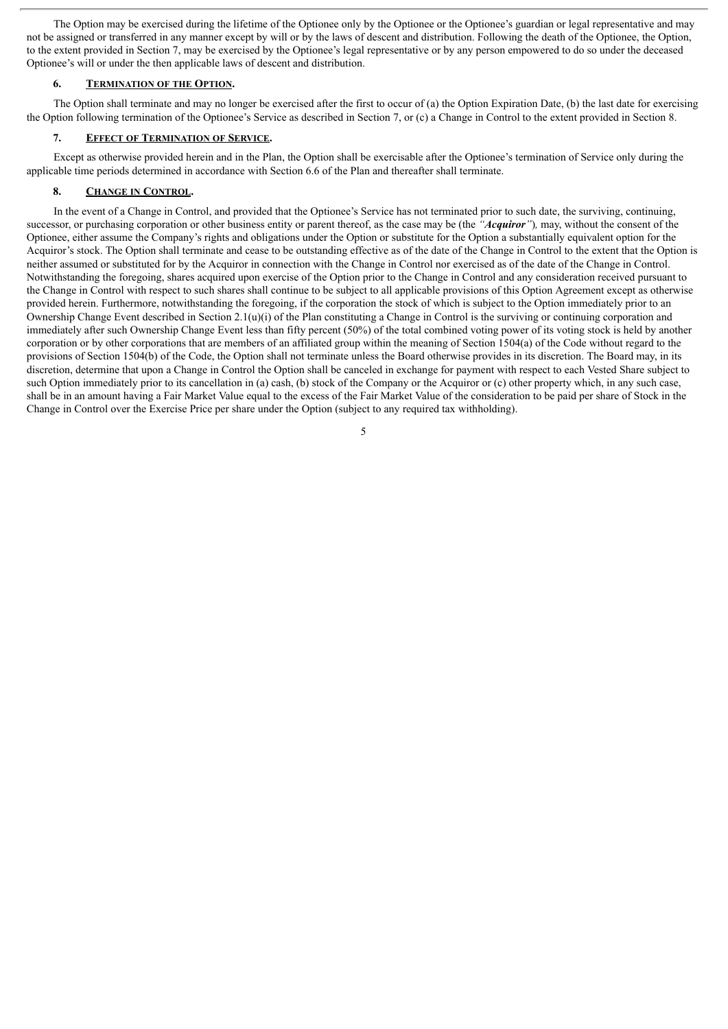The Option may be exercised during the lifetime of the Optionee only by the Optionee or the Optionee's guardian or legal representative and may not be assigned or transferred in any manner except by will or by the laws of descent and distribution. Following the death of the Optionee, the Option, to the extent provided in Section 7, may be exercised by the Optionee's legal representative or by any person empowered to do so under the deceased Optionee's will or under the then applicable laws of descent and distribution.

### 6. TERMINATION OF THE OPTION.

The Option shall terminate and may no longer be exercised after the first to occur of (a) the Option Expiration Date, (b) the last date for exercising the Option following termination of the Optionee's Service as described in Section 7, or (c) a Change in Control to the extent provided in Section 8.

### 7. EFFECT OF TERMINATION OF SERVICE.

Except as otherwise provided herein and in the Plan, the Option shall be exercisable after the Optionee's termination of Service only during the applicable time periods determined in accordance with Section 6.6 of the Plan and thereafter shall terminate.

### 8. CHANGE IN CONTROL.

In the event of a Change in Control, and provided that the Optionee's Service has not terminated prior to such date, the surviving, continuing, successor, or purchasing corporation or other business entity or parent thereof, as the case may be (the *"**Acquiror**"*), may, without the consent of the Optionee, either assume the Company's rights and obligations under the Option or substitute for the Option a substantially equivalent option for the Acquiror's stock. The Option shall terminate and cease to be outstanding effective as of the date of the Change in Control to the extent that the Option is neither assumed or substituted for by the Acquiror in connection with the Change in Control nor exercised as of the date of the Change in Control. Notwithstanding the foregoing, shares acquired upon exercise of the Option prior to the Change in Control and any consideration received pursuant to the Change in Control with respect to such shares shall continue to be subject to all applicable provisions of this Option Agreement except as otherwise provided herein. Furthermore, notwithstanding the foregoing, if the corporation the stock of which is subject to the Option immediately prior to an Ownership Change Event described in Section 2.1(u)(i) of the Plan constituting a Change in Control is the surviving or continuing corporation and immediately after such Ownership Change Event less than fifty percent (50%) of the total combined voting power of its voting stock is held by another corporation or by other corporations that are members of an affiliated group within the meaning of Section 1504(a) of the Code without regard to the provisions of Section 1504(b) of the Code, the Option shall not terminate unless the Board otherwise provides in its discretion. The Board may, in its discretion, determine that upon a Change in Control the Option shall be canceled in exchange for payment with respect to each Vested Share subject to such Option immediately prior to its cancellation in (a) cash, (b) stock of the Company or the Acquiror or (c) other property which, in any such case, shall be in an amount having a Fair Market Value equal to the excess of the Fair Market Value of the consideration to be paid per share of Stock in the Change in Control over the Exercise Price per share under the Option (subject to any required tax withholding).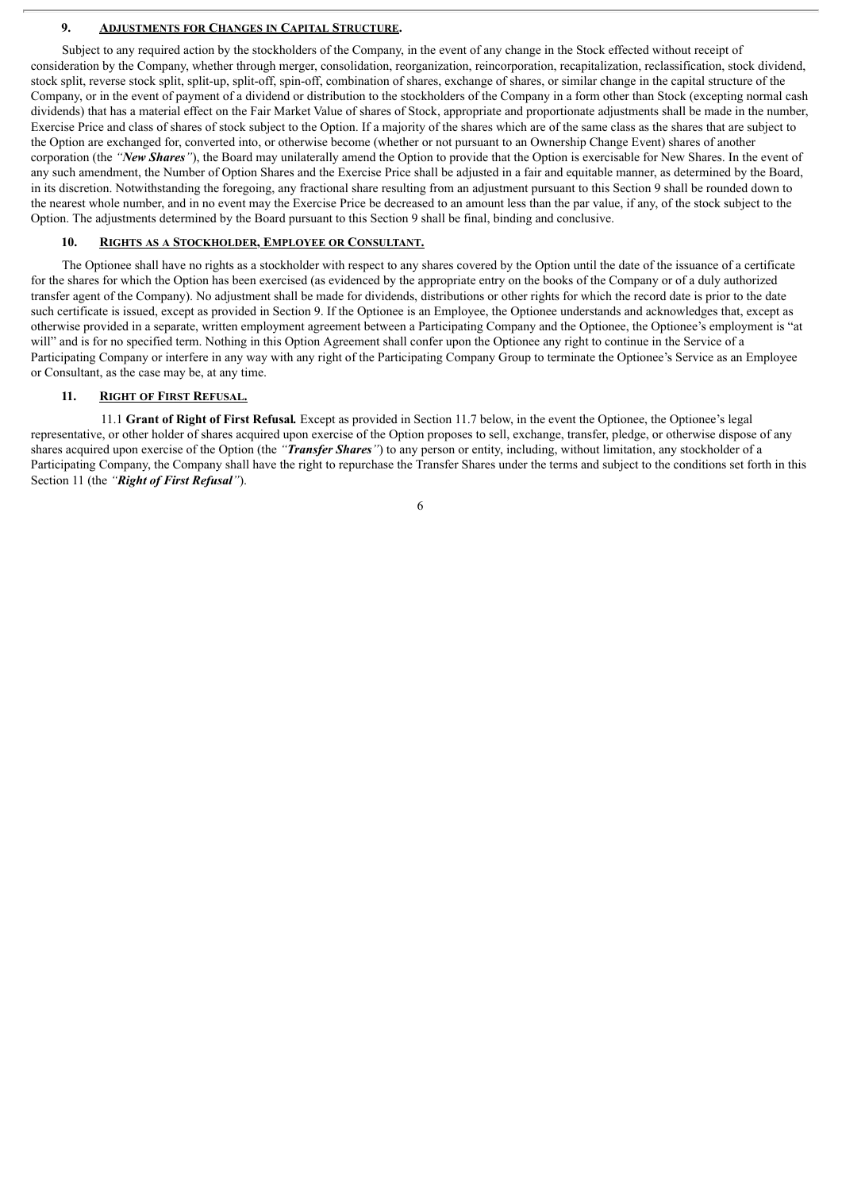## 9. <u>Adjustments for Changes in Capital Structure</u>.

Subject to any required action by the stockholders of the Company, in the event of any change in the Stock effected without receipt of consideration by the Company, whether through merger, consolidation, reorganization, reincorporation, recapitalization, reclassification, stock dividend, stock split, reverse stock split, split-up, split-off, spin-off, combination of shares, exchange of shares, or similar change in the capital structure of the Company, or in the event of payment of a dividend or distribution to the stockholders of the Company in a form other than Stock (excepting normal cash dividends) that has a material effect on the Fair Market Value of shares of Stock, appropriate and proportionate adjustments shall be made in the number, Exercise Price and class of shares of stock subject to the Option. If a majority of the shares which are of the same class as the shares that are subject to the Option are exchanged for, converted into, or otherwise become (whether or not pursuant to an Ownership Change Event) shares of another corporation (the *"**New Shares**"*), the Board may unilaterally amend the Option to provide that the Option is exercisable for New Shares. In the event of any such amendment, the Number of Option Shares and the Exercise Price shall be adjusted in a fair and equitable manner, as determined by the Board, in its discretion. Notwithstanding the foregoing, any fractional share resulting from an adjustment pursuant to this Section 9 shall be rounded down to the nearest whole number, and in no event may the Exercise Price be decreased to an amount less than the par value, if any, of the stock subject to the Option. The adjustments determined by the Board pursuant to this Section 9 shall be final, binding and conclusive.

## 10. <u>Rights as a Stockholder, Employee or Consultant.</u>

The Optionee shall have no rights as a stockholder with respect to any shares covered by the Option until the date of the issuance of a certificate for the shares for which the Option has been exercised (as evidenced by the appropriate entry on the books of the Company or of a duly authorized transfer agent of the Company). No adjustment shall be made for dividends, distributions or other rights for which the record date is prior to the date such certificate is issued, except as provided in Section 9. If the Optionee is an Employee, the Optionee understands and acknowledges that, except as otherwise provided in a separate, written employment agreement between a Participating Company and the Optionee, the Optionee's employment is "at will" and is for no specified term. Nothing in this Option Agreement shall confer upon the Optionee any right to continue in the Service of a Participating Company or interfere in any way with any right of the Participating Company Group to terminate the Optionee's Service as an Employee or Consultant, as the case may be, at any time.

## 11. <u>Right of First Refusal.</u>

11.1 **Grant of Right of First Refusal.** Except as provided in Section 11.7 below, in the event the Optionee, the Optionee's legal representative, or other holder of shares acquired upon exercise of the Option proposes to sell, exchange, transfer, pledge, or otherwise dispose of any shares acquired upon exercise of the Option (the *"**Transfer Shares**"*) to any person or entity, including, without limitation, any stockholder of a Participating Company, the Company shall have the right to repurchase the Transfer Shares under the terms and subject to the conditions set forth in this Section 11 (the *"**Right of First Refusal**"*).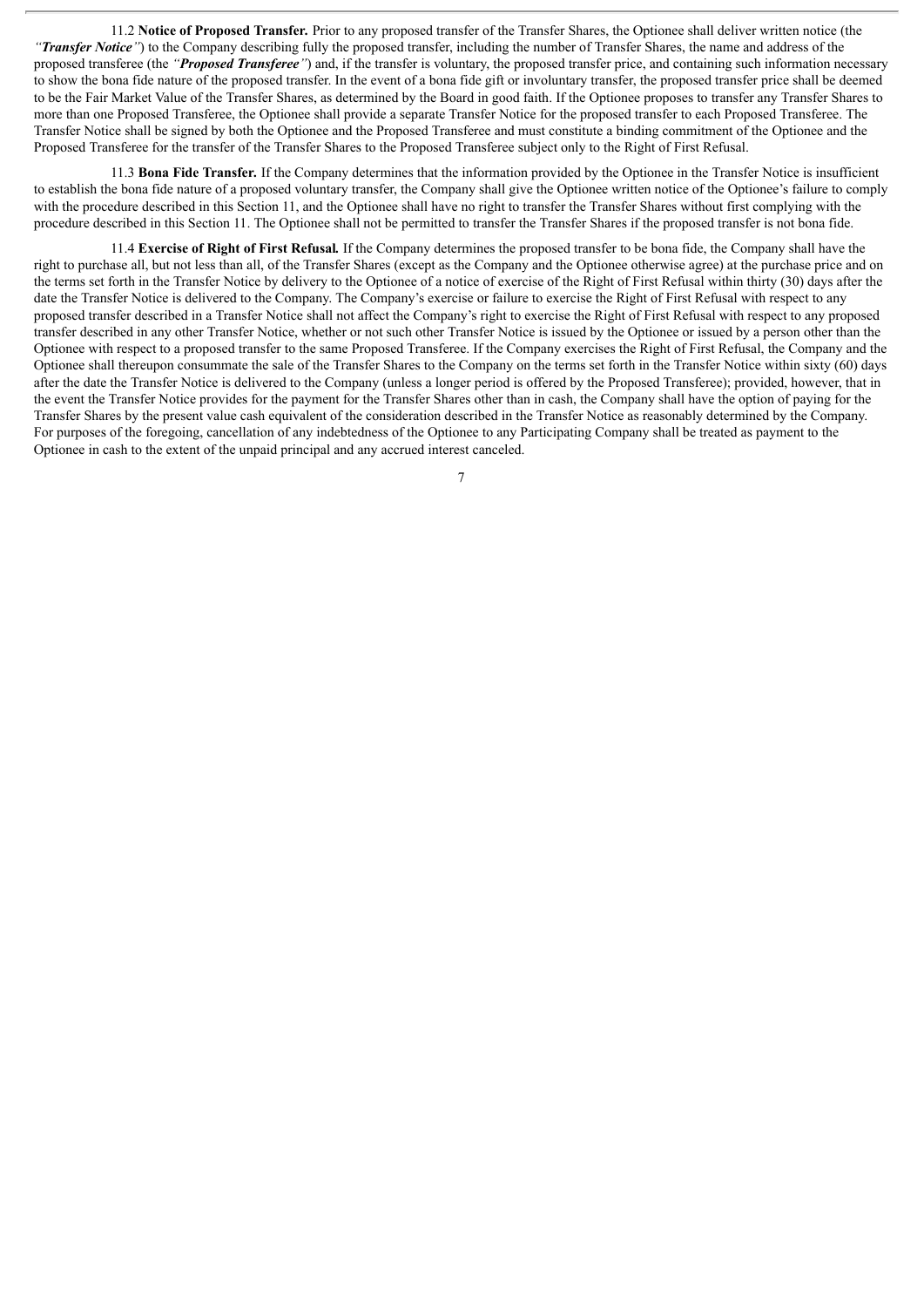11.2 **Notice of Proposed Transfer.** Prior to any proposed transfer of the Transfer Shares, the Optionee shall deliver written notice (the *"**Transfer Notice**"*) to the Company describing fully the proposed transfer, including the number of Transfer Shares, the name and address of the proposed transferee (the *"**Proposed Transferee**"*) and, if the transfer is voluntary, the proposed transfer price, and containing such information necessary to show the bona fide nature of the proposed transfer. In the event of a bona fide gift or involuntary transfer, the proposed transfer price shall be deemed to be the Fair Market Value of the Transfer Shares, as determined by the Board in good faith. If the Optionee proposes to transfer any Transfer Shares to more than one Proposed Transferee, the Optionee shall provide a separate Transfer Notice for the proposed transfer to each Proposed Transferee. The Transfer Notice shall be signed by both the Optionee and the Proposed Transferee and must constitute a binding commitment of the Optionee and the Proposed Transferee for the transfer of the Transfer Shares to the Proposed Transferee subject only to the Right of First Refusal.

11.3 **Bona Fide Transfer.** If the Company determines that the information provided by the Optionee in the Transfer Notice is insufficient to establish the bona fide nature of a proposed voluntary transfer, the Company shall give the Optionee written notice of the Optionee's failure to comply with the procedure described in this Section 11, and the Optionee shall have no right to transfer the Transfer Shares without first complying with the procedure described in this Section 11. The Optionee shall not be permitted to transfer the Transfer Shares if the proposed transfer is not bona fide.

11.4 ***Exercise of Right of First Refusal.*** If the Company determines the proposed transfer to be bona fide, the Company shall have the right to purchase all, but not less than all, of the Transfer Shares (except as the Company and the Optionee otherwise agree) at the purchase price and on the terms set forth in the Transfer Notice by delivery to the Optionee of a notice of exercise of the Right of First Refusal within thirty (30) days after the date the Transfer Notice is delivered to the Company. The Company's exercise or failure to exercise the Right of First Refusal with respect to any proposed transfer described in a Transfer Notice shall not affect the Company's right to exercise the Right of First Refusal with respect to any proposed transfer described in any other Transfer Notice, whether or not such other Transfer Notice is issued by the Optionee or issued by a person other than the Optionee with respect to a proposed transfer to the same Proposed Transferee. If the Company exercises the Right of First Refusal, the Company and the Optionee shall thereupon consummate the sale of the Transfer Shares to the Company on the terms set forth in the Transfer Notice within sixty (60) days after the date the Transfer Notice is delivered to the Company (unless a longer period is offered by the Proposed Transferee); provided, however, that in the event the Transfer Notice provides for the payment for the Transfer Shares other than in cash, the Company shall have the option of paying for the Transfer Shares by the present value cash equivalent of the consideration described in the Transfer Notice as reasonably determined by the Company. For purposes of the foregoing, cancellation of any indebtedness of the Optionee to any Participating Company shall be treated as payment to the Optionee in cash to the extent of the unpaid principal and any accrued interest canceled.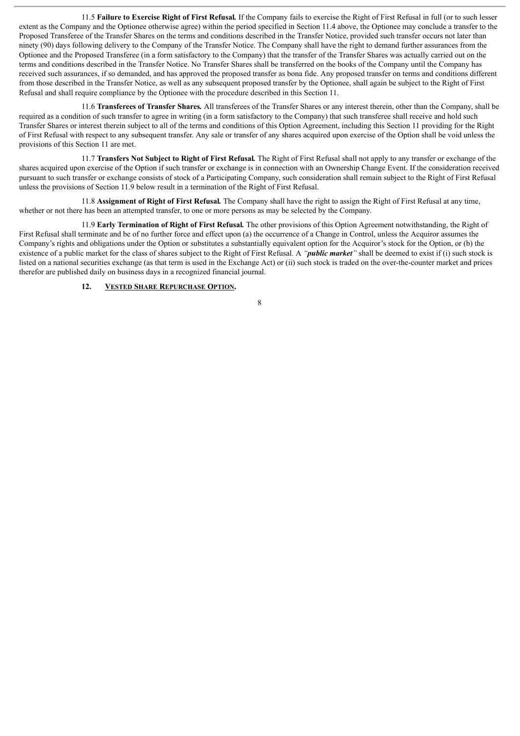11.5 **Failure to Exercise Right of First Refusal.** If the Company fails to exercise the Right of First Refusal in full (or to such lesser extent as the Company and the Optionee otherwise agree) within the period specified in Section 11.4 above, the Optionee may conclude a transfer to the Proposed Transferee of the Transfer Shares on the terms and conditions described in the Transfer Notice, provided such transfer occurs not later than ninety (90) days following delivery to the Company of the Transfer Notice. The Company shall have the right to demand further assurances from the Optionee and the Proposed Transferee (in a form satisfactory to the Company) that the transfer of the Transfer Shares was actually carried out on the terms and conditions described in the Transfer Notice. No Transfer Shares shall be transferred on the books of the Company until the Company has received such assurances, if so demanded, and has approved the proposed transfer as bona fide. Any proposed transfer on terms and conditions different from those described in the Transfer Notice, as well as any subsequent proposed transfer by the Optionee, shall again be subject to the Right of First Refusal and shall require compliance by the Optionee with the procedure described in this Section 11.

11.6 **Transferees of Transfer Shares.** All transferees of the Transfer Shares or any interest therein, other than the Company, shall be required as a condition of such transfer to agree in writing (in a form satisfactory to the Company) that such transferee shall receive and hold such Transfer Shares or interest therein subject to all of the terms and conditions of this Option Agreement, including this Section 11 providing for the Right of First Refusal with respect to any subsequent transfer. Any sale or transfer of any shares acquired upon exercise of the Option shall be void unless the provisions of this Section 11 are met.

11.7 **Transfers Not Subject to Right of First Refusal.** The Right of First Refusal shall not apply to any transfer or exchange of the shares acquired upon exercise of the Option if such transfer or exchange is in connection with an Ownership Change Event. If the consideration received pursuant to such transfer or exchange consists of stock of a Participating Company, such consideration shall remain subject to the Right of First Refusal unless the provisions of Section 11.9 below result in a termination of the Right of First Refusal.

11.8 **Assignment of Right of First Refusal.** The Company shall have the right to assign the Right of First Refusal at any time, whether or not there has been an attempted transfer, to one or more persons as may be selected by the Company.

11.9 **Early Termination of Right of First Refusal.** The other provisions of this Option Agreement notwithstanding, the Right of First Refusal shall terminate and be of no further force and effect upon (a) the occurrence of a Change in Control, unless the Acquiror assumes the Company's rights and obligations under the Option or substitutes a substantially equivalent option for the Acquiror's stock for the Option, or (b) the existence of a public market for the class of shares subject to the Right of First Refusal. A *"**public market**"* shall be deemed to exist if (i) such stock is listed on a national securities exchange (as that term is used in the Exchange Act) or (ii) such stock is traded on the over-the-counter market and prices therefor are published daily on business days in a recognized financial journal.

**12. <u>Vested Share Repurchase Option</u>.**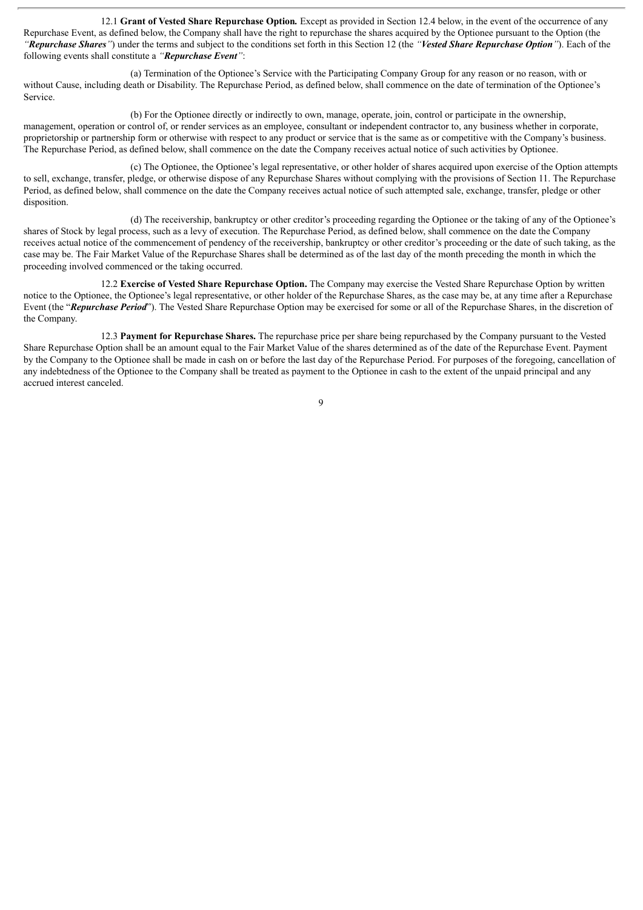12.1 **Grant of Vested Share Repurchase Option.** Except as provided in Section 12.4 below, in the event of the occurrence of any Repurchase Event, as defined below, the Company shall have the right to repurchase the shares acquired by the Optionee pursuant to the Option (the *"**Repurchase Shares**"*) under the terms and subject to the conditions set forth in this Section 12 (the *"**Vested Share Repurchase Option**"*). Each of the following events shall constitute a *"**Repurchase Event**"*:

(a) Termination of the Optionee's Service with the Participating Company Group for any reason or no reason, with or without Cause, including death or Disability. The Repurchase Period, as defined below, shall commence on the date of termination of the Optionee's Service.

(b) For the Optionee directly or indirectly to own, manage, operate, join, control or participate in the ownership, management, operation or control of, or render services as an employee, consultant or independent contractor to, any business whether in corporate, proprietorship or partnership form or otherwise with respect to any product or service that is the same as or competitive with the Company's business. The Repurchase Period, as defined below, shall commence on the date the Company receives actual notice of such activities by Optionee.

(c) The Optionee, the Optionee's legal representative, or other holder of shares acquired upon exercise of the Option attempts to sell, exchange, transfer, pledge, or otherwise dispose of any Repurchase Shares without complying with the provisions of Section 11. The Repurchase Period, as defined below, shall commence on the date the Company receives actual notice of such attempted sale, exchange, transfer, pledge or other disposition.

(d) The receivership, bankruptcy or other creditor's proceeding regarding the Optionee or the taking of any of the Optionee's shares of Stock by legal process, such as a levy of execution. The Repurchase Period, as defined below, shall commence on the date the Company receives actual notice of the commencement of pendency of the receivership, bankruptcy or other creditor's proceeding or the date of such taking, as the case may be. The Fair Market Value of the Repurchase Shares shall be determined as of the last day of the month preceding the month in which the proceeding involved commenced or the taking occurred.

12.2 **Exercise of Vested Share Repurchase Option.** The Company may exercise the Vested Share Repurchase Option by written notice to the Optionee, the Optionee's legal representative, or other holder of the Repurchase Shares, as the case may be, at any time after a Repurchase Event (the "***Repurchase Period***"). The Vested Share Repurchase Option may be exercised for some or all of the Repurchase Shares, in the discretion of the Company.

12.3 **Payment for Repurchase Shares.** The repurchase price per share being repurchased by the Company pursuant to the Vested Share Repurchase Option shall be an amount equal to the Fair Market Value of the shares determined as of the date of the Repurchase Event. Payment by the Company to the Optionee shall be made in cash on or before the last day of the Repurchase Period. For purposes of the foregoing, cancellation of any indebtedness of the Optionee to the Company shall be treated as payment to the Optionee in cash to the extent of the unpaid principal and any accrued interest canceled.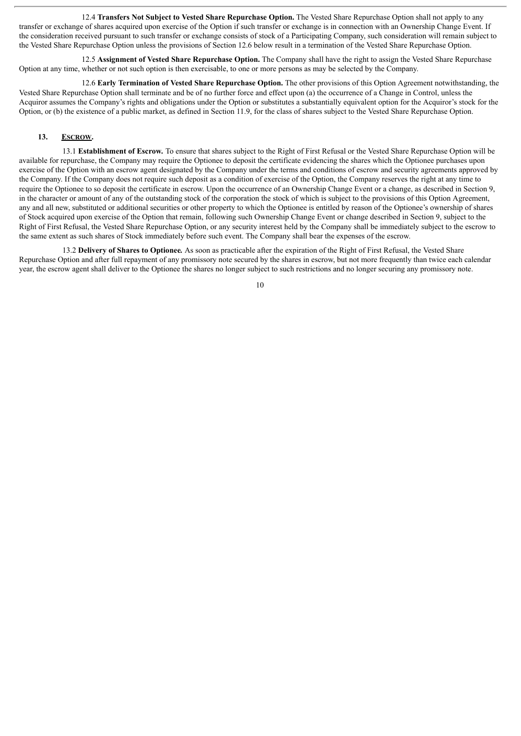12.4 **Transfers Not Subject to Vested Share Repurchase Option.** The Vested Share Repurchase Option shall not apply to any transfer or exchange of shares acquired upon exercise of the Option if such transfer or exchange is in connection with an Ownership Change Event. If the consideration received pursuant to such transfer or exchange consists of stock of a Participating Company, such consideration will remain subject to the Vested Share Repurchase Option unless the provisions of Section 12.6 below result in a termination of the Vested Share Repurchase Option.

12.5 **Assignment of Vested Share Repurchase Option.** The Company shall have the right to assign the Vested Share Repurchase Option at any time, whether or not such option is then exercisable, to one or more persons as may be selected by the Company.

12.6 **Early Termination of Vested Share Repurchase Option.** The other provisions of this Option Agreement notwithstanding, the Vested Share Repurchase Option shall terminate and be of no further force and effect upon (a) the occurrence of a Change in Control, unless the Acquiror assumes the Company's rights and obligations under the Option or substitutes a substantially equivalent option for the Acquiror's stock for the Option, or (b) the existence of a public market, as defined in Section 11.9, for the class of shares subject to the Vested Share Repurchase Option.

## 13. Escrow.

13.1 **Establishment of Escrow.** To ensure that shares subject to the Right of First Refusal or the Vested Share Repurchase Option will be available for repurchase, the Company may require the Optionee to deposit the certificate evidencing the shares which the Optionee purchases upon exercise of the Option with an escrow agent designated by the Company under the terms and conditions of escrow and security agreements approved by the Company. If the Company does not require such deposit as a condition of exercise of the Option, the Company reserves the right at any time to require the Optionee to so deposit the certificate in escrow. Upon the occurrence of an Ownership Change Event or a change, as described in Section 9, in the character or amount of any of the outstanding stock of the corporation the stock of which is subject to the provisions of this Option Agreement, any and all new, substituted or additional securities or other property to which the Optionee is entitled by reason of the Optionee's ownership of shares of Stock acquired upon exercise of the Option that remain, following such Ownership Change Event or change described in Section 9, subject to the Right of First Refusal, the Vested Share Repurchase Option, or any security interest held by the Company shall be immediately subject to the escrow to the same extent as such shares of Stock immediately before such event. The Company shall bear the expenses of the escrow.

13.2 **Delivery of Shares to Optionee.** As soon as practicable after the expiration of the Right of First Refusal, the Vested Share Repurchase Option and after full repayment of any promissory note secured by the shares in escrow, but not more frequently than twice each calendar year, the escrow agent shall deliver to the Optionee the shares no longer subject to such restrictions and no longer securing any promissory note.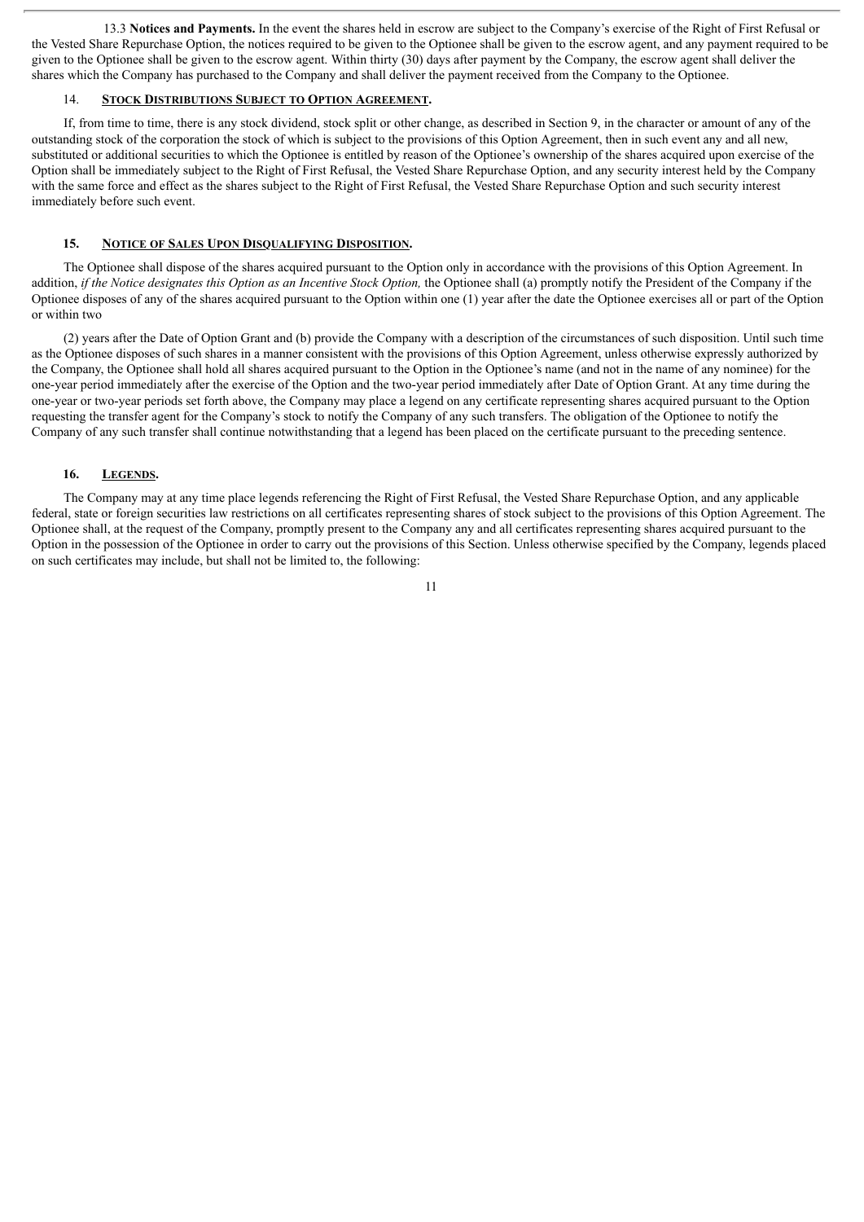13.3 **Notices and Payments.** In the event the shares held in escrow are subject to the Company's exercise of the Right of First Refusal or the Vested Share Repurchase Option, the notices required to be given to the Optionee shall be given to the escrow agent, and any payment required to be given to the Optionee shall be given to the escrow agent. Within thirty (30) days after payment by the Company, the escrow agent shall deliver the shares which the Company has purchased to the Company and shall deliver the payment received from the Company to the Optionee.

## 14. **STOCK DISTRIBUTIONS SUBJECT TO OPTION AGREEMENT.**

If, from time to time, there is any stock dividend, stock split or other change, as described in Section 9, in the character or amount of any of the outstanding stock of the corporation the stock of which is subject to the provisions of this Option Agreement, then in such event any and all new, substituted or additional securities to which the Optionee is entitled by reason of the Optionee's ownership of the shares acquired upon exercise of the Option shall be immediately subject to the Right of First Refusal, the Vested Share Repurchase Option, and any security interest held by the Company with the same force and effect as the shares subject to the Right of First Refusal, the Vested Share Repurchase Option and such security interest immediately before such event.

## 15. **NOTICE OF SALES UPON DISQUALIFYING DISPOSITION.**

The Optionee shall dispose of the shares acquired pursuant to the Option only in accordance with the provisions of this Option Agreement. In addition, *if the Notice designates this Option as an Incentive Stock Option,* the Optionee shall (a) promptly notify the President of the Company if the Optionee disposes of any of the shares acquired pursuant to the Option within one (1) year after the date the Optionee exercises all or part of the Option or within two

(2) years after the Date of Option Grant and (b) provide the Company with a description of the circumstances of such disposition. Until such time as the Optionee disposes of such shares in a manner consistent with the provisions of this Option Agreement, unless otherwise expressly authorized by the Company, the Optionee shall hold all shares acquired pursuant to the Option in the Optionee's name (and not in the name of any nominee) for the one-year period immediately after the exercise of the Option and the two-year period immediately after Date of Option Grant. At any time during the one-year or two-year periods set forth above, the Company may place a legend on any certificate representing shares acquired pursuant to the Option requesting the transfer agent for the Company's stock to notify the Company of any such transfers. The obligation of the Optionee to notify the Company of any such transfer shall continue notwithstanding that a legend has been placed on the certificate pursuant to the preceding sentence.

## 16. **LEGENDS.**

The Company may at any time place legends referencing the Right of First Refusal, the Vested Share Repurchase Option, and any applicable federal, state or foreign securities law restrictions on all certificates representing shares of stock subject to the provisions of this Option Agreement. The Optionee shall, at the request of the Company, promptly present to the Company any and all certificates representing shares acquired pursuant to the Option in the possession of the Optionee in order to carry out the provisions of this Section. Unless otherwise specified by the Company, legends placed on such certificates may include, but shall not be limited to, the following: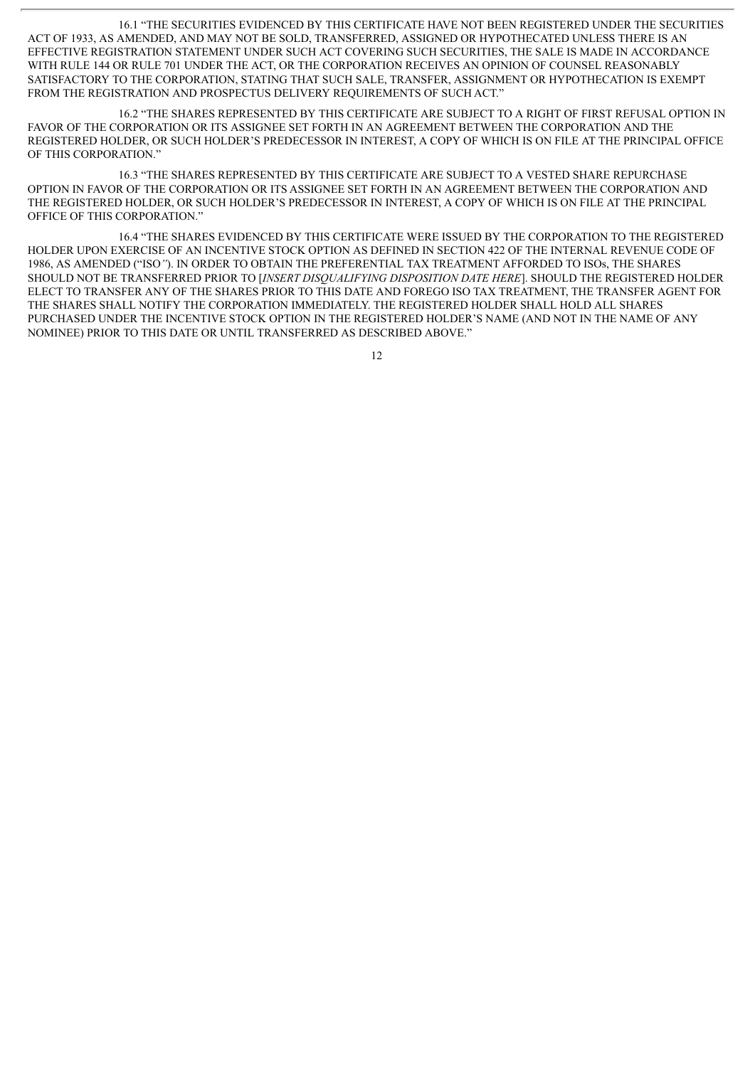16.1 "THE SECURITIES EVIDENCED BY THIS CERTIFICATE HAVE NOT BEEN REGISTERED UNDER THE SECURITIES ACT OF 1933, AS AMENDED, AND MAY NOT BE SOLD, TRANSFERRED, ASSIGNED OR HYPOTHECATED UNLESS THERE IS AN EFFECTIVE REGISTRATION STATEMENT UNDER SUCH ACT COVERING SUCH SECURITIES, THE SALE IS MADE IN ACCORDANCE WITH RULE 144 OR RULE 701 UNDER THE ACT, OR THE CORPORATION RECEIVES AN OPINION OF COUNSEL REASONABLY SATISFACTORY TO THE CORPORATION, STATING THAT SUCH SALE, TRANSFER, ASSIGNMENT OR HYPOTHECATION IS EXEMPT FROM THE REGISTRATION AND PROSPECTUS DELIVERY REQUIREMENTS OF SUCH ACT."

16.2 "THE SHARES REPRESENTED BY THIS CERTIFICATE ARE SUBJECT TO A RIGHT OF FIRST REFUSAL OPTION IN FAVOR OF THE CORPORATION OR ITS ASSIGNEE SET FORTH IN AN AGREEMENT BETWEEN THE CORPORATION AND THE REGISTERED HOLDER, OR SUCH HOLDER'S PREDECESSOR IN INTEREST, A COPY OF WHICH IS ON FILE AT THE PRINCIPAL OFFICE OF THIS CORPORATION."

16.3 "THE SHARES REPRESENTED BY THIS CERTIFICATE ARE SUBJECT TO A VESTED SHARE REPURCHASE OPTION IN FAVOR OF THE CORPORATION OR ITS ASSIGNEE SET FORTH IN AN AGREEMENT BETWEEN THE CORPORATION AND THE REGISTERED HOLDER, OR SUCH HOLDER'S PREDECESSOR IN INTEREST, A COPY OF WHICH IS ON FILE AT THE PRINCIPAL OFFICE OF THIS CORPORATION."

16.4 "THE SHARES EVIDENCED BY THIS CERTIFICATE WERE ISSUED BY THE CORPORATION TO THE REGISTERED HOLDER UPON EXERCISE OF AN INCENTIVE STOCK OPTION AS DEFINED IN SECTION 422 OF THE INTERNAL REVENUE CODE OF 1986, AS AMENDED ("ISO"). IN ORDER TO OBTAIN THE PREFERENTIAL TAX TREATMENT AFFORDED TO ISOs, THE SHARES SHOULD NOT BE TRANSFERRED PRIOR TO [*INSERT DISQUALIFYING DISPOSITION DATE HERE*]. SHOULD THE REGISTERED HOLDER ELECT TO TRANSFER ANY OF THE SHARES PRIOR TO THIS DATE AND FOREGO ISO TAX TREATMENT, THE TRANSFER AGENT FOR THE SHARES SHALL NOTIFY THE CORPORATION IMMEDIATELY. THE REGISTERED HOLDER SHALL HOLD ALL SHARES PURCHASED UNDER THE INCENTIVE STOCK OPTION IN THE REGISTERED HOLDER'S NAME (AND NOT IN THE NAME OF ANY NOMINEE) PRIOR TO THIS DATE OR UNTIL TRANSFERRED AS DESCRIBED ABOVE."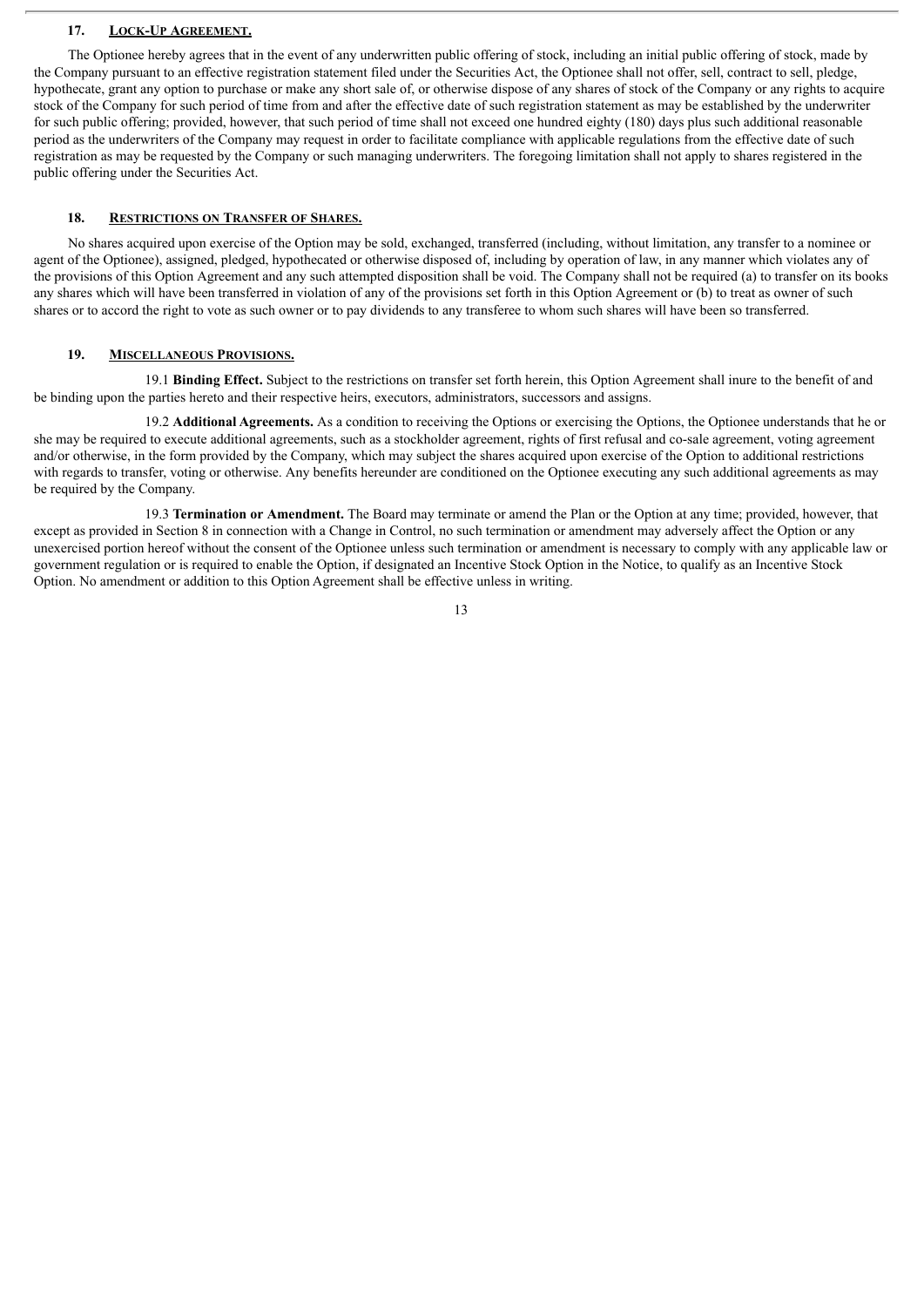## 17. LOCK-UP AGREEMENT.

The Optionee hereby agrees that in the event of any underwritten public offering of stock, including an initial public offering of stock, made by the Company pursuant to an effective registration statement filed under the Securities Act, the Optionee shall not offer, sell, contract to sell, pledge, hypothecate, grant any option to purchase or make any short sale of, or otherwise dispose of any shares of stock of the Company or any rights to acquire stock of the Company for such period of time from and after the effective date of such registration statement as may be established by the underwriter for such public offering; provided, however, that such period of time shall not exceed one hundred eighty (180) days plus such additional reasonable period as the underwriters of the Company may request in order to facilitate compliance with applicable regulations from the effective date of such registration as may be requested by the Company or such managing underwriters. The foregoing limitation shall not apply to shares registered in the public offering under the Securities Act.

## 18. RESTRICTIONS ON TRANSFER OF SHARES.

No shares acquired upon exercise of the Option may be sold, exchanged, transferred (including, without limitation, any transfer to a nominee or agent of the Optionee), assigned, pledged, hypothecated or otherwise disposed of, including by operation of law, in any manner which violates any of the provisions of this Option Agreement and any such attempted disposition shall be void. The Company shall not be required (a) to transfer on its books any shares which will have been transferred in violation of any of the provisions set forth in this Option Agreement or (b) to treat as owner of such shares or to accord the right to vote as such owner or to pay dividends to any transferee to whom such shares will have been so transferred.

## 19. MISCELLANEOUS PROVISIONS.

19.1 **Binding Effect.** Subject to the restrictions on transfer set forth herein, this Option Agreement shall inure to the benefit of and be binding upon the parties hereto and their respective heirs, executors, administrators, successors and assigns.

19.2 **Additional Agreements.** As a condition to receiving the Options or exercising the Options, the Optionee understands that he or she may be required to execute additional agreements, such as a stockholder agreement, rights of first refusal and co-sale agreement, voting agreement and/or otherwise, in the form provided by the Company, which may subject the shares acquired upon exercise of the Option to additional restrictions with regards to transfer, voting or otherwise. Any benefits hereunder are conditioned on the Optionee executing any such additional agreements as may be required by the Company.

19.3 **Termination or Amendment.** The Board may terminate or amend the Plan or the Option at any time; provided, however, that except as provided in Section 8 in connection with a Change in Control, no such termination or amendment may adversely affect the Option or any unexercised portion hereof without the consent of the Optionee unless such termination or amendment is necessary to comply with any applicable law or government regulation or is required to enable the Option, if designated an Incentive Stock Option in the Notice, to qualify as an Incentive Stock Option. No amendment or addition to this Option Agreement shall be effective unless in writing.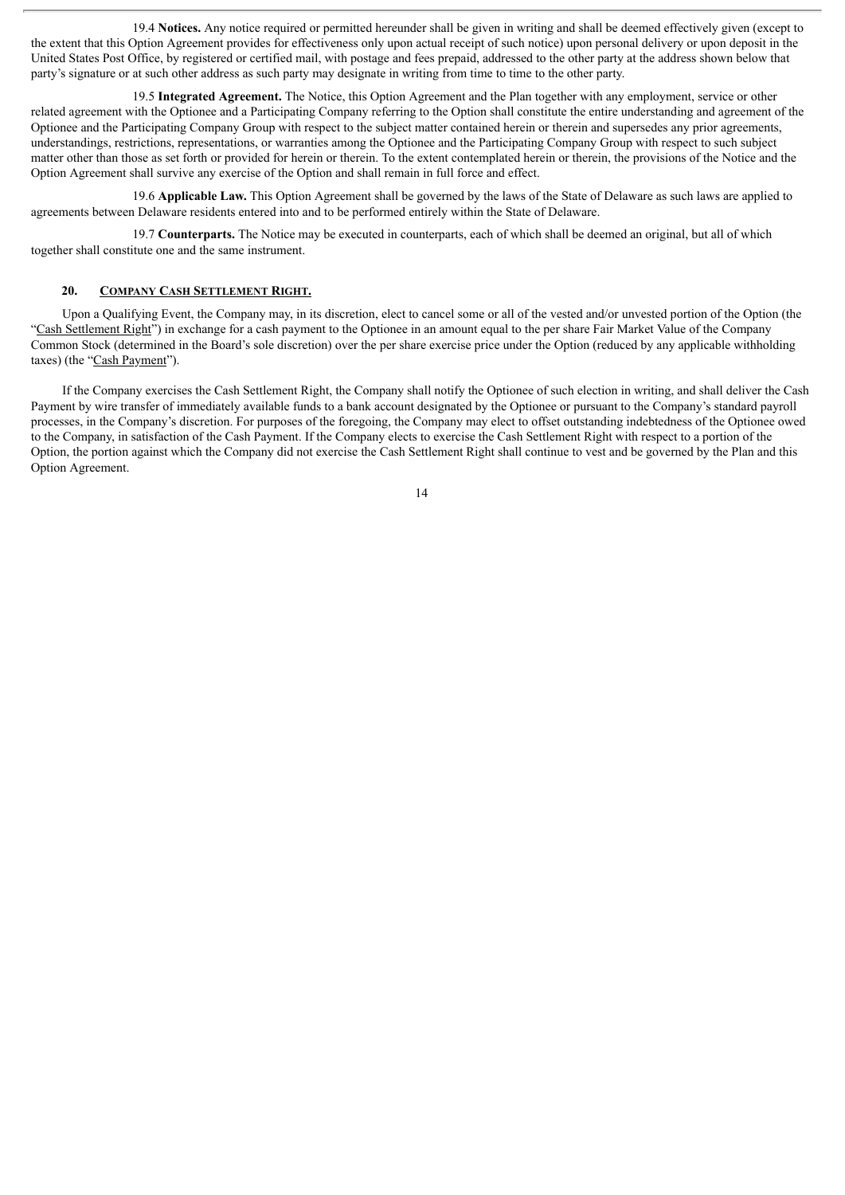19.4 **Notices.** Any notice required or permitted hereunder shall be given in writing and shall be deemed effectively given (except to the extent that this Option Agreement provides for effectiveness only upon actual receipt of such notice) upon personal delivery or upon deposit in the United States Post Office, by registered or certified mail, with postage and fees prepaid, addressed to the other party at the address shown below that party's signature or at such other address as such party may designate in writing from time to time to the other party.

19.5 **Integrated Agreement.** The Notice, this Option Agreement and the Plan together with any employment, service or other related agreement with the Optionee and a Participating Company referring to the Option shall constitute the entire understanding and agreement of the Optionee and the Participating Company Group with respect to the subject matter contained herein or therein and supersedes any prior agreements, understandings, restrictions, representations, or warranties among the Optionee and the Participating Company Group with respect to such subject matter other than those as set forth or provided for herein or therein. To the extent contemplated herein or therein, the provisions of the Notice and the Option Agreement shall survive any exercise of the Option and shall remain in full force and effect.

19.6 **Applicable Law.** This Option Agreement shall be governed by the laws of the State of Delaware as such laws are applied to agreements between Delaware residents entered into and to be performed entirely within the State of Delaware.

19.7 **Counterparts.** The Notice may be executed in counterparts, each of which shall be deemed an original, but all of which together shall constitute one and the same instrument.

## 20. COMPANY CASH SETTLEMENT RIGHT.

Upon a Qualifying Event, the Company may, in its discretion, elect to cancel some or all of the vested and/or unvested portion of the Option (the "Cash Settlement Right") in exchange for a cash payment to the Optionee in an amount equal to the per share Fair Market Value of the Company Common Stock (determined in the Board's sole discretion) over the per share exercise price under the Option (reduced by any applicable withholding taxes) (the "Cash Payment").

If the Company exercises the Cash Settlement Right, the Company shall notify the Optionee of such election in writing, and shall deliver the Cash Payment by wire transfer of immediately available funds to a bank account designated by the Optionee or pursuant to the Company's standard payroll processes, in the Company's discretion. For purposes of the foregoing, the Company may elect to offset outstanding indebtedness of the Optionee owed to the Company, in satisfaction of the Cash Payment. If the Company elects to exercise the Cash Settlement Right with respect to a portion of the Option, the portion against which the Company did not exercise the Cash Settlement Right shall continue to vest and be governed by the Plan and this Option Agreement.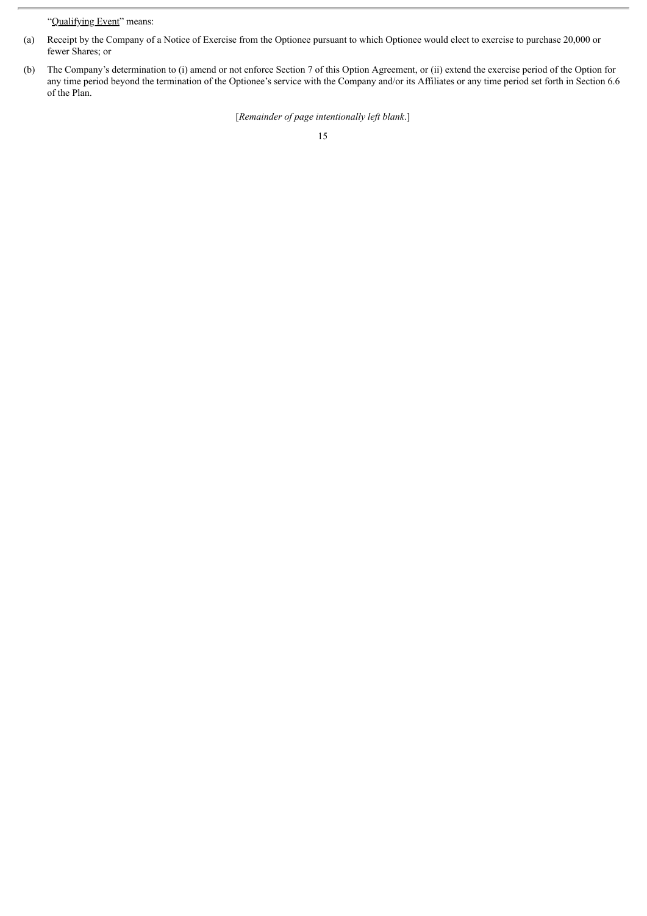"Qualifying Event" means:

(a) Receipt by the Company of a Notice of Exercise from the Optionee pursuant to which Optionee would elect to exercise to purchase 20,000 or fewer Shares; or

(b) The Company's determination to (i) amend or not enforce Section 7 of this Option Agreement, or (ii) extend the exercise period of the Option for any time period beyond the termination of the Optionee's service with the Company and/or its Affiliates or any time period set forth in Section 6.6 of the Plan.

[*Remainder of page intentionally left blank.*]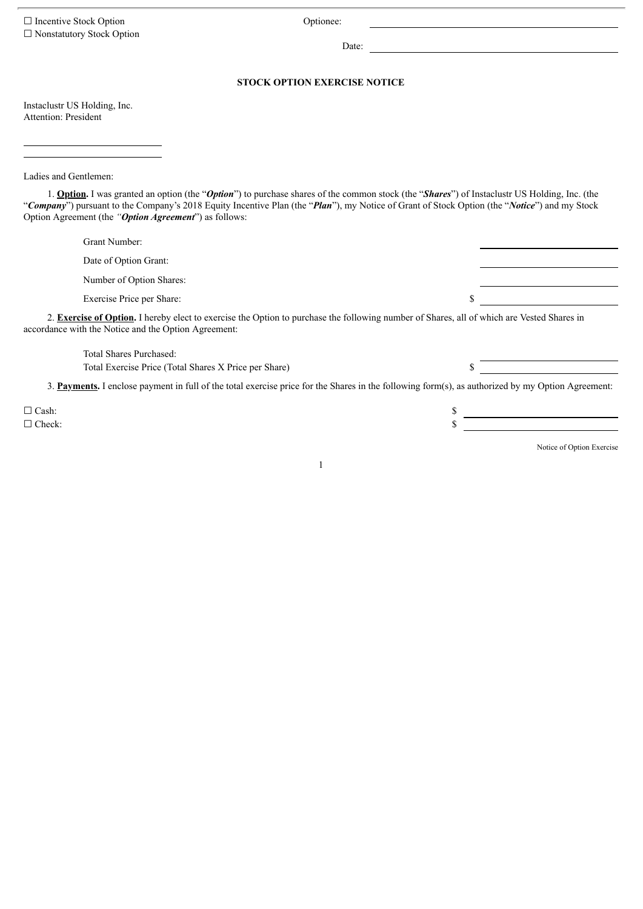☐ Incentive Stock Option
☐ Nonstatutory Stock Option

Optionee: \_\_\_\_\_\_\_\_\_\_\_\_\_\_\_\_\_\_\_\_\_\_\_\_\_\_\_\_

Date: \_\_\_\_\_\_\_\_\_\_\_\_\_\_\_\_\_\_\_\_\_\_\_\_\_\_\_\_

**STOCK OPTION EXERCISE NOTICE**

Instaclustr US Holding, Inc.
Attention: President

\_\_\_\_\_\_\_\_\_\_\_\_\_\_\_\_\_\_\_\_\_\_\_\_\_\_\_\_
\_\_\_\_\_\_\_\_\_\_\_\_\_\_\_\_\_\_\_\_\_\_\_\_\_\_\_\_

Ladies and Gentlemen:

1. **Option.** I was granted an option (the "***Option***") to purchase shares of the common stock (the "***Shares***") of Instaclustr US Holding, Inc. (the "***Company***") pursuant to the Company's 2018 Equity Incentive Plan (the "***Plan***"), my Notice of Grant of Stock Option (the "***Notice***") and my Stock Option Agreement (the "***Option Agreement***") as follows:

| | |
|---|---|
| Grant Number: | \_\_\_\_\_\_\_\_\_\_\_\_\_\_\_\_ |
| Date of Option Grant: | \_\_\_\_\_\_\_\_\_\_\_\_\_\_\_\_ |
| Number of Option Shares: | \_\_\_\_\_\_\_\_\_\_\_\_\_\_\_\_ |
| Exercise Price per Share: | $ \_\_\_\_\_\_\_\_\_\_\_\_\_\_\_\_ |

2. **Exercise of Option.** I hereby elect to exercise the Option to purchase the following number of Shares, all of which are Vested Shares in accordance with the Notice and the Option Agreement:

| | |
|---|---|
| Total Shares Purchased: | \_\_\_\_\_\_\_\_\_\_\_\_\_\_\_\_ |
| Total Exercise Price (Total Shares X Price per Share) | $ \_\_\_\_\_\_\_\_\_\_\_\_\_\_\_\_ |

3. **Payments.** I enclose payment in full of the total exercise price for the Shares in the following form(s), as authorized by my Option Agreement:

| | |
|---|---|
| ☐ Cash: | $ \_\_\_\_\_\_\_\_\_\_\_\_\_\_\_\_ |
| ☐ Check: | $ \_\_\_\_\_\_\_\_\_\_\_\_\_\_\_\_ |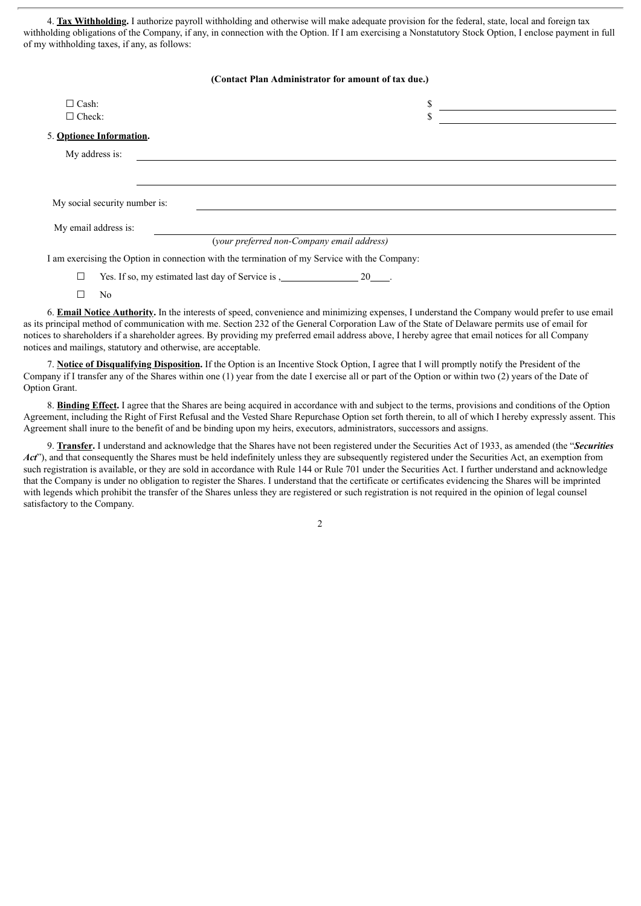4. **Tax Withholding.** I authorize payroll withholding and otherwise will make adequate provision for the federal, state, local and foreign tax withholding obligations of the Company, if any, in connection with the Option. If I am exercising a Nonstatutory Stock Option, I enclose payment in full of my withholding taxes, if any, as follows:

**(Contact Plan Administrator for amount of tax due.)**

☐ Cash: $ ____________________

☐ Check: $ ____________________

5. **Optionee Information.**

My address is: ____________________

____________________

My social security number is: ____________________

My email address is: ____________________

(*your preferred non-Company email address*)

I am exercising the Option in connection with the termination of my Service with the Company:

☐ Yes. If so, my estimated last day of Service is , ________________ 20____.

☐ No

6. **Email Notice Authority.** In the interests of speed, convenience and minimizing expenses, I understand the Company would prefer to use email as its principal method of communication with me. Section 232 of the General Corporation Law of the State of Delaware permits use of email for notices to shareholders if a shareholder agrees. By providing my preferred email address above, I hereby agree that email notices for all Company notices and mailings, statutory and otherwise, are acceptable.

7. **Notice of Disqualifying Disposition.** If the Option is an Incentive Stock Option, I agree that I will promptly notify the President of the Company if I transfer any of the Shares within one (1) year from the date I exercise all or part of the Option or within two (2) years of the Date of Option Grant.

8. **Binding Effect.** I agree that the Shares are being acquired in accordance with and subject to the terms, provisions and conditions of the Option Agreement, including the Right of First Refusal and the Vested Share Repurchase Option set forth therein, to all of which I hereby expressly assent. This Agreement shall inure to the benefit of and be binding upon my heirs, executors, administrators, successors and assigns.

9. **Transfer.** I understand and acknowledge that the Shares have not been registered under the Securities Act of 1933, as amended (the "***Securities Act***"), and that consequently the Shares must be held indefinitely unless they are subsequently registered under the Securities Act, an exemption from such registration is available, or they are sold in accordance with Rule 144 or Rule 701 under the Securities Act. I further understand and acknowledge that the Company is under no obligation to register the Shares. I understand that the certificate or certificates evidencing the Shares will be imprinted with legends which prohibit the transfer of the Shares unless they are registered or such registration is not required in the opinion of legal counsel satisfactory to the Company.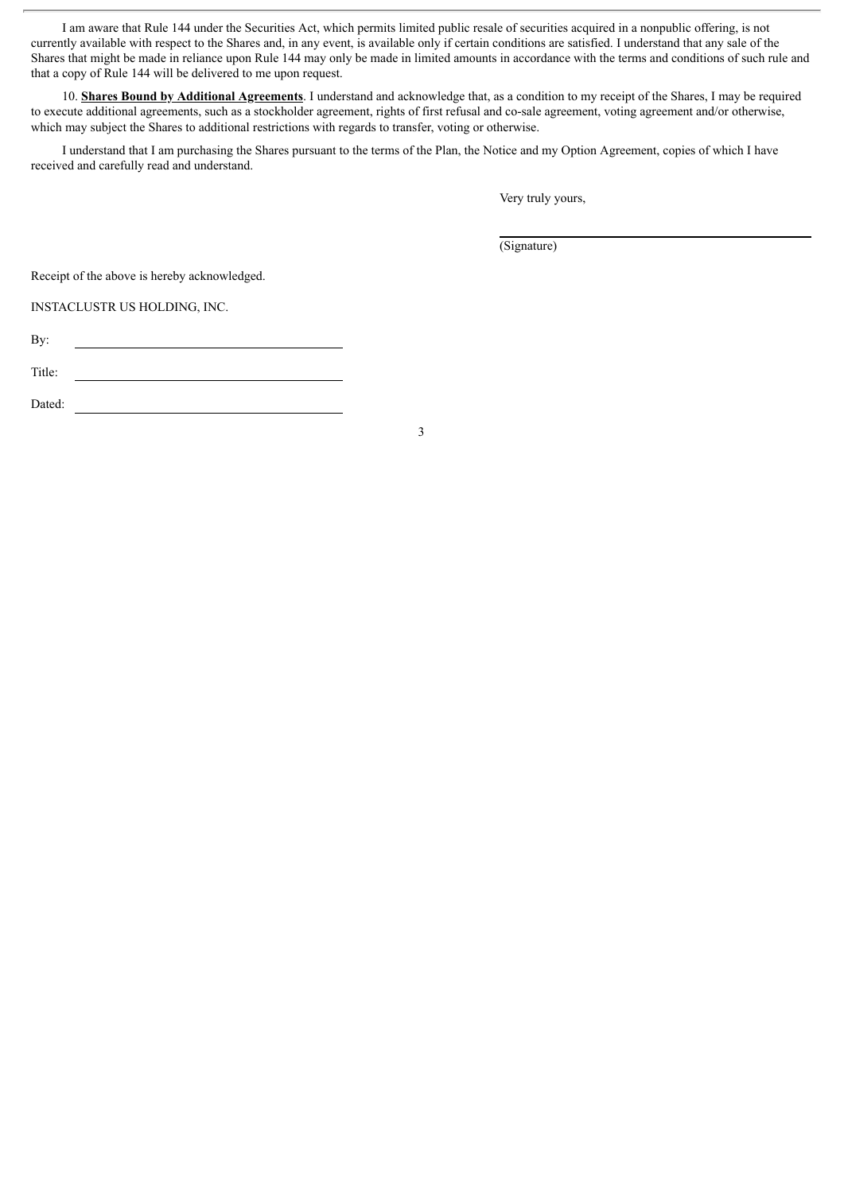I am aware that Rule 144 under the Securities Act, which permits limited public resale of securities acquired in a nonpublic offering, is not currently available with respect to the Shares and, in any event, is available only if certain conditions are satisfied. I understand that any sale of the Shares that might be made in reliance upon Rule 144 may only be made in limited amounts in accordance with the terms and conditions of such rule and that a copy of Rule 144 will be delivered to me upon request.

10. **Shares Bound by Additional Agreements**. I understand and acknowledge that, as a condition to my receipt of the Shares, I may be required to execute additional agreements, such as a stockholder agreement, rights of first refusal and co-sale agreement, voting agreement and/or otherwise, which may subject the Shares to additional restrictions with regards to transfer, voting or otherwise.

I understand that I am purchasing the Shares pursuant to the terms of the Plan, the Notice and my Option Agreement, copies of which I have received and carefully read and understand.

Very truly yours,

\_\_\_\_\_\_\_\_\_\_\_\_\_\_\_\_\_\_\_\_\_\_\_\_\_\_\_\_\_\_\_\_\_\_\_\_\_\_\_\_

(Signature)

Receipt of the above is hereby acknowledged.

INSTACLUSTR US HOLDING, INC.

By: \_\_\_\_\_\_\_\_\_\_\_\_\_\_\_\_\_\_\_\_\_\_\_\_\_\_\_\_\_\_\_\_\_\_\_\_\_\_\_\_

Title: \_\_\_\_\_\_\_\_\_\_\_\_\_\_\_\_\_\_\_\_\_\_\_\_\_\_\_\_\_\_\_\_\_\_\_\_\_\_\_\_

Dated: \_\_\_\_\_\_\_\_\_\_\_\_\_\_\_\_\_\_\_\_\_\_\_\_\_\_\_\_\_\_\_\_\_\_\_\_\_\_\_\_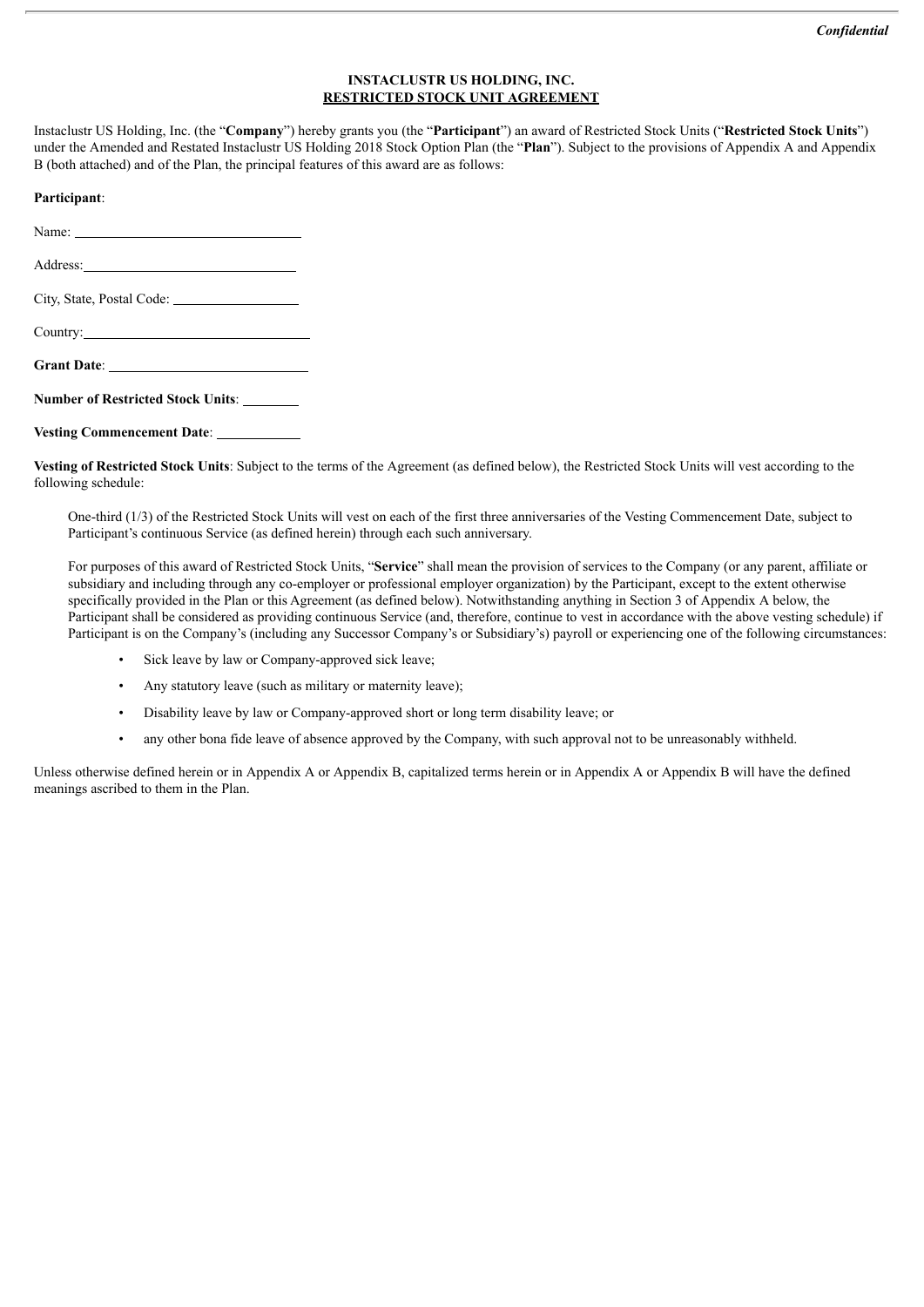*Confidential*

**INSTACLUSTR US HOLDING, INC.**
**RESTRICTED STOCK UNIT AGREEMENT**

Instaclustr US Holding, Inc. (the "**Company**") hereby grants you (the "**Participant**") an award of Restricted Stock Units ("**Restricted Stock Units**") under the Amended and Restated Instaclustr US Holding 2018 Stock Option Plan (the "**Plan**"). Subject to the provisions of Appendix A and Appendix B (both attached) and of the Plan, the principal features of this award are as follows:

**Participant**:

Name: ______________________________

Address: ______________________________

City, State, Postal Code: ________________

Country: ______________________________

**Grant Date**: ____________________________

**Number of Restricted Stock Units**: ________

**Vesting Commencement Date**: ___________

**Vesting of Restricted Stock Units**: Subject to the terms of the Agreement (as defined below), the Restricted Stock Units will vest according to the following schedule:

> One-third (1/3) of the Restricted Stock Units will vest on each of the first three anniversaries of the Vesting Commencement Date, subject to Participant's continuous Service (as defined herein) through each such anniversary.
>
> For purposes of this award of Restricted Stock Units, "**Service**" shall mean the provision of services to the Company (or any parent, affiliate or subsidiary and including through any co-employer or professional employer organization) by the Participant, except to the extent otherwise specifically provided in the Plan or this Agreement (as defined below). Notwithstanding anything in Section 3 of Appendix A below, the Participant shall be considered as providing continuous Service (and, therefore, continue to vest in accordance with the above vesting schedule) if Participant is on the Company's (including any Successor Company's or Subsidiary's) payroll or experiencing one of the following circumstances:
>
> - Sick leave by law or Company-approved sick leave;
> - Any statutory leave (such as military or maternity leave);
> - Disability leave by law or Company-approved short or long term disability leave; or
> - any other bona fide leave of absence approved by the Company, with such approval not to be unreasonably withheld.

Unless otherwise defined herein or in Appendix A or Appendix B, capitalized terms herein or in Appendix A or Appendix B will have the defined meanings ascribed to them in the Plan.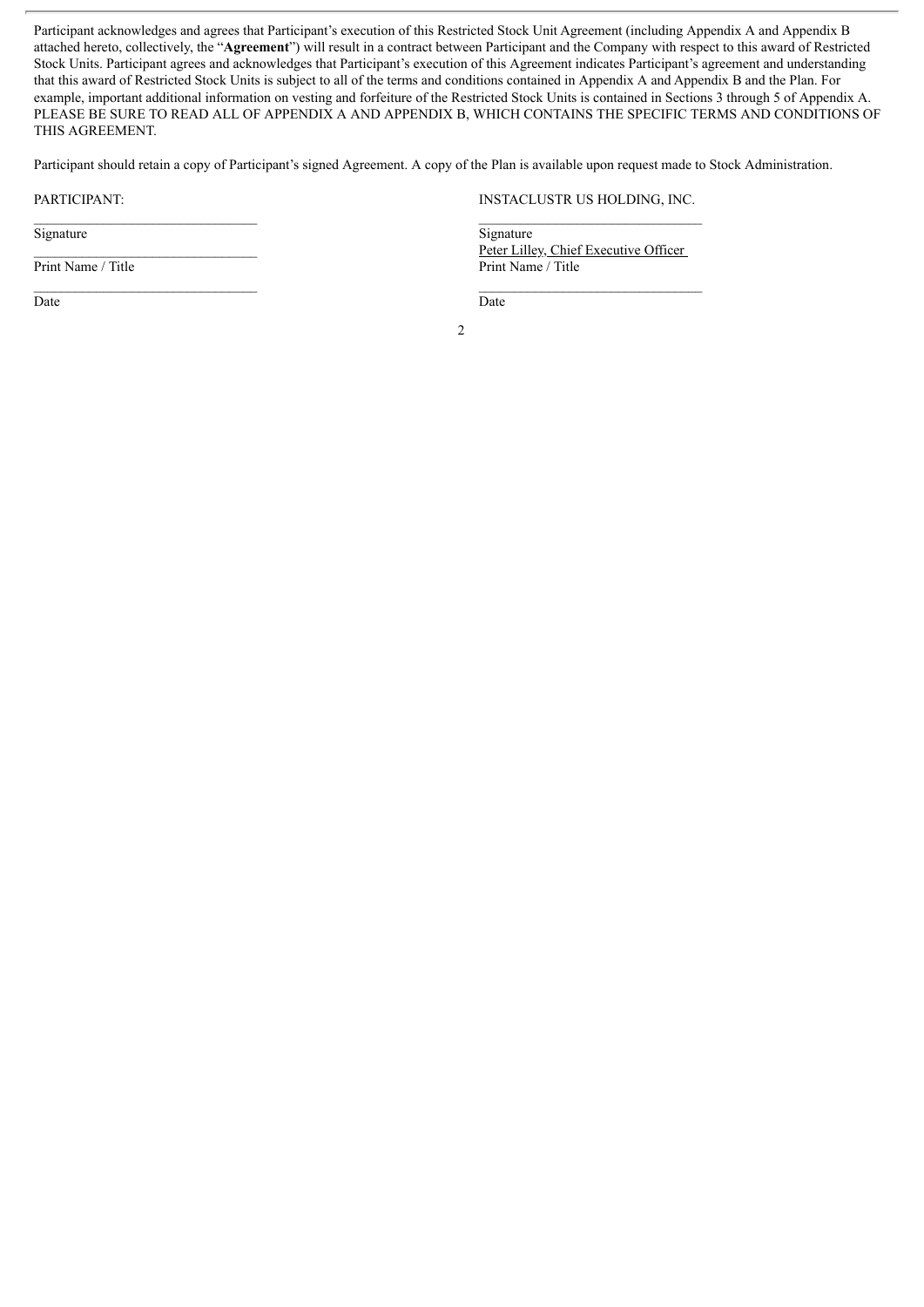Participant acknowledges and agrees that Participant's execution of this Restricted Stock Unit Agreement (including Appendix A and Appendix B attached hereto, collectively, the "**Agreement**") will result in a contract between Participant and the Company with respect to this award of Restricted Stock Units. Participant agrees and acknowledges that Participant's execution of this Agreement indicates Participant's agreement and understanding that this award of Restricted Stock Units is subject to all of the terms and conditions contained in Appendix A and Appendix B and the Plan. For example, important additional information on vesting and forfeiture of the Restricted Stock Units is contained in Sections 3 through 5 of Appendix A. PLEASE BE SURE TO READ ALL OF APPENDIX A AND APPENDIX B, WHICH CONTAINS THE SPECIFIC TERMS AND CONDITIONS OF THIS AGREEMENT.

Participant should retain a copy of Participant's signed Agreement. A copy of the Plan is available upon request made to Stock Administration.

| PARTICIPANT: | INSTACLUSTR US HOLDING, INC. |
|---|---|
| _______________________________ | _______________________________ |
| Signature | Signature |
| _______________________________ | Peter Lilley, Chief Executive Officer |
| Print Name / Title | Print Name / Title |
| _______________________________ | _______________________________ |
| Date | Date |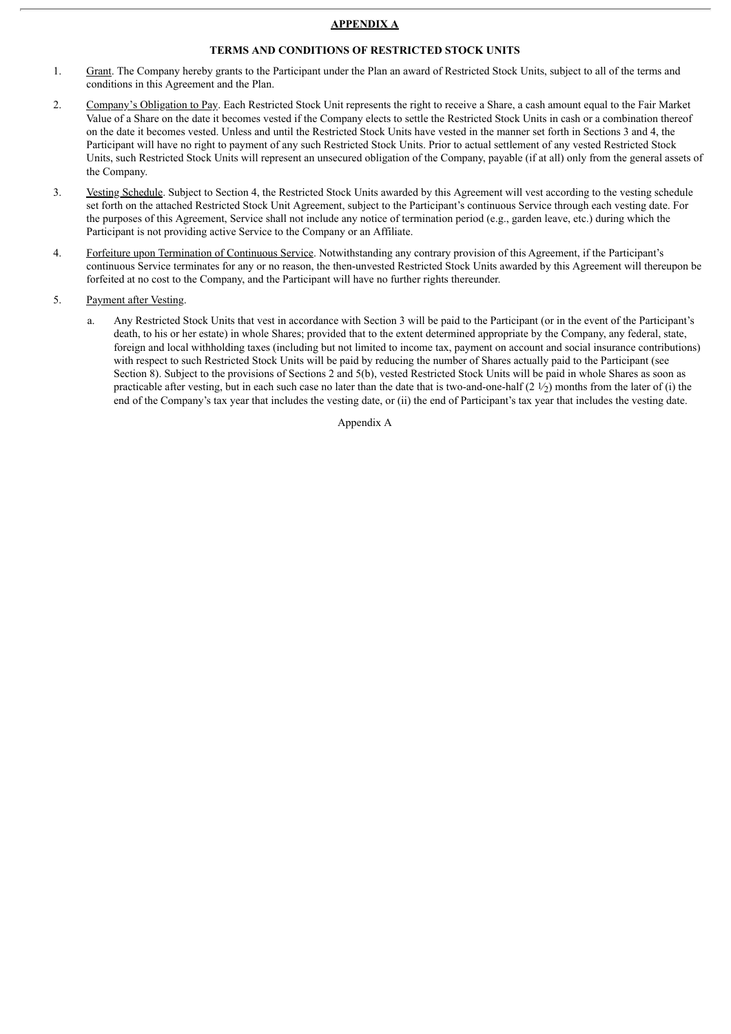**APPENDIX A**

**TERMS AND CONDITIONS OF RESTRICTED STOCK UNITS**

1. Grant. The Company hereby grants to the Participant under the Plan an award of Restricted Stock Units, subject to all of the terms and conditions in this Agreement and the Plan.

2. Company's Obligation to Pay. Each Restricted Stock Unit represents the right to receive a Share, a cash amount equal to the Fair Market Value of a Share on the date it becomes vested if the Company elects to settle the Restricted Stock Units in cash or a combination thereof on the date it becomes vested. Unless and until the Restricted Stock Units have vested in the manner set forth in Sections 3 and 4, the Participant will have no right to payment of any such Restricted Stock Units. Prior to actual settlement of any vested Restricted Stock Units, such Restricted Stock Units will represent an unsecured obligation of the Company, payable (if at all) only from the general assets of the Company.

3. Vesting Schedule. Subject to Section 4, the Restricted Stock Units awarded by this Agreement will vest according to the vesting schedule set forth on the attached Restricted Stock Unit Agreement, subject to the Participant's continuous Service through each vesting date. For the purposes of this Agreement, Service shall not include any notice of termination period (e.g., garden leave, etc.) during which the Participant is not providing active Service to the Company or an Affiliate.

4. Forfeiture upon Termination of Continuous Service. Notwithstanding any contrary provision of this Agreement, if the Participant's continuous Service terminates for any or no reason, the then-unvested Restricted Stock Units awarded by this Agreement will thereupon be forfeited at no cost to the Company, and the Participant will have no further rights thereunder.

5. Payment after Vesting.

   a. Any Restricted Stock Units that vest in accordance with Section 3 will be paid to the Participant (or in the event of the Participant's death, to his or her estate) in whole Shares; provided that to the extent determined appropriate by the Company, any federal, state, foreign and local withholding taxes (including but not limited to income tax, payment on account and social insurance contributions) with respect to such Restricted Stock Units will be paid by reducing the number of Shares actually paid to the Participant (see Section 8). Subject to the provisions of Sections 2 and 5(b), vested Restricted Stock Units will be paid in whole Shares as soon as practicable after vesting, but in each such case no later than the date that is two-and-one-half (2 ½) months from the later of (i) the end of the Company's tax year that includes the vesting date, or (ii) the end of Participant's tax year that includes the vesting date.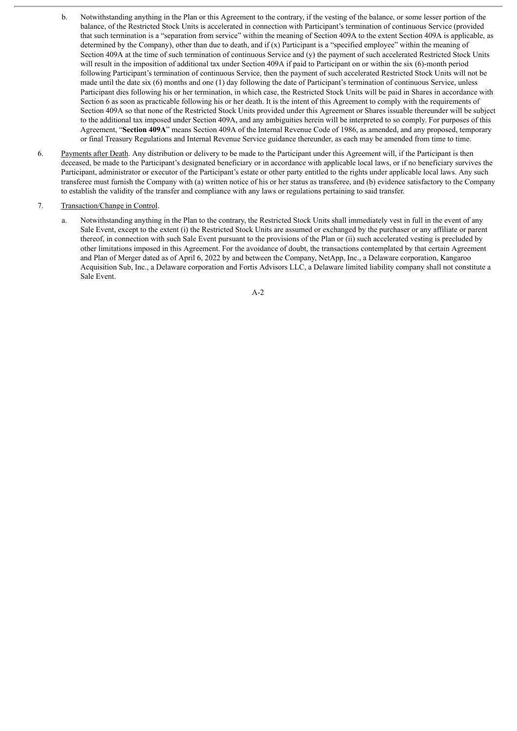b. Notwithstanding anything in the Plan or this Agreement to the contrary, if the vesting of the balance, or some lesser portion of the balance, of the Restricted Stock Units is accelerated in connection with Participant's termination of continuous Service (provided that such termination is a "separation from service" within the meaning of Section 409A to the extent Section 409A is applicable, as determined by the Company), other than due to death, and if (x) Participant is a "specified employee" within the meaning of Section 409A at the time of such termination of continuous Service and (y) the payment of such accelerated Restricted Stock Units will result in the imposition of additional tax under Section 409A if paid to Participant on or within the six (6)-month period following Participant's termination of continuous Service, then the payment of such accelerated Restricted Stock Units will not be made until the date six (6) months and one (1) day following the date of Participant's termination of continuous Service, unless Participant dies following his or her termination, in which case, the Restricted Stock Units will be paid in Shares in accordance with Section 6 as soon as practicable following his or her death. It is the intent of this Agreement to comply with the requirements of Section 409A so that none of the Restricted Stock Units provided under this Agreement or Shares issuable thereunder will be subject to the additional tax imposed under Section 409A, and any ambiguities herein will be interpreted to so comply. For purposes of this Agreement, "**Section 409A**" means Section 409A of the Internal Revenue Code of 1986, as amended, and any proposed, temporary or final Treasury Regulations and Internal Revenue Service guidance thereunder, as each may be amended from time to time.

6. Payments after Death. Any distribution or delivery to be made to the Participant under this Agreement will, if the Participant is then deceased, be made to the Participant's designated beneficiary or in accordance with applicable local laws, or if no beneficiary survives the Participant, administrator or executor of the Participant's estate or other party entitled to the rights under applicable local laws. Any such transferee must furnish the Company with (a) written notice of his or her status as transferee, and (b) evidence satisfactory to the Company to establish the validity of the transfer and compliance with any laws or regulations pertaining to said transfer.

7. Transaction/Change in Control.

a. Notwithstanding anything in the Plan to the contrary, the Restricted Stock Units shall immediately vest in full in the event of any Sale Event, except to the extent (i) the Restricted Stock Units are assumed or exchanged by the purchaser or any affiliate or parent thereof, in connection with such Sale Event pursuant to the provisions of the Plan or (ii) such accelerated vesting is precluded by other limitations imposed in this Agreement. For the avoidance of doubt, the transactions contemplated by that certain Agreement and Plan of Merger dated as of April 6, 2022 by and between the Company, NetApp, Inc., a Delaware corporation, Kangaroo Acquisition Sub, Inc., a Delaware corporation and Fortis Advisors LLC, a Delaware limited liability company shall not constitute a Sale Event.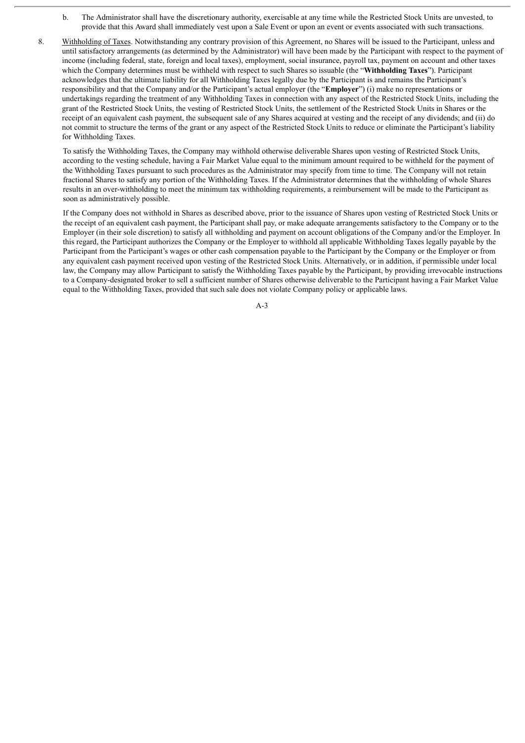b. The Administrator shall have the discretionary authority, exercisable at any time while the Restricted Stock Units are unvested, to provide that this Award shall immediately vest upon a Sale Event or upon an event or events associated with such transactions.

8. Withholding of Taxes. Notwithstanding any contrary provision of this Agreement, no Shares will be issued to the Participant, unless and until satisfactory arrangements (as determined by the Administrator) will have been made by the Participant with respect to the payment of income (including federal, state, foreign and local taxes), employment, social insurance, payroll tax, payment on account and other taxes which the Company determines must be withheld with respect to such Shares so issuable (the "**Withholding Taxes**"). Participant acknowledges that the ultimate liability for all Withholding Taxes legally due by the Participant is and remains the Participant's responsibility and that the Company and/or the Participant's actual employer (the "**Employer**") (i) make no representations or undertakings regarding the treatment of any Withholding Taxes in connection with any aspect of the Restricted Stock Units, including the grant of the Restricted Stock Units, the vesting of Restricted Stock Units, the settlement of the Restricted Stock Units in Shares or the receipt of an equivalent cash payment, the subsequent sale of any Shares acquired at vesting and the receipt of any dividends; and (ii) do not commit to structure the terms of the grant or any aspect of the Restricted Stock Units to reduce or eliminate the Participant's liability for Withholding Taxes.

   To satisfy the Withholding Taxes, the Company may withhold otherwise deliverable Shares upon vesting of Restricted Stock Units, according to the vesting schedule, having a Fair Market Value equal to the minimum amount required to be withheld for the payment of the Withholding Taxes pursuant to such procedures as the Administrator may specify from time to time. The Company will not retain fractional Shares to satisfy any portion of the Withholding Taxes. If the Administrator determines that the withholding of whole Shares results in an over-withholding to meet the minimum tax withholding requirements, a reimbursement will be made to the Participant as soon as administratively possible.

   If the Company does not withhold in Shares as described above, prior to the issuance of Shares upon vesting of Restricted Stock Units or the receipt of an equivalent cash payment, the Participant shall pay, or make adequate arrangements satisfactory to the Company or to the Employer (in their sole discretion) to satisfy all withholding and payment on account obligations of the Company and/or the Employer. In this regard, the Participant authorizes the Company or the Employer to withhold all applicable Withholding Taxes legally payable by the Participant from the Participant's wages or other cash compensation payable to the Participant by the Company or the Employer or from any equivalent cash payment received upon vesting of the Restricted Stock Units. Alternatively, or in addition, if permissible under local law, the Company may allow Participant to satisfy the Withholding Taxes payable by the Participant, by providing irrevocable instructions to a Company-designated broker to sell a sufficient number of Shares otherwise deliverable to the Participant having a Fair Market Value equal to the Withholding Taxes, provided that such sale does not violate Company policy or applicable laws.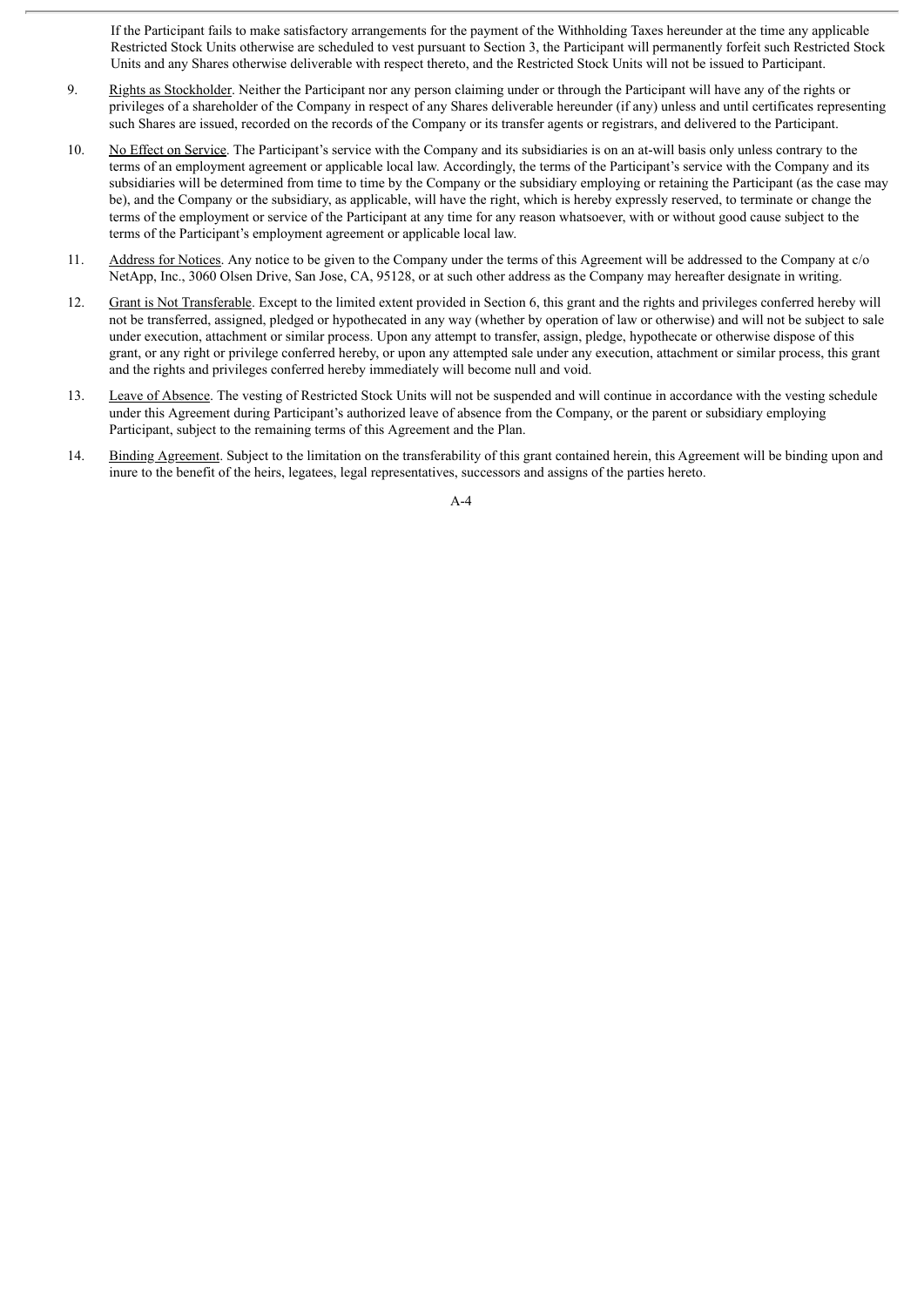If the Participant fails to make satisfactory arrangements for the payment of the Withholding Taxes hereunder at the time any applicable Restricted Stock Units otherwise are scheduled to vest pursuant to Section 3, the Participant will permanently forfeit such Restricted Stock Units and any Shares otherwise deliverable with respect thereto, and the Restricted Stock Units will not be issued to Participant.

9. Rights as Stockholder. Neither the Participant nor any person claiming under or through the Participant will have any of the rights or privileges of a shareholder of the Company in respect of any Shares deliverable hereunder (if any) unless and until certificates representing such Shares are issued, recorded on the records of the Company or its transfer agents or registrars, and delivered to the Participant.

10. No Effect on Service. The Participant's service with the Company and its subsidiaries is on an at-will basis only unless contrary to the terms of an employment agreement or applicable local law. Accordingly, the terms of the Participant's service with the Company and its subsidiaries will be determined from time to time by the Company or the subsidiary employing or retaining the Participant (as the case may be), and the Company or the subsidiary, as applicable, will have the right, which is hereby expressly reserved, to terminate or change the terms of the employment or service of the Participant at any time for any reason whatsoever, with or without good cause subject to the terms of the Participant's employment agreement or applicable local law.

11. Address for Notices. Any notice to be given to the Company under the terms of this Agreement will be addressed to the Company at c/o NetApp, Inc., 3060 Olsen Drive, San Jose, CA, 95128, or at such other address as the Company may hereafter designate in writing.

12. Grant is Not Transferable. Except to the limited extent provided in Section 6, this grant and the rights and privileges conferred hereby will not be transferred, assigned, pledged or hypothecated in any way (whether by operation of law or otherwise) and will not be subject to sale under execution, attachment or similar process. Upon any attempt to transfer, assign, pledge, hypothecate or otherwise dispose of this grant, or any right or privilege conferred hereby, or upon any attempted sale under any execution, attachment or similar process, this grant and the rights and privileges conferred hereby immediately will become null and void.

13. Leave of Absence. The vesting of Restricted Stock Units will not be suspended and will continue in accordance with the vesting schedule under this Agreement during Participant's authorized leave of absence from the Company, or the parent or subsidiary employing Participant, subject to the remaining terms of this Agreement and the Plan.

14. Binding Agreement. Subject to the limitation on the transferability of this grant contained herein, this Agreement will be binding upon and inure to the benefit of the heirs, legatees, legal representatives, successors and assigns of the parties hereto.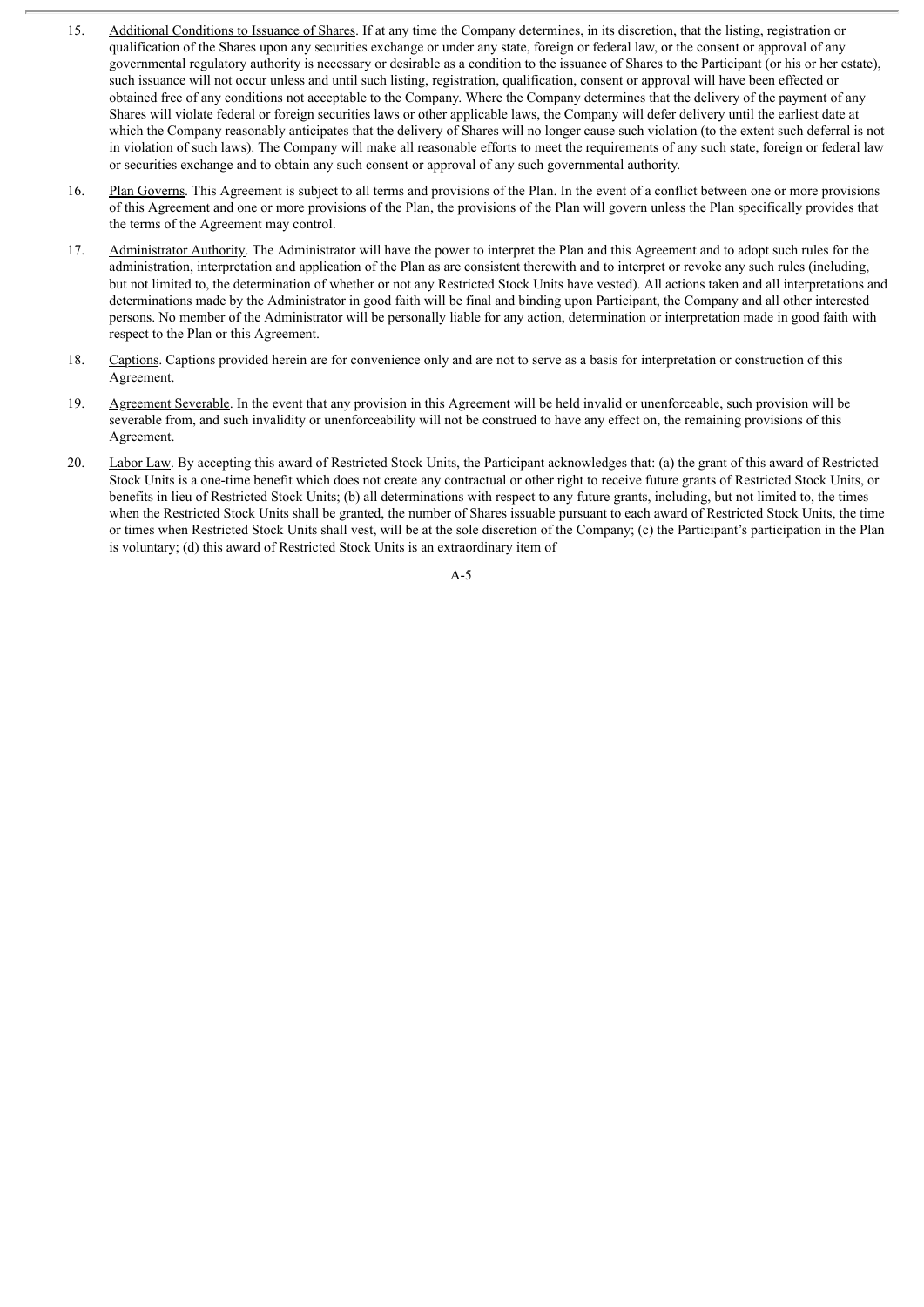15. Additional Conditions to Issuance of Shares. If at any time the Company determines, in its discretion, that the listing, registration or qualification of the Shares upon any securities exchange or under any state, foreign or federal law, or the consent or approval of any governmental regulatory authority is necessary or desirable as a condition to the issuance of Shares to the Participant (or his or her estate), such issuance will not occur unless and until such listing, registration, qualification, consent or approval will have been effected or obtained free of any conditions not acceptable to the Company. Where the Company determines that the delivery of the payment of any Shares will violate federal or foreign securities laws or other applicable laws, the Company will defer delivery until the earliest date at which the Company reasonably anticipates that the delivery of Shares will no longer cause such violation (to the extent such deferral is not in violation of such laws). The Company will make all reasonable efforts to meet the requirements of any such state, foreign or federal law or securities exchange and to obtain any such consent or approval of any such governmental authority.

16. Plan Governs. This Agreement is subject to all terms and provisions of the Plan. In the event of a conflict between one or more provisions of this Agreement and one or more provisions of the Plan, the provisions of the Plan will govern unless the Plan specifically provides that the terms of the Agreement may control.

17. Administrator Authority. The Administrator will have the power to interpret the Plan and this Agreement and to adopt such rules for the administration, interpretation and application of the Plan as are consistent therewith and to interpret or revoke any such rules (including, but not limited to, the determination of whether or not any Restricted Stock Units have vested). All actions taken and all interpretations and determinations made by the Administrator in good faith will be final and binding upon Participant, the Company and all other interested persons. No member of the Administrator will be personally liable for any action, determination or interpretation made in good faith with respect to the Plan or this Agreement.

18. Captions. Captions provided herein are for convenience only and are not to serve as a basis for interpretation or construction of this Agreement.

19. Agreement Severable. In the event that any provision in this Agreement will be held invalid or unenforceable, such provision will be severable from, and such invalidity or unenforceability will not be construed to have any effect on, the remaining provisions of this Agreement.

20. Labor Law. By accepting this award of Restricted Stock Units, the Participant acknowledges that: (a) the grant of this award of Restricted Stock Units is a one-time benefit which does not create any contractual or other right to receive future grants of Restricted Stock Units, or benefits in lieu of Restricted Stock Units; (b) all determinations with respect to any future grants, including, but not limited to, the times when the Restricted Stock Units shall be granted, the number of Shares issuable pursuant to each award of Restricted Stock Units, the time or times when Restricted Stock Units shall vest, will be at the sole discretion of the Company; (c) the Participant's participation in the Plan is voluntary; (d) this award of Restricted Stock Units is an extraordinary item of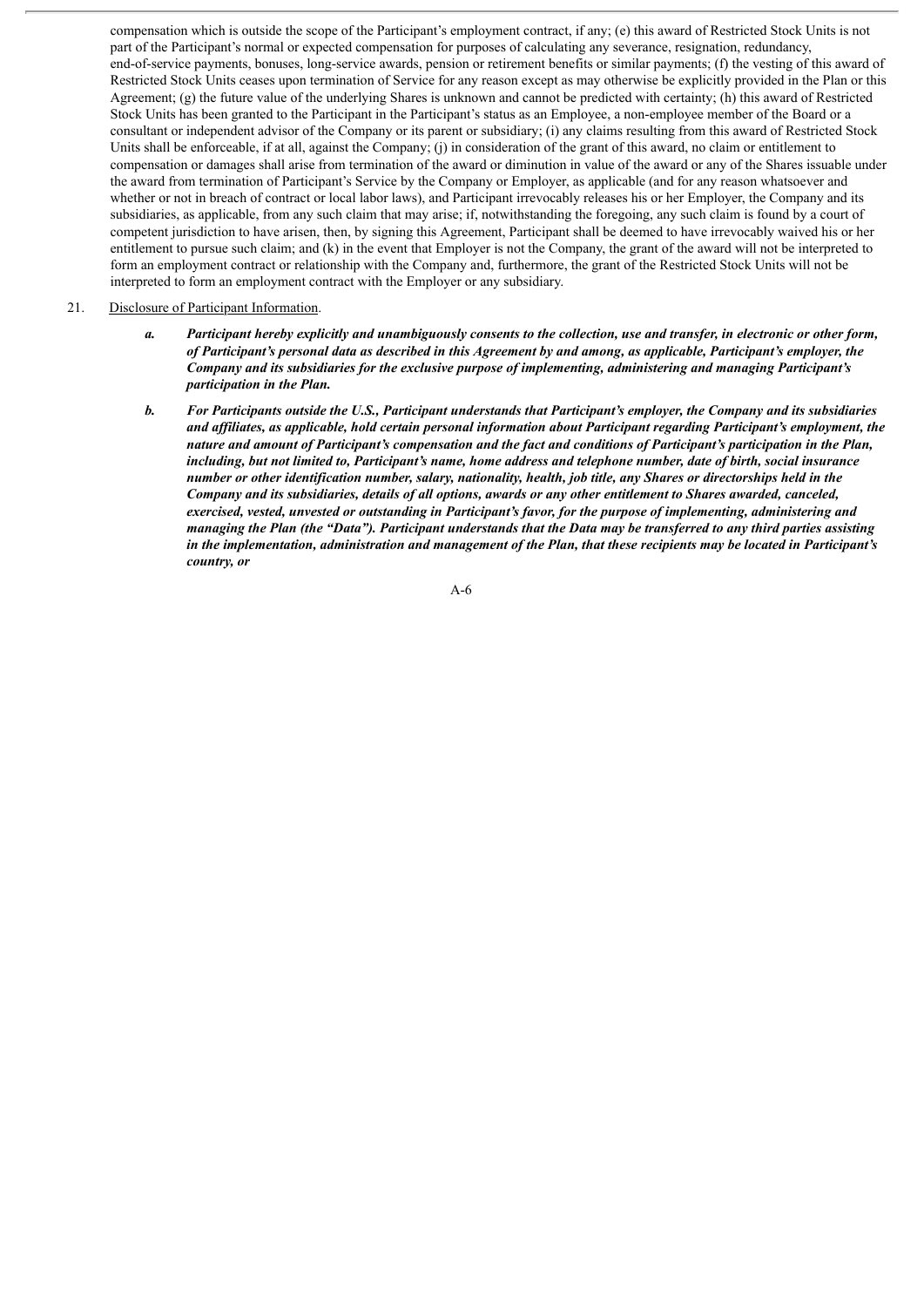compensation which is outside the scope of the Participant's employment contract, if any; (e) this award of Restricted Stock Units is not part of the Participant's normal or expected compensation for purposes of calculating any severance, resignation, redundancy, end-of-service payments, bonuses, long-service awards, pension or retirement benefits or similar payments; (f) the vesting of this award of Restricted Stock Units ceases upon termination of Service for any reason except as may otherwise be explicitly provided in the Plan or this Agreement; (g) the future value of the underlying Shares is unknown and cannot be predicted with certainty; (h) this award of Restricted Stock Units has been granted to the Participant in the Participant's status as an Employee, a non-employee member of the Board or a consultant or independent advisor of the Company or its parent or subsidiary; (i) any claims resulting from this award of Restricted Stock Units shall be enforceable, if at all, against the Company; (j) in consideration of the grant of this award, no claim or entitlement to compensation or damages shall arise from termination of the award or diminution in value of the award or any of the Shares issuable under the award from termination of Participant's Service by the Company or Employer, as applicable (and for any reason whatsoever and whether or not in breach of contract or local labor laws), and Participant irrevocably releases his or her Employer, the Company and its subsidiaries, as applicable, from any such claim that may arise; if, notwithstanding the foregoing, any such claim is found by a court of competent jurisdiction to have arisen, then, by signing this Agreement, Participant shall be deemed to have irrevocably waived his or her entitlement to pursue such claim; and (k) in the event that Employer is not the Company, the grant of the award will not be interpreted to form an employment contract or relationship with the Company and, furthermore, the grant of the Restricted Stock Units will not be interpreted to form an employment contract with the Employer or any subsidiary.

21. Disclosure of Participant Information.

   a. ***Participant hereby explicitly and unambiguously consents to the collection, use and transfer, in electronic or other form, of Participant's personal data as described in this Agreement by and among, as applicable, Participant's employer, the Company and its subsidiaries for the exclusive purpose of implementing, administering and managing Participant's participation in the Plan.***

   b. ***For Participants outside the U.S., Participant understands that Participant's employer, the Company and its subsidiaries and affiliates, as applicable, hold certain personal information about Participant regarding Participant's employment, the nature and amount of Participant's compensation and the fact and conditions of Participant's participation in the Plan, including, but not limited to, Participant's name, home address and telephone number, date of birth, social insurance number or other identification number, salary, nationality, health, job title, any Shares or directorships held in the Company and its subsidiaries, details of all options, awards or any other entitlement to Shares awarded, canceled, exercised, vested, unvested or outstanding in Participant's favor, for the purpose of implementing, administering and managing the Plan (the "Data"). Participant understands that the Data may be transferred to any third parties assisting in the implementation, administration and management of the Plan, that these recipients may be located in Participant's country, or***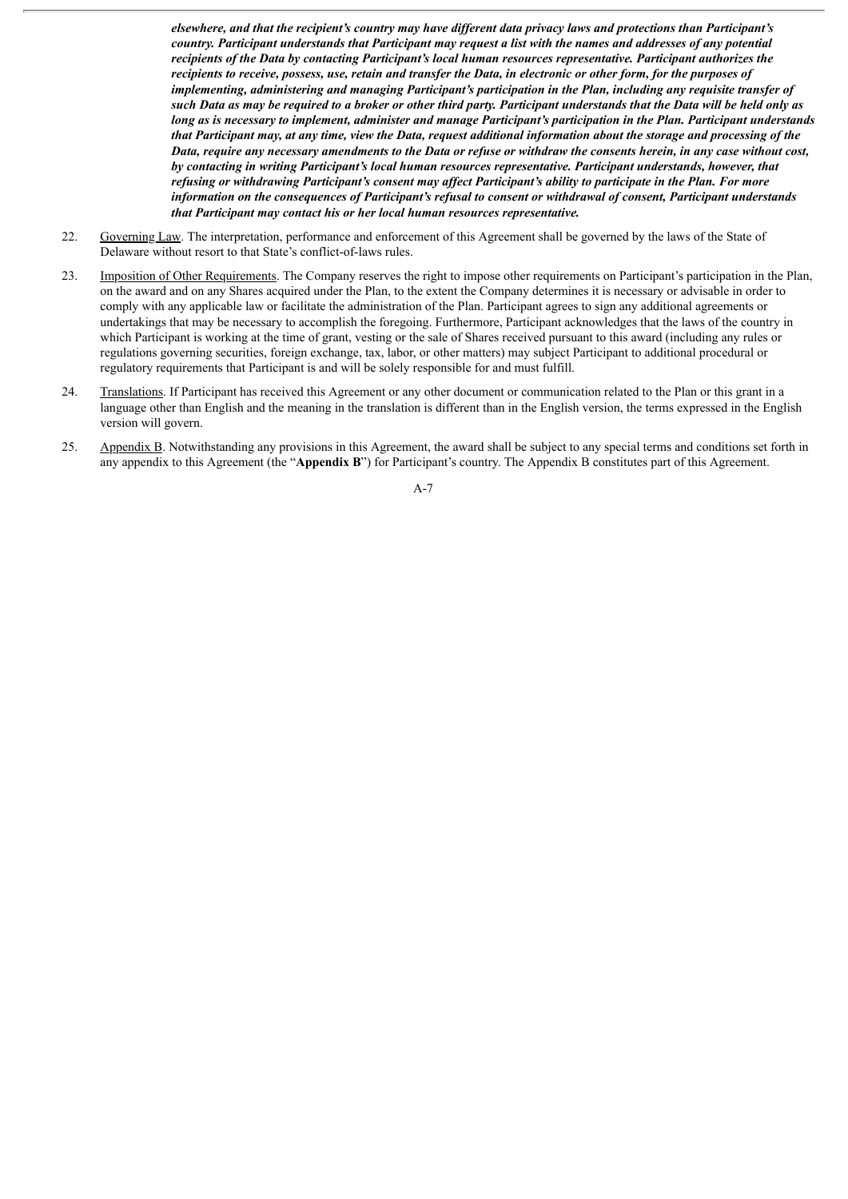***elsewhere, and that the recipient's country may have different data privacy laws and protections than Participant's country. Participant understands that Participant may request a list with the names and addresses of any potential recipients of the Data by contacting Participant's local human resources representative. Participant authorizes the recipients to receive, possess, use, retain and transfer the Data, in electronic or other form, for the purposes of implementing, administering and managing Participant's participation in the Plan, including any requisite transfer of such Data as may be required to a broker or other third party. Participant understands that the Data will be held only as long as is necessary to implement, administer and manage Participant's participation in the Plan. Participant understands that Participant may, at any time, view the Data, request additional information about the storage and processing of the Data, require any necessary amendments to the Data or refuse or withdraw the consents herein, in any case without cost, by contacting in writing Participant's local human resources representative. Participant understands, however, that refusing or withdrawing Participant's consent may affect Participant's ability to participate in the Plan. For more information on the consequences of Participant's refusal to consent or withdrawal of consent, Participant understands that Participant may contact his or her local human resources representative.***

22. Governing Law. The interpretation, performance and enforcement of this Agreement shall be governed by the laws of the State of Delaware without resort to that State's conflict-of-laws rules.

23. Imposition of Other Requirements. The Company reserves the right to impose other requirements on Participant's participation in the Plan, on the award and on any Shares acquired under the Plan, to the extent the Company determines it is necessary or advisable in order to comply with any applicable law or facilitate the administration of the Plan. Participant agrees to sign any additional agreements or undertakings that may be necessary to accomplish the foregoing. Furthermore, Participant acknowledges that the laws of the country in which Participant is working at the time of grant, vesting or the sale of Shares received pursuant to this award (including any rules or regulations governing securities, foreign exchange, tax, labor, or other matters) may subject Participant to additional procedural or regulatory requirements that Participant is and will be solely responsible for and must fulfill.

24. Translations. If Participant has received this Agreement or any other document or communication related to the Plan or this grant in a language other than English and the meaning in the translation is different than in the English version, the terms expressed in the English version will govern.

25. Appendix B. Notwithstanding any provisions in this Agreement, the award shall be subject to any special terms and conditions set forth in any appendix to this Agreement (the "**Appendix B**") for Participant's country. The Appendix B constitutes part of this Agreement.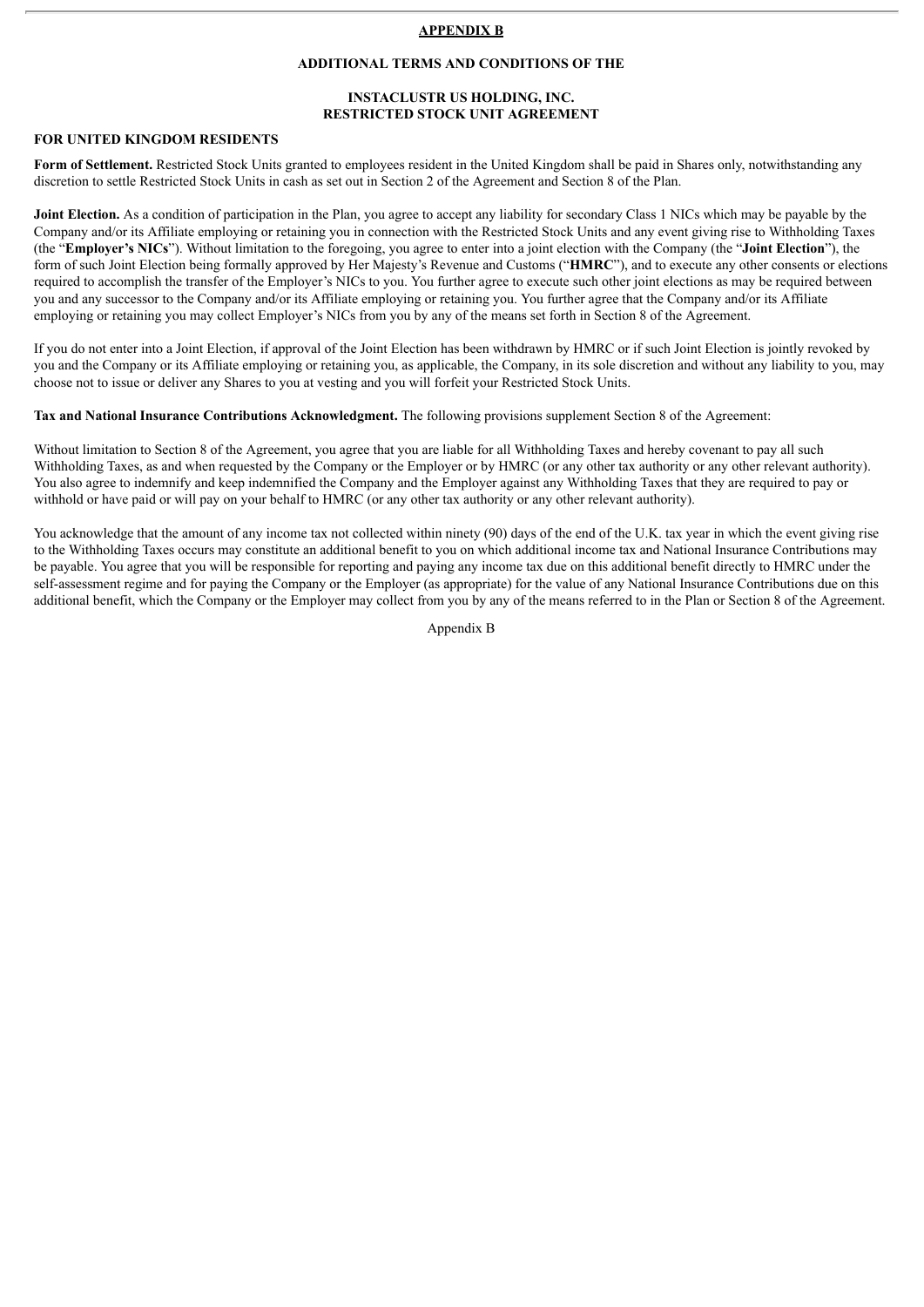**APPENDIX B**

**ADDITIONAL TERMS AND CONDITIONS OF THE**

**INSTACLUSTR US HOLDING, INC.**
**RESTRICTED STOCK UNIT AGREEMENT**

**FOR UNITED KINGDOM RESIDENTS**

**Form of Settlement.** Restricted Stock Units granted to employees resident in the United Kingdom shall be paid in Shares only, notwithstanding any discretion to settle Restricted Stock Units in cash as set out in Section 2 of the Agreement and Section 8 of the Plan.

**Joint Election.** As a condition of participation in the Plan, you agree to accept any liability for secondary Class 1 NICs which may be payable by the Company and/or its Affiliate employing or retaining you in connection with the Restricted Stock Units and any event giving rise to Withholding Taxes (the "**Employer's NICs**"). Without limitation to the foregoing, you agree to enter into a joint election with the Company (the "**Joint Election**"), the form of such Joint Election being formally approved by Her Majesty's Revenue and Customs ("**HMRC**"), and to execute any other consents or elections required to accomplish the transfer of the Employer's NICs to you. You further agree to execute such other joint elections as may be required between you and any successor to the Company and/or its Affiliate employing or retaining you. You further agree that the Company and/or its Affiliate employing or retaining you may collect Employer's NICs from you by any of the means set forth in Section 8 of the Agreement.

If you do not enter into a Joint Election, if approval of the Joint Election has been withdrawn by HMRC or if such Joint Election is jointly revoked by you and the Company or its Affiliate employing or retaining you, as applicable, the Company, in its sole discretion and without any liability to you, may choose not to issue or deliver any Shares to you at vesting and you will forfeit your Restricted Stock Units.

**Tax and National Insurance Contributions Acknowledgment.** The following provisions supplement Section 8 of the Agreement:

Without limitation to Section 8 of the Agreement, you agree that you are liable for all Withholding Taxes and hereby covenant to pay all such Withholding Taxes, as and when requested by the Company or the Employer or by HMRC (or any other tax authority or any other relevant authority). You also agree to indemnify and keep indemnified the Company and the Employer against any Withholding Taxes that they are required to pay or withhold or have paid or will pay on your behalf to HMRC (or any other tax authority or any other relevant authority).

You acknowledge that the amount of any income tax not collected within ninety (90) days of the end of the U.K. tax year in which the event giving rise to the Withholding Taxes occurs may constitute an additional benefit to you on which additional income tax and National Insurance Contributions may be payable. You agree that you will be responsible for reporting and paying any income tax due on this additional benefit directly to HMRC under the self-assessment regime and for paying the Company or the Employer (as appropriate) for the value of any National Insurance Contributions due on this additional benefit, which the Company or the Employer may collect from you by any of the means referred to in the Plan or Section 8 of the Agreement.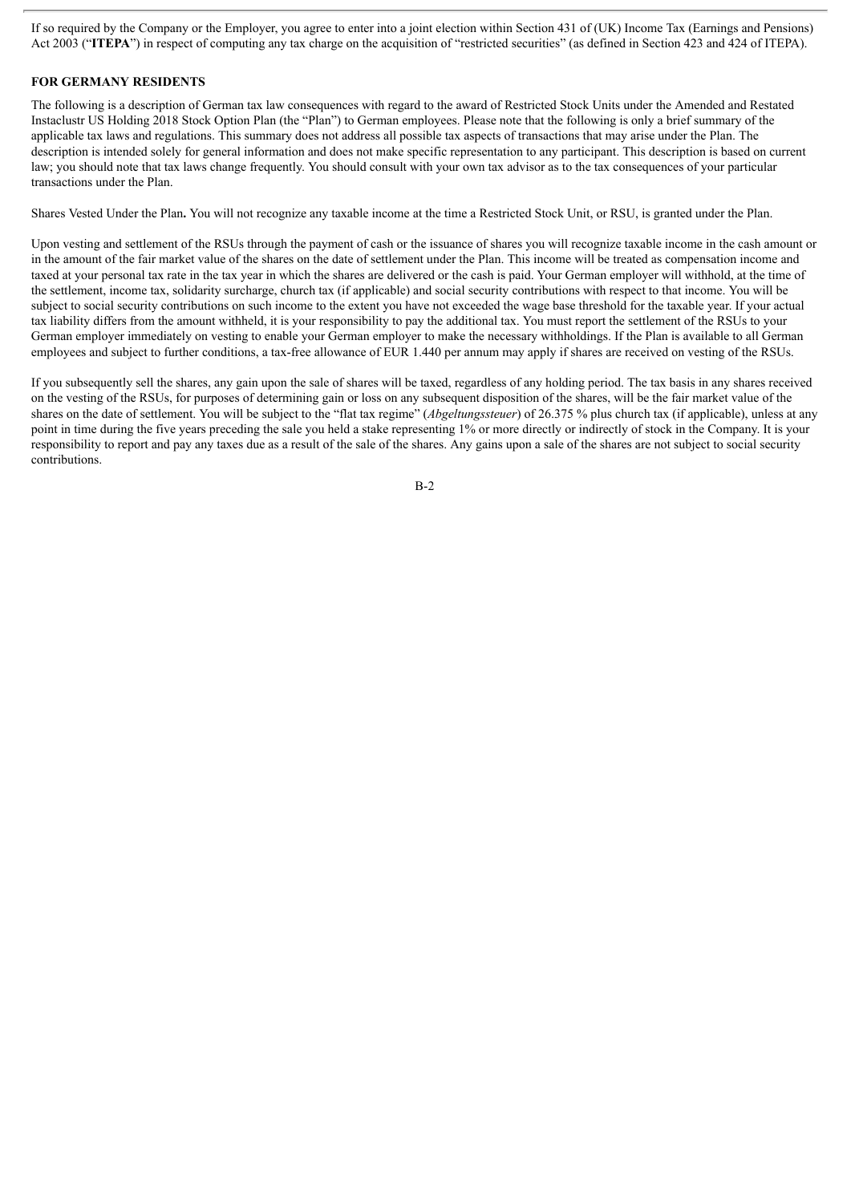If so required by the Company or the Employer, you agree to enter into a joint election within Section 431 of (UK) Income Tax (Earnings and Pensions) Act 2003 ("**ITEPA**") in respect of computing any tax charge on the acquisition of "restricted securities" (as defined in Section 423 and 424 of ITEPA).

**FOR GERMANY RESIDENTS**

The following is a description of German tax law consequences with regard to the award of Restricted Stock Units under the Amended and Restated Instaclustr US Holding 2018 Stock Option Plan (the "Plan") to German employees. Please note that the following is only a brief summary of the applicable tax laws and regulations. This summary does not address all possible tax aspects of transactions that may arise under the Plan. The description is intended solely for general information and does not make specific representation to any participant. This description is based on current law; you should note that tax laws change frequently. You should consult with your own tax advisor as to the tax consequences of your particular transactions under the Plan.

Shares Vested Under the Plan**.** You will not recognize any taxable income at the time a Restricted Stock Unit, or RSU, is granted under the Plan.

Upon vesting and settlement of the RSUs through the payment of cash or the issuance of shares you will recognize taxable income in the cash amount or in the amount of the fair market value of the shares on the date of settlement under the Plan. This income will be treated as compensation income and taxed at your personal tax rate in the tax year in which the shares are delivered or the cash is paid. Your German employer will withhold, at the time of the settlement, income tax, solidarity surcharge, church tax (if applicable) and social security contributions with respect to that income. You will be subject to social security contributions on such income to the extent you have not exceeded the wage base threshold for the taxable year. If your actual tax liability differs from the amount withheld, it is your responsibility to pay the additional tax. You must report the settlement of the RSUs to your German employer immediately on vesting to enable your German employer to make the necessary withholdings. If the Plan is available to all German employees and subject to further conditions, a tax-free allowance of EUR 1.440 per annum may apply if shares are received on vesting of the RSUs.

If you subsequently sell the shares, any gain upon the sale of shares will be taxed, regardless of any holding period. The tax basis in any shares received on the vesting of the RSUs, for purposes of determining gain or loss on any subsequent disposition of the shares, will be the fair market value of the shares on the date of settlement. You will be subject to the "flat tax regime" (*Abgeltungssteuer*) of 26.375 % plus church tax (if applicable), unless at any point in time during the five years preceding the sale you held a stake representing 1% or more directly or indirectly of stock in the Company. It is your responsibility to report and pay any taxes due as a result of the sale of the shares. Any gains upon a sale of the shares are not subject to social security contributions.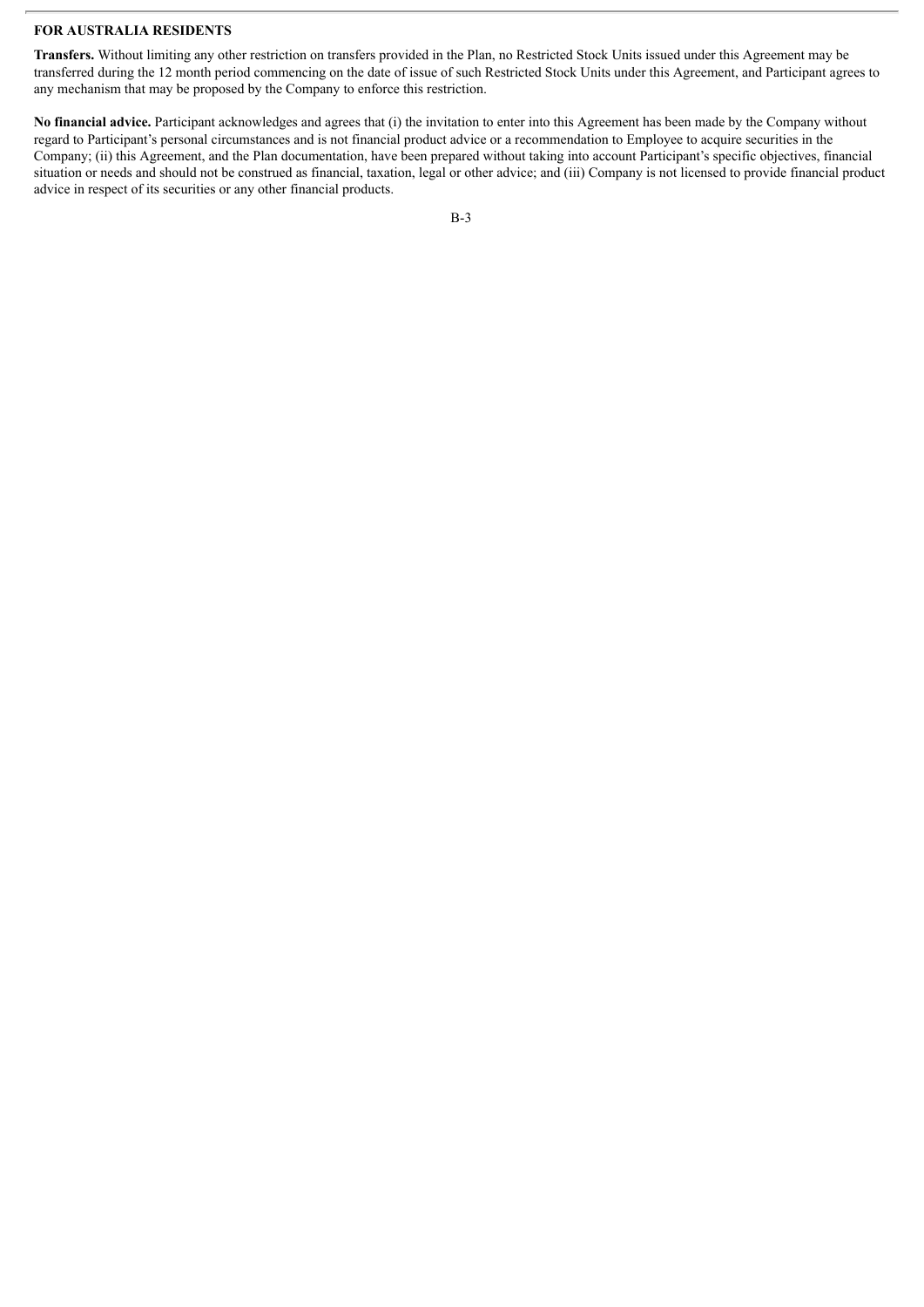**FOR AUSTRALIA RESIDENTS**

**Transfers.** Without limiting any other restriction on transfers provided in the Plan, no Restricted Stock Units issued under this Agreement may be transferred during the 12 month period commencing on the date of issue of such Restricted Stock Units under this Agreement, and Participant agrees to any mechanism that may be proposed by the Company to enforce this restriction.

**No financial advice.** Participant acknowledges and agrees that (i) the invitation to enter into this Agreement has been made by the Company without regard to Participant's personal circumstances and is not financial product advice or a recommendation to Employee to acquire securities in the Company; (ii) this Agreement, and the Plan documentation, have been prepared without taking into account Participant's specific objectives, financial situation or needs and should not be construed as financial, taxation, legal or other advice; and (iii) Company is not licensed to provide financial product advice in respect of its securities or any other financial products.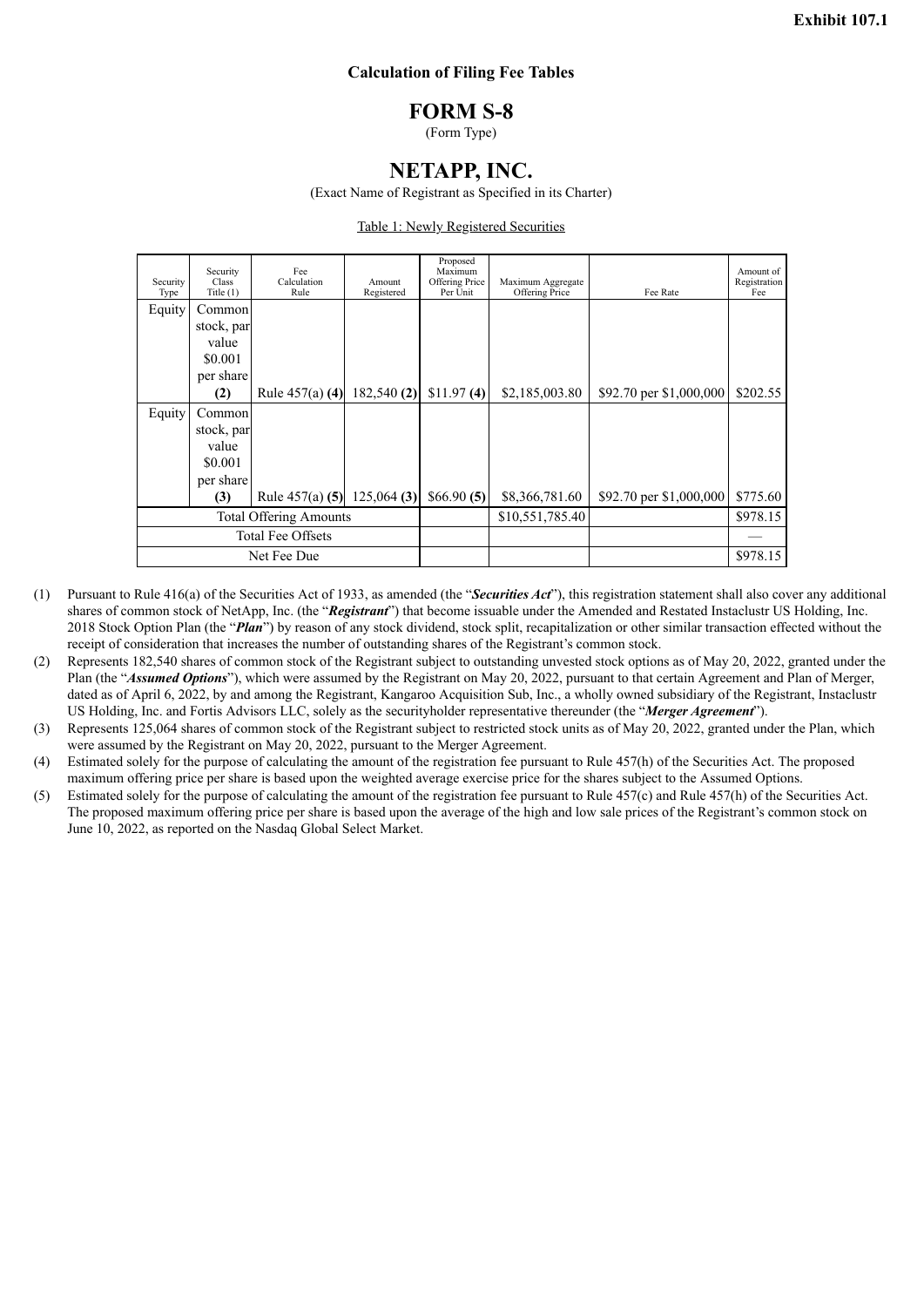**Exhibit 107.1**

**Calculation of Filing Fee Tables**

# FORM S-8

(Form Type)

# NETAPP, INC.

(Exact Name of Registrant as Specified in its Charter)

Table 1: Newly Registered Securities

| Security Type | Security Class Title (1) | Fee Calculation Rule | Amount Registered | Proposed Maximum Offering Price Per Unit | Maximum Aggregate Offering Price | Fee Rate | Amount of Registration Fee |
|---|---|---|---|---|---|---|---|
| Equity | Common stock, par value $0.001 per share **(2)** | Rule 457(a) **(4)** | 182,540 **(2)** | $11.97 **(4)** | $2,185,003.80 | $92.70 per $1,000,000 | $202.55 |
| Equity | Common stock, par value $0.001 per share **(3)** | Rule 457(a) **(5)** | 125,064 **(3)** | $66.90 **(5)** | $8,366,781.60 | $92.70 per $1,000,000 | $775.60 |
| Total Offering Amounts | | | | | $10,551,785.40 | | $978.15 |
| Total Fee Offsets | | | | | | | — |
| Net Fee Due | | | | | | | $978.15 |

(1) Pursuant to Rule 416(a) of the Securities Act of 1933, as amended (the "***Securities Act***"), this registration statement shall also cover any additional shares of common stock of NetApp, Inc. (the "***Registrant***") that become issuable under the Amended and Restated Instaclustr US Holding, Inc. 2018 Stock Option Plan (the "***Plan***") by reason of any stock dividend, stock split, recapitalization or other similar transaction effected without the receipt of consideration that increases the number of outstanding shares of the Registrant's common stock.

(2) Represents 182,540 shares of common stock of the Registrant subject to outstanding unvested stock options as of May 20, 2022, granted under the Plan (the "***Assumed Options***"), which were assumed by the Registrant on May 20, 2022, pursuant to that certain Agreement and Plan of Merger, dated as of April 6, 2022, by and among the Registrant, Kangaroo Acquisition Sub, Inc., a wholly owned subsidiary of the Registrant, Instaclustr US Holding, Inc. and Fortis Advisors LLC, solely as the securityholder representative thereunder (the "***Merger Agreement***").

(3) Represents 125,064 shares of common stock of the Registrant subject to restricted stock units as of May 20, 2022, granted under the Plan, which were assumed by the Registrant on May 20, 2022, pursuant to the Merger Agreement.

(4) Estimated solely for the purpose of calculating the amount of the registration fee pursuant to Rule 457(h) of the Securities Act. The proposed maximum offering price per share is based upon the weighted average exercise price for the shares subject to the Assumed Options.

(5) Estimated solely for the purpose of calculating the amount of the registration fee pursuant to Rule 457(c) and Rule 457(h) of the Securities Act. The proposed maximum offering price per share is based upon the average of the high and low sale prices of the Registrant's common stock on June 10, 2022, as reported on the Nasdaq Global Select Market.